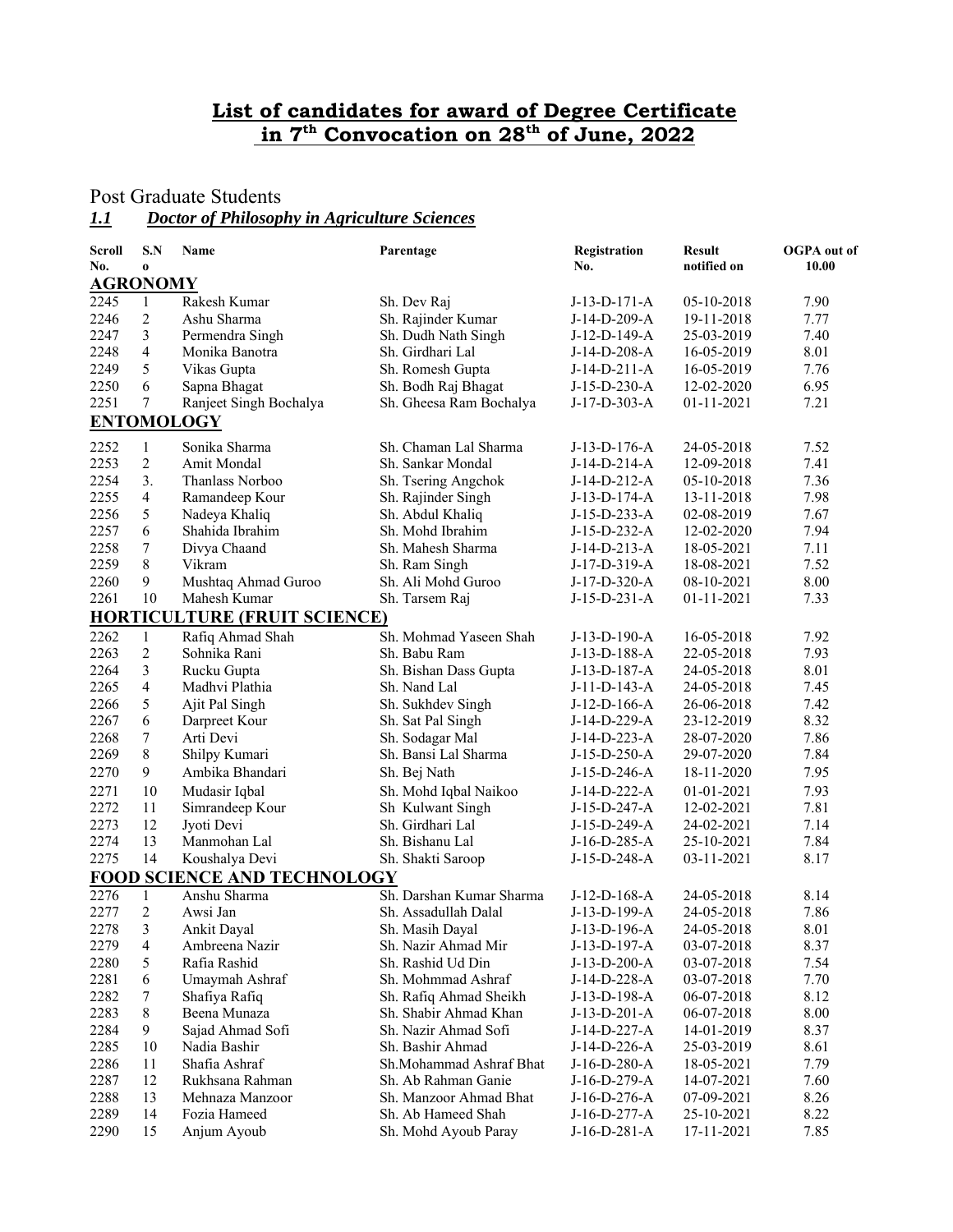# List of candidates for award of Degree Certificate in 7th Convocation on 28th of June, 2022

## Post Graduate Students

### *1.1 Doctor of Philosophy in Agriculture Sciences*

| Scroll No. | S.No | Name | Parentage | Registration No. | Result notified on | OGPA out of 10.00 |
|---|---|---|---|---|---|---|
| **AGRONOMY** | | | | | | |
| 2245 | 1 | Rakesh Kumar | Sh. Dev Raj | J-13-D-171-A | 05-10-2018 | 7.90 |
| 2246 | 2 | Ashu Sharma | Sh. Rajinder Kumar | J-14-D-209-A | 19-11-2018 | 7.77 |
| 2247 | 3 | Permendra Singh | Sh. Dudh Nath Singh | J-12-D-149-A | 25-03-2019 | 7.40 |
| 2248 | 4 | Monika Banotra | Sh. Girdhari Lal | J-14-D-208-A | 16-05-2019 | 8.01 |
| 2249 | 5 | Vikas Gupta | Sh. Romesh Gupta | J-14-D-211-A | 16-05-2019 | 7.76 |
| 2250 | 6 | Sapna Bhagat | Sh. Bodh Raj Bhagat | J-15-D-230-A | 12-02-2020 | 6.95 |
| 2251 | 7 | Ranjeet Singh Bochalya | Sh. Gheesa Ram Bochalya | J-17-D-303-A | 01-11-2021 | 7.21 |
| **ENTOMOLOGY** | | | | | | |
| 2252 | 1 | Sonika Sharma | Sh. Chaman Lal Sharma | J-13-D-176-A | 24-05-2018 | 7.52 |
| 2253 | 2 | Amit Mondal | Sh. Sankar Mondal | J-14-D-214-A | 12-09-2018 | 7.41 |
| 2254 | 3. | Thanlass Norboo | Sh. Tsering Angchok | J-14-D-212-A | 05-10-2018 | 7.36 |
| 2255 | 4 | Ramandeep Kour | Sh. Rajinder Singh | J-13-D-174-A | 13-11-2018 | 7.98 |
| 2256 | 5 | Nadeya Khaliq | Sh. Abdul Khaliq | J-15-D-233-A | 02-08-2019 | 7.67 |
| 2257 | 6 | Shahida Ibrahim | Sh. Mohd Ibrahim | J-15-D-232-A | 12-02-2020 | 7.94 |
| 2258 | 7 | Divya Chaand | Sh. Mahesh Sharma | J-14-D-213-A | 18-05-2021 | 7.11 |
| 2259 | 8 | Vikram | Sh. Ram Singh | J-17-D-319-A | 18-08-2021 | 7.52 |
| 2260 | 9 | Mushtaq Ahmad Guroo | Sh. Ali Mohd Guroo | J-17-D-320-A | 08-10-2021 | 8.00 |
| 2261 | 10 | Mahesh Kumar | Sh. Tarsem Raj | J-15-D-231-A | 01-11-2021 | 7.33 |
| **HORTICULTURE (FRUIT SCIENCE)** | | | | | | |
| 2262 | 1 | Rafiq Ahmad Shah | Sh. Mohmad Yaseen Shah | J-13-D-190-A | 16-05-2018 | 7.92 |
| 2263 | 2 | Sohnika Rani | Sh. Babu Ram | J-13-D-188-A | 22-05-2018 | 7.93 |
| 2264 | 3 | Rucku Gupta | Sh. Bishan Dass Gupta | J-13-D-187-A | 24-05-2018 | 8.01 |
| 2265 | 4 | Madhvi Plathia | Sh. Nand Lal | J-11-D-143-A | 24-05-2018 | 7.45 |
| 2266 | 5 | Ajit Pal Singh | Sh. Sukhdev Singh | J-12-D-166-A | 26-06-2018 | 7.42 |
| 2267 | 6 | Darpreet Kour | Sh. Sat Pal Singh | J-14-D-229-A | 23-12-2019 | 8.32 |
| 2268 | 7 | Arti Devi | Sh. Sodagar Mal | J-14-D-223-A | 28-07-2020 | 7.86 |
| 2269 | 8 | Shilpy Kumari | Sh. Bansi Lal Sharma | J-15-D-250-A | 29-07-2020 | 7.84 |
| 2270 | 9 | Ambika Bhandari | Sh. Bej Nath | J-15-D-246-A | 18-11-2020 | 7.95 |
| 2271 | 10 | Mudasir Iqbal | Sh. Mohd Iqbal Naikoo | J-14-D-222-A | 01-01-2021 | 7.93 |
| 2272 | 11 | Simrandeep Kour | Sh Kulwant Singh | J-15-D-247-A | 12-02-2021 | 7.81 |
| 2273 | 12 | Jyoti Devi | Sh. Girdhari Lal | J-15-D-249-A | 24-02-2021 | 7.14 |
| 2274 | 13 | Manmohan Lal | Sh. Bishanu Lal | J-16-D-285-A | 25-10-2021 | 7.84 |
| 2275 | 14 | Koushalya Devi | Sh. Shakti Saroop | J-15-D-248-A | 03-11-2021 | 8.17 |
| **FOOD SCIENCE AND TECHNOLOGY** | | | | | | |
| 2276 | 1 | Anshu Sharma | Sh. Darshan Kumar Sharma | J-12-D-168-A | 24-05-2018 | 8.14 |
| 2277 | 2 | Awsi Jan | Sh. Assadullah Dalal | J-13-D-199-A | 24-05-2018 | 7.86 |
| 2278 | 3 | Ankit Dayal | Sh. Masih Dayal | J-13-D-196-A | 24-05-2018 | 8.01 |
| 2279 | 4 | Ambreena Nazir | Sh. Nazir Ahmad Mir | J-13-D-197-A | 03-07-2018 | 8.37 |
| 2280 | 5 | Rafia Rashid | Sh. Rashid Ud Din | J-13-D-200-A | 03-07-2018 | 7.54 |
| 2281 | 6 | Umaymah Ashraf | Sh. Mohmmad Ashraf | J-14-D-228-A | 03-07-2018 | 7.70 |
| 2282 | 7 | Shafiya Rafiq | Sh. Rafiq Ahmad Sheikh | J-13-D-198-A | 06-07-2018 | 8.12 |
| 2283 | 8 | Beena Munaza | Sh. Shabir Ahmad Khan | J-13-D-201-A | 06-07-2018 | 8.00 |
| 2284 | 9 | Sajad Ahmad Sofi | Sh. Nazir Ahmad Sofi | J-14-D-227-A | 14-01-2019 | 8.37 |
| 2285 | 10 | Nadia Bashir | Sh. Bashir Ahmad | J-14-D-226-A | 25-03-2019 | 8.61 |
| 2286 | 11 | Shafia Ashraf | Sh.Mohammad Ashraf Bhat | J-16-D-280-A | 18-05-2021 | 7.79 |
| 2287 | 12 | Rukhsana Rahman | Sh. Ab Rahman Ganie | J-16-D-279-A | 14-07-2021 | 7.60 |
| 2288 | 13 | Mehnaza Manzoor | Sh. Manzoor Ahmad Bhat | J-16-D-276-A | 07-09-2021 | 8.26 |
| 2289 | 14 | Fozia Hameed | Sh. Ab Hameed Shah | J-16-D-277-A | 25-10-2021 | 8.22 |
| 2290 | 15 | Anjum Ayoub | Sh. Mohd Ayoub Paray | J-16-D-281-A | 17-11-2021 | 7.85 |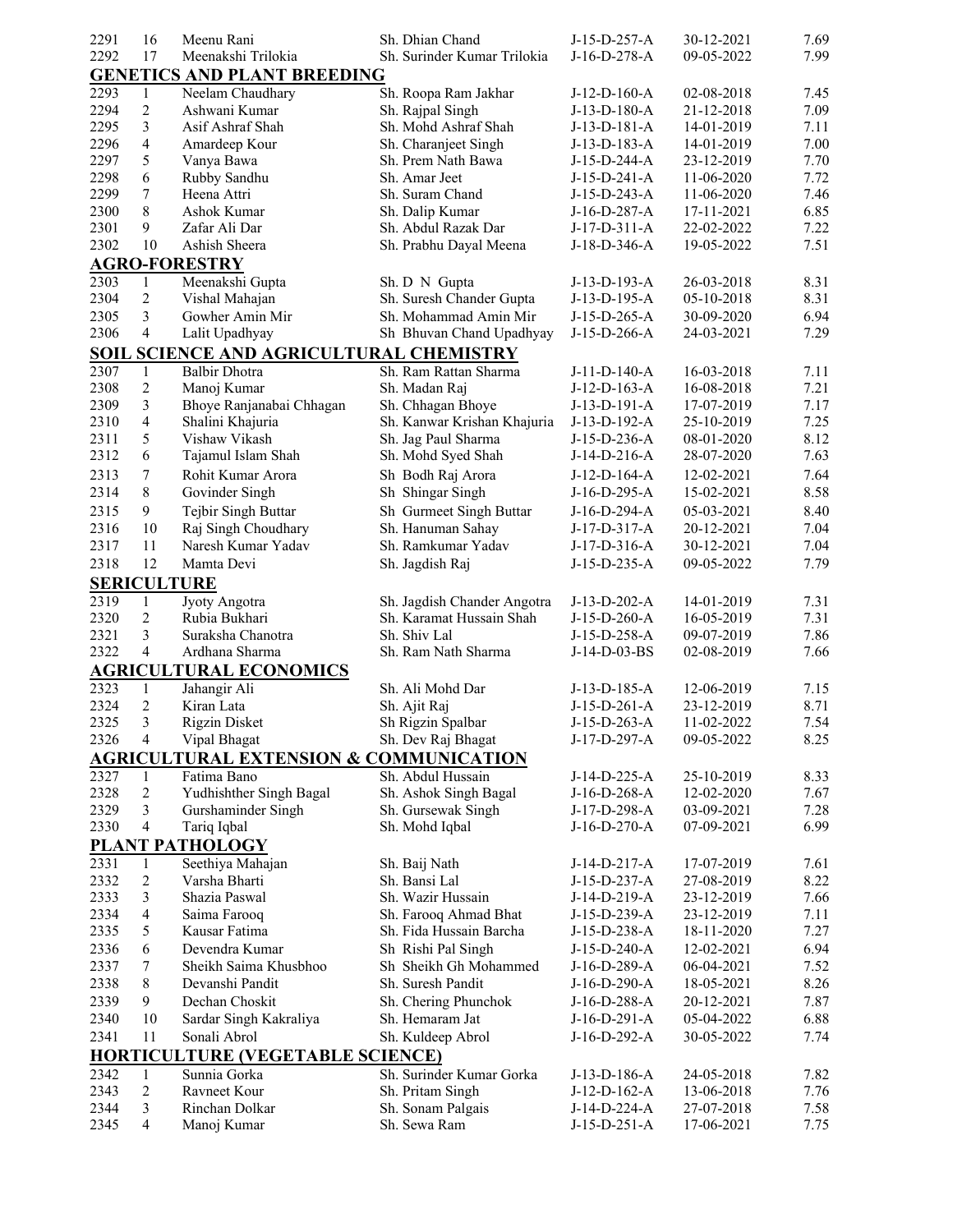| 2291 | 16 | Meenu Rani | Sh. Dhian Chand | J-15-D-257-A | 30-12-2021 | 7.69 |
|---|---|---|---|---|---|---|
| 2292 | 17 | Meenakshi Trilokia | Sh. Surinder Kumar Trilokia | J-16-D-278-A | 09-05-2022 | 7.99 |

## GENETICS AND PLANT BREEDING

| | | | | | | |
|---|---|---|---|---|---|---|
| 2293 | 1 | Neelam Chaudhary | Sh. Roopa Ram Jakhar | J-12-D-160-A | 02-08-2018 | 7.45 |
| 2294 | 2 | Ashwani Kumar | Sh. Rajpal Singh | J-13-D-180-A | 21-12-2018 | 7.09 |
| 2295 | 3 | Asif Ashraf Shah | Sh. Mohd Ashraf Shah | J-13-D-181-A | 14-01-2019 | 7.11 |
| 2296 | 4 | Amardeep Kour | Sh. Charanjeet Singh | J-13-D-183-A | 14-01-2019 | 7.00 |
| 2297 | 5 | Vanya Bawa | Sh. Prem Nath Bawa | J-15-D-244-A | 23-12-2019 | 7.70 |
| 2298 | 6 | Rubby Sandhu | Sh. Amar Jeet | J-15-D-241-A | 11-06-2020 | 7.72 |
| 2299 | 7 | Heena Attri | Sh. Suram Chand | J-15-D-243-A | 11-06-2020 | 7.46 |
| 2300 | 8 | Ashok Kumar | Sh. Dalip Kumar | J-16-D-287-A | 17-11-2021 | 6.85 |
| 2301 | 9 | Zafar Ali Dar | Sh. Abdul Razak Dar | J-17-D-311-A | 22-02-2022 | 7.22 |
| 2302 | 10 | Ashish Sheera | Sh. Prabhu Dayal Meena | J-18-D-346-A | 19-05-2022 | 7.51 |

## AGRO-FORESTRY

| | | | | | | |
|---|---|---|---|---|---|---|
| 2303 | 1 | Meenakshi Gupta | Sh. D N Gupta | J-13-D-193-A | 26-03-2018 | 8.31 |
| 2304 | 2 | Vishal Mahajan | Sh. Suresh Chander Gupta | J-13-D-195-A | 05-10-2018 | 8.31 |
| 2305 | 3 | Gowher Amin Mir | Sh. Mohammad Amin Mir | J-15-D-265-A | 30-09-2020 | 6.94 |
| 2306 | 4 | Lalit Upadhyay | Sh Bhuvan Chand Upadhyay | J-15-D-266-A | 24-03-2021 | 7.29 |

## SOIL SCIENCE AND AGRICULTURAL CHEMISTRY

| | | | | | | |
|---|---|---|---|---|---|---|
| 2307 | 1 | Balbir Dhotra | Sh. Ram Rattan Sharma | J-11-D-140-A | 16-03-2018 | 7.11 |
| 2308 | 2 | Manoj Kumar | Sh. Madan Raj | J-12-D-163-A | 16-08-2018 | 7.21 |
| 2309 | 3 | Bhoye Ranjanabai Chhagan | Sh. Chhagan Bhoye | J-13-D-191-A | 17-07-2019 | 7.17 |
| 2310 | 4 | Shalini Khajuria | Sh. Kanwar Krishan Khajuria | J-13-D-192-A | 25-10-2019 | 7.25 |
| 2311 | 5 | Vishaw Vikash | Sh. Jag Paul Sharma | J-15-D-236-A | 08-01-2020 | 8.12 |
| 2312 | 6 | Tajamul Islam Shah | Sh. Mohd Syed Shah | J-14-D-216-A | 28-07-2020 | 7.63 |
| 2313 | 7 | Rohit Kumar Arora | Sh Bodh Raj Arora | J-12-D-164-A | 12-02-2021 | 7.64 |
| 2314 | 8 | Govinder Singh | Sh Shingar Singh | J-16-D-295-A | 15-02-2021 | 8.58 |
| 2315 | 9 | Tejbir Singh Buttar | Sh Gurmeet Singh Buttar | J-16-D-294-A | 05-03-2021 | 8.40 |
| 2316 | 10 | Raj Singh Choudhary | Sh. Hanuman Sahay | J-17-D-317-A | 20-12-2021 | 7.04 |
| 2317 | 11 | Naresh Kumar Yadav | Sh. Ramkumar Yadav | J-17-D-316-A | 30-12-2021 | 7.04 |
| 2318 | 12 | Mamta Devi | Sh. Jagdish Raj | J-15-D-235-A | 09-05-2022 | 7.79 |

## SERICULTURE

| | | | | | | |
|---|---|---|---|---|---|---|
| 2319 | 1 | Jyoty Angotra | Sh. Jagdish Chander Angotra | J-13-D-202-A | 14-01-2019 | 7.31 |
| 2320 | 2 | Rubia Bukhari | Sh. Karamat Hussain Shah | J-15-D-260-A | 16-05-2019 | 7.31 |
| 2321 | 3 | Suraksha Chanotra | Sh. Shiv Lal | J-15-D-258-A | 09-07-2019 | 7.86 |
| 2322 | 4 | Ardhana Sharma | Sh. Ram Nath Sharma | J-14-D-03-BS | 02-08-2019 | 7.66 |

## AGRICULTURAL ECONOMICS

| | | | | | | |
|---|---|---|---|---|---|---|
| 2323 | 1 | Jahangir Ali | Sh. Ali Mohd Dar | J-13-D-185-A | 12-06-2019 | 7.15 |
| 2324 | 2 | Kiran Lata | Sh. Ajit Raj | J-15-D-261-A | 23-12-2019 | 8.71 |
| 2325 | 3 | Rigzin Disket | Sh Rigzin Spalbar | J-15-D-263-A | 11-02-2022 | 7.54 |
| 2326 | 4 | Vipal Bhagat | Sh. Dev Raj Bhagat | J-17-D-297-A | 09-05-2022 | 8.25 |

## AGRICULTURAL EXTENSION & COMMUNICATION

| | | | | | | |
|---|---|---|---|---|---|---|
| 2327 | 1 | Fatima Bano | Sh. Abdul Hussain | J-14-D-225-A | 25-10-2019 | 8.33 |
| 2328 | 2 | Yudhishther Singh Bagal | Sh. Ashok Singh Bagal | J-16-D-268-A | 12-02-2020 | 7.67 |
| 2329 | 3 | Gurshaminder Singh | Sh. Gursewak Singh | J-17-D-298-A | 03-09-2021 | 7.28 |
| 2330 | 4 | Tariq Iqbal | Sh. Mohd Iqbal | J-16-D-270-A | 07-09-2021 | 6.99 |

## PLANT PATHOLOGY

| | | | | | | |
|---|---|---|---|---|---|---|
| 2331 | 1 | Seethiya Mahajan | Sh. Baij Nath | J-14-D-217-A | 17-07-2019 | 7.61 |
| 2332 | 2 | Varsha Bharti | Sh. Bansi Lal | J-15-D-237-A | 27-08-2019 | 8.22 |
| 2333 | 3 | Shazia Paswal | Sh. Wazir Hussain | J-14-D-219-A | 23-12-2019 | 7.66 |
| 2334 | 4 | Saima Farooq | Sh. Farooq Ahmad Bhat | J-15-D-239-A | 23-12-2019 | 7.11 |
| 2335 | 5 | Kausar Fatima | Sh. Fida Hussain Barcha | J-15-D-238-A | 18-11-2020 | 7.27 |
| 2336 | 6 | Devendra Kumar | Sh Rishi Pal Singh | J-15-D-240-A | 12-02-2021 | 6.94 |
| 2337 | 7 | Sheikh Saima Khusbhoo | Sh Sheikh Gh Mohammed | J-16-D-289-A | 06-04-2021 | 7.52 |
| 2338 | 8 | Devanshi Pandit | Sh. Suresh Pandit | J-16-D-290-A | 18-05-2021 | 8.26 |
| 2339 | 9 | Dechan Choskit | Sh. Chering Phunchok | J-16-D-288-A | 20-12-2021 | 7.87 |
| 2340 | 10 | Sardar Singh Kakraliya | Sh. Hemaram Jat | J-16-D-291-A | 05-04-2022 | 6.88 |
| 2341 | 11 | Sonali Abrol | Sh. Kuldeep Abrol | J-16-D-292-A | 30-05-2022 | 7.74 |

## HORTICULTURE (VEGETABLE SCIENCE)

| | | | | | | |
|---|---|---|---|---|---|---|
| 2342 | 1 | Sunnia Gorka | Sh. Surinder Kumar Gorka | J-13-D-186-A | 24-05-2018 | 7.82 |
| 2343 | 2 | Ravneet Kour | Sh. Pritam Singh | J-12-D-162-A | 13-06-2018 | 7.76 |
| 2344 | 3 | Rinchan Dolkar | Sh. Sonam Palgais | J-14-D-224-A | 27-07-2018 | 7.58 |
| 2345 | 4 | Manoj Kumar | Sh. Sewa Ram | J-15-D-251-A | 17-06-2021 | 7.75 |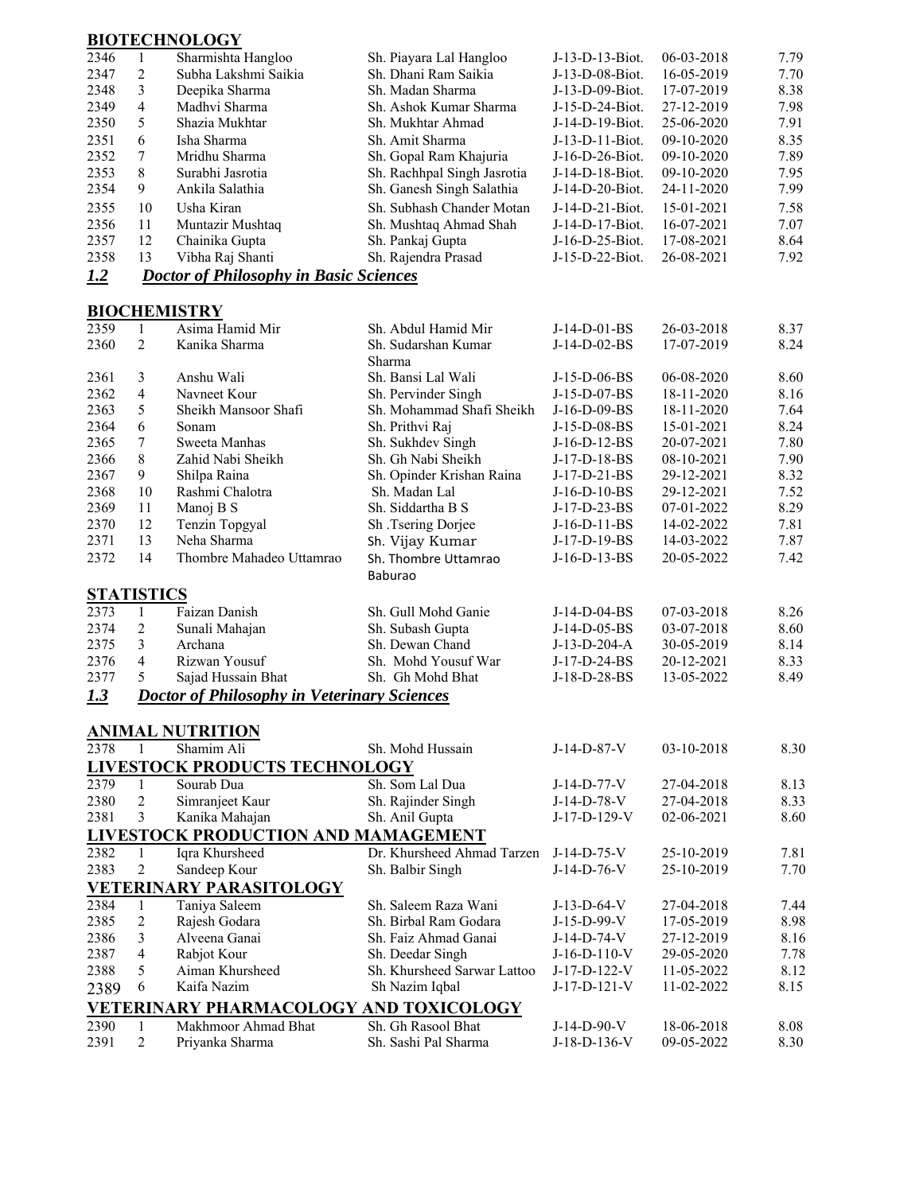## BIOTECHNOLOGY

| | | | | | | |
|---|---|---|---|---|---|---|
| 2346 | 1 | Sharmishta Hangloo | Sh. Piayara Lal Hangloo | J-13-D-13-Biot. | 06-03-2018 | 7.79 |
| 2347 | 2 | Subha Lakshmi Saikia | Sh. Dhani Ram Saikia | J-13-D-08-Biot. | 16-05-2019 | 7.70 |
| 2348 | 3 | Deepika Sharma | Sh. Madan Sharma | J-13-D-09-Biot. | 17-07-2019 | 8.38 |
| 2349 | 4 | Madhvi Sharma | Sh. Ashok Kumar Sharma | J-15-D-24-Biot. | 27-12-2019 | 7.98 |
| 2350 | 5 | Shazia Mukhtar | Sh. Mukhtar Ahmad | J-14-D-19-Biot. | 25-06-2020 | 7.91 |
| 2351 | 6 | Isha Sharma | Sh. Amit Sharma | J-13-D-11-Biot. | 09-10-2020 | 8.35 |
| 2352 | 7 | Mridhu Sharma | Sh. Gopal Ram Khajuria | J-16-D-26-Biot. | 09-10-2020 | 7.89 |
| 2353 | 8 | Surabhi Jasrotia | Sh. Rachhpal Singh Jasrotia | J-14-D-18-Biot. | 09-10-2020 | 7.95 |
| 2354 | 9 | Ankila Salathia | Sh. Ganesh Singh Salathia | J-14-D-20-Biot. | 24-11-2020 | 7.99 |
| 2355 | 10 | Usha Kiran | Sh. Subhash Chander Motan | J-14-D-21-Biot. | 15-01-2021 | 7.58 |
| 2356 | 11 | Muntazir Mushtaq | Sh. Mushtaq Ahmad Shah | J-14-D-17-Biot. | 16-07-2021 | 7.07 |
| 2357 | 12 | Chainika Gupta | Sh. Pankaj Gupta | J-16-D-25-Biot. | 17-08-2021 | 8.64 |
| 2358 | 13 | Vibha Raj Shanti | Sh. Rajendra Prasad | J-15-D-22-Biot. | 26-08-2021 | 7.92 |

## *1.2 Doctor of Philosophy in Basic Sciences*

## BIOCHEMISTRY

| | | | | | | |
|---|---|---|---|---|---|---|
| 2359 | 1 | Asima Hamid Mir | Sh. Abdul Hamid Mir | J-14-D-01-BS | 26-03-2018 | 8.37 |
| 2360 | 2 | Kanika Sharma | Sh. Sudarshan Kumar Sharma | J-14-D-02-BS | 17-07-2019 | 8.24 |
| 2361 | 3 | Anshu Wali | Sh. Bansi Lal Wali | J-15-D-06-BS | 06-08-2020 | 8.60 |
| 2362 | 4 | Navneet Kour | Sh. Pervinder Singh | J-15-D-07-BS | 18-11-2020 | 8.16 |
| 2363 | 5 | Sheikh Mansoor Shafi | Sh. Mohammad Shafi Sheikh | J-16-D-09-BS | 18-11-2020 | 7.64 |
| 2364 | 6 | Sonam | Sh. Prithvi Raj | J-15-D-08-BS | 15-01-2021 | 8.24 |
| 2365 | 7 | Sweeta Manhas | Sh. Sukhdev Singh | J-16-D-12-BS | 20-07-2021 | 7.80 |
| 2366 | 8 | Zahid Nabi Sheikh | Sh. Gh Nabi Sheikh | J-17-D-18-BS | 08-10-2021 | 7.90 |
| 2367 | 9 | Shilpa Raina | Sh. Opinder Krishan Raina | J-17-D-21-BS | 29-12-2021 | 8.32 |
| 2368 | 10 | Rashmi Chalotra | Sh. Madan Lal | J-16-D-10-BS | 29-12-2021 | 7.52 |
| 2369 | 11 | Manoj B S | Sh. Siddartha B S | J-17-D-23-BS | 07-01-2022 | 8.29 |
| 2370 | 12 | Tenzin Topgyal | Sh .Tsering Dorjee | J-16-D-11-BS | 14-02-2022 | 7.81 |
| 2371 | 13 | Neha Sharma | Sh. Vijay Kumar | J-17-D-19-BS | 14-03-2022 | 7.87 |
| 2372 | 14 | Thombre Mahadeo Uttamrao | Sh. Thombre Uttamrao Baburao | J-16-D-13-BS | 20-05-2022 | 7.42 |

## STATISTICS

| | | | | | | |
|---|---|---|---|---|---|---|
| 2373 | 1 | Faizan Danish | Sh. Gull Mohd Ganie | J-14-D-04-BS | 07-03-2018 | 8.26 |
| 2374 | 2 | Sunali Mahajan | Sh. Subash Gupta | J-14-D-05-BS | 03-07-2018 | 8.60 |
| 2375 | 3 | Archana | Sh. Dewan Chand | J-13-D-204-A | 30-05-2019 | 8.14 |
| 2376 | 4 | Rizwan Yousuf | Sh. Mohd Yousuf War | J-17-D-24-BS | 20-12-2021 | 8.33 |
| 2377 | 5 | Sajad Hussain Bhat | Sh. Gh Mohd Bhat | J-18-D-28-BS | 13-05-2022 | 8.49 |

## *1.3 Doctor of Philosophy in Veterinary Sciences*

## ANIMAL NUTRITION

| | | | | | | |
|---|---|---|---|---|---|---|
| 2378 | 1 | Shamim Ali | Sh. Mohd Hussain | J-14-D-87-V | 03-10-2018 | 8.30 |

## LIVESTOCK PRODUCTS TECHNOLOGY

| | | | | | | |
|---|---|---|---|---|---|---|
| 2379 | 1 | Sourab Dua | Sh. Som Lal Dua | J-14-D-77-V | 27-04-2018 | 8.13 |
| 2380 | 2 | Simranjeet Kaur | Sh. Rajinder Singh | J-14-D-78-V | 27-04-2018 | 8.33 |
| 2381 | 3 | Kanika Mahajan | Sh. Anil Gupta | J-17-D-129-V | 02-06-2021 | 8.60 |

## LIVESTOCK PRODUCTION AND MAMAGEMENT

| | | | | | | |
|---|---|---|---|---|---|---|
| 2382 | 1 | Iqra Khursheed | Dr. Khursheed Ahmad Tarzen | J-14-D-75-V | 25-10-2019 | 7.81 |
| 2383 | 2 | Sandeep Kour | Sh. Balbir Singh | J-14-D-76-V | 25-10-2019 | 7.70 |

## VETERINARY PARASITOLOGY

| | | | | | | |
|---|---|---|---|---|---|---|
| 2384 | 1 | Taniya Saleem | Sh. Saleem Raza Wani | J-13-D-64-V | 27-04-2018 | 7.44 |
| 2385 | 2 | Rajesh Godara | Sh. Birbal Ram Godara | J-15-D-99-V | 17-05-2019 | 8.98 |
| 2386 | 3 | Alveena Ganai | Sh. Faiz Ahmad Ganai | J-14-D-74-V | 27-12-2019 | 8.16 |
| 2387 | 4 | Rabjot Kour | Sh. Deedar Singh | J-16-D-110-V | 29-05-2020 | 7.78 |
| 2388 | 5 | Aiman Khursheed | Sh. Khursheed Sarwar Lattoo | J-17-D-122-V | 11-05-2022 | 8.12 |
| 2389 | 6 | Kaifa Nazim | Sh Nazim Iqbal | J-17-D-121-V | 11-02-2022 | 8.15 |

## VETERINARY PHARMACOLOGY AND TOXICOLOGY

| | | | | | | |
|---|---|---|---|---|---|---|
| 2390 | 1 | Makhmoor Ahmad Bhat | Sh. Gh Rasool Bhat | J-14-D-90-V | 18-06-2018 | 8.08 |
| 2391 | 2 | Priyanka Sharma | Sh. Sashi Pal Sharma | J-18-D-136-V | 09-05-2022 | 8.30 |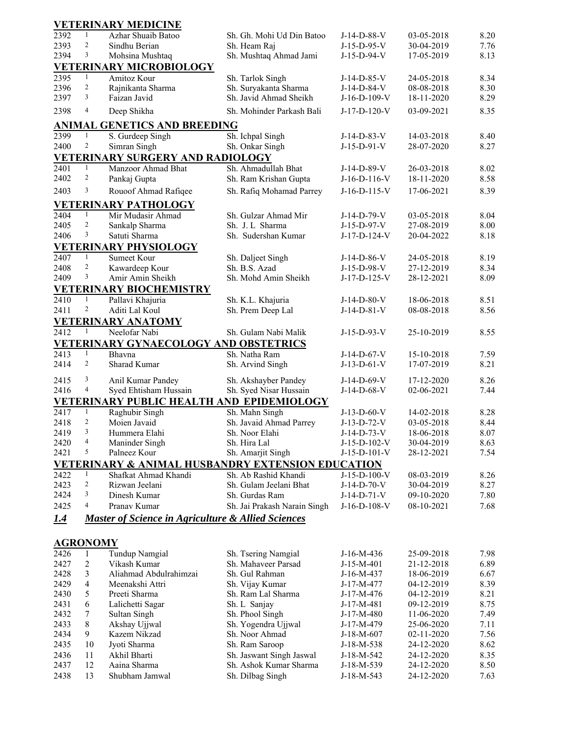## VETERINARY MEDICINE

| | | | | | | |
|---|---|---|---|---|---|---|
| 2392 | 1 | Azhar Shuaib Batoo | Sh. Gh. Mohi Ud Din Batoo | J-14-D-88-V | 03-05-2018 | 8.20 |
| 2393 | 2 | Sindhu Berian | Sh. Heam Raj | J-15-D-95-V | 30-04-2019 | 7.76 |
| 2394 | 3 | Mohsina Mushtaq | Sh. Mushtaq Ahmad Jami | J-15-D-94-V | 17-05-2019 | 8.13 |

## VETERINARY MICROBIOLOGY

| | | | | | | |
|---|---|---|---|---|---|---|
| 2395 | 1 | Amitoz Kour | Sh. Tarlok Singh | J-14-D-85-V | 24-05-2018 | 8.34 |
| 2396 | 2 | Rajnikanta Sharma | Sh. Suryakanta Sharma | J-14-D-84-V | 08-08-2018 | 8.30 |
| 2397 | 3 | Faizan Javid | Sh. Javid Ahmad Sheikh | J-16-D-109-V | 18-11-2020 | 8.29 |
| 2398 | 4 | Deep Shikha | Sh. Mohinder Parkash Bali | J-17-D-120-V | 03-09-2021 | 8.35 |

## ANIMAL GENETICS AND BREEDING

| | | | | | | |
|---|---|---|---|---|---|---|
| 2399 | 1 | S. Gurdeep Singh | Sh. Ichpal Singh | J-14-D-83-V | 14-03-2018 | 8.40 |
| 2400 | 2 | Simran Singh | Sh. Onkar Singh | J-15-D-91-V | 28-07-2020 | 8.27 |

## VETERINARY SURGERY AND RADIOLOGY

| | | | | | | |
|---|---|---|---|---|---|---|
| 2401 | 1 | Manzoor Ahmad Bhat | Sh. Ahmadullah Bhat | J-14-D-89-V | 26-03-2018 | 8.02 |
| 2402 | 2 | Pankaj Gupta | Sh. Ram Krishan Gupta | J-16-D-116-V | 18-11-2020 | 8.58 |
| 2403 | 3 | Rouoof Ahmad Rafiqee | Sh. Rafiq Mohamad Parrey | J-16-D-115-V | 17-06-2021 | 8.39 |

## VETERINARY PATHOLOGY

| | | | | | | |
|---|---|---|---|---|---|---|
| 2404 | 1 | Mir Mudasir Ahmad | Sh. Gulzar Ahmad Mir | J-14-D-79-V | 03-05-2018 | 8.04 |
| 2405 | 2 | Sankalp Sharma | Sh. J. L Sharma | J-15-D-97-V | 27-08-2019 | 8.00 |
| 2406 | 3 | Satuti Sharma | Sh. Sudershan Kumar | J-17-D-124-V | 20-04-2022 | 8.18 |

## VETERINARY PHYSIOLOGY

| | | | | | | |
|---|---|---|---|---|---|---|
| 2407 | 1 | Sumeet Kour | Sh. Daljeet Singh | J-14-D-86-V | 24-05-2018 | 8.19 |
| 2408 | 2 | Kawardeep Kour | Sh. B.S. Azad | J-15-D-98-V | 27-12-2019 | 8.34 |
| 2409 | 3 | Amir Amin Sheikh | Sh. Mohd Amin Sheikh | J-17-D-125-V | 28-12-2021 | 8.09 |

## VETERINARY BIOCHEMISTRY

| | | | | | | |
|---|---|---|---|---|---|---|
| 2410 | 1 | Pallavi Khajuria | Sh. K.L. Khajuria | J-14-D-80-V | 18-06-2018 | 8.51 |
| 2411 | 2 | Aditi Lal Koul | Sh. Prem Deep Lal | J-14-D-81-V | 08-08-2018 | 8.56 |

## VETERINARY ANATOMY

| | | | | | | |
|---|---|---|---|---|---|---|
| 2412 | 1 | Neelofar Nabi | Sh. Gulam Nabi Malik | J-15-D-93-V | 25-10-2019 | 8.55 |

## VETERINARY GYNAECOLOGY AND OBSTETRICS

| | | | | | | |
|---|---|---|---|---|---|---|
| 2413 | 1 | Bhavna | Sh. Natha Ram | J-14-D-67-V | 15-10-2018 | 7.59 |
| 2414 | 2 | Sharad Kumar | Sh. Arvind Singh | J-13-D-61-V | 17-07-2019 | 8.21 |
| 2415 | 3 | Anil Kumar Pandey | Sh. Akshayber Pandey | J-14-D-69-V | 17-12-2020 | 8.26 |
| 2416 | 4 | Syed Ehtisham Hussain | Sh. Syed Nisar Hussain | J-14-D-68-V | 02-06-2021 | 7.44 |

## VETERINARY PUBLIC HEALTH AND EPIDEMIOLOGY

| | | | | | | |
|---|---|---|---|---|---|---|
| 2417 | 1 | Raghubir Singh | Sh. Mahn Singh | J-13-D-60-V | 14-02-2018 | 8.28 |
| 2418 | 2 | Moien Javaid | Sh. Javaid Ahmad Parrey | J-13-D-72-V | 03-05-2018 | 8.44 |
| 2419 | 3 | Hummera Elahi | Sh. Noor Elahi | J-14-D-73-V | 18-06-2018 | 8.07 |
| 2420 | 4 | Maninder Singh | Sh. Hira Lal | J-15-D-102-V | 30-04-2019 | 8.63 |
| 2421 | 5 | Palneez Kour | Sh. Amarjit Singh | J-15-D-101-V | 28-12-2021 | 7.54 |

## VETERINARY & ANIMAL HUSBANDRY EXTENSION EDUCATION

| | | | | | | |
|---|---|---|---|---|---|---|
| 2422 | 1 | Shafkat Ahmad Khandi | Sh. Ab Rashid Khandi | J-15-D-100-V | 08-03-2019 | 8.26 |
| 2423 | 2 | Rizwan Jeelani | Sh. Gulam Jeelani Bhat | J-14-D-70-V | 30-04-2019 | 8.27 |
| 2424 | 3 | Dinesh Kumar | Sh. Gurdas Ram | J-14-D-71-V | 09-10-2020 | 7.80 |
| 2425 | 4 | Pranav Kumar | Sh. Jai Prakash Narain Singh | J-16-D-108-V | 08-10-2021 | 7.68 |

# *1.4 Master of Science in Agriculture & Allied Sciences*

## AGRONOMY

| | | | | | | |
|---|---|---|---|---|---|---|
| 2426 | 1 | Tundup Namgial | Sh. Tsering Namgial | J-16-M-436 | 25-09-2018 | 7.98 |
| 2427 | 2 | Vikash Kumar | Sh. Mahaveer Parsad | J-15-M-401 | 21-12-2018 | 6.89 |
| 2428 | 3 | Aliahmad Abdulrahimzai | Sh. Gul Rahman | J-16-M-437 | 18-06-2019 | 6.67 |
| 2429 | 4 | Meenakshi Attri | Sh. Vijay Kumar | J-17-M-477 | 04-12-2019 | 8.39 |
| 2430 | 5 | Preeti Sharma | Sh. Ram Lal Sharma | J-17-M-476 | 04-12-2019 | 8.21 |
| 2431 | 6 | Lalichetti Sagar | Sh. L Sanjay | J-17-M-481 | 09-12-2019 | 8.75 |
| 2432 | 7 | Sultan Singh | Sh. Phool Singh | J-17-M-480 | 11-06-2020 | 7.49 |
| 2433 | 8 | Akshay Ujjwal | Sh. Yogendra Ujjwal | J-17-M-479 | 25-06-2020 | 7.11 |
| 2434 | 9 | Kazem Nikzad | Sh. Noor Ahmad | J-18-M-607 | 02-11-2020 | 7.56 |
| 2435 | 10 | Jyoti Sharma | Sh. Ram Saroop | J-18-M-538 | 24-12-2020 | 8.62 |
| 2436 | 11 | Akhil Bharti | Sh. Jaswant Singh Jaswal | J-18-M-542 | 24-12-2020 | 8.35 |
| 2437 | 12 | Aaina Sharma | Sh. Ashok Kumar Sharma | J-18-M-539 | 24-12-2020 | 8.50 |
| 2438 | 13 | Shubham Jamwal | Sh. Dilbag Singh | J-18-M-543 | 24-12-2020 | 7.63 |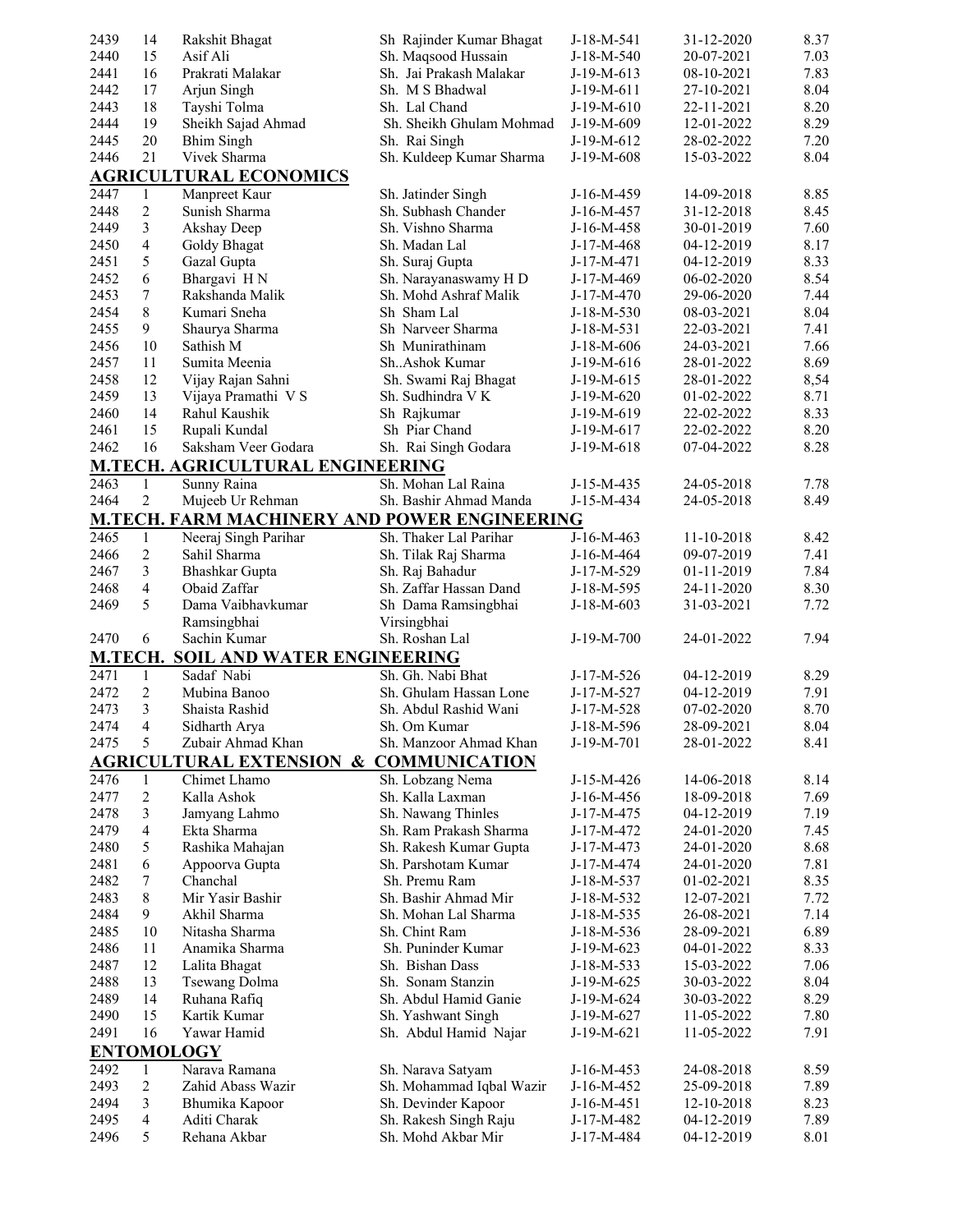| | | | | | | |
|---|---|---|---|---|---|---|
| 2439 | 14 | Rakshit Bhagat | Sh Rajinder Kumar Bhagat | J-18-M-541 | 31-12-2020 | 8.37 |
| 2440 | 15 | Asif Ali | Sh. Maqsood Hussain | J-18-M-540 | 20-07-2021 | 7.03 |
| 2441 | 16 | Prakrati Malakar | Sh. Jai Prakash Malakar | J-19-M-613 | 08-10-2021 | 7.83 |
| 2442 | 17 | Arjun Singh | Sh. M S Bhadwal | J-19-M-611 | 27-10-2021 | 8.04 |
| 2443 | 18 | Tayshi Tolma | Sh. Lal Chand | J-19-M-610 | 22-11-2021 | 8.20 |
| 2444 | 19 | Sheikh Sajad Ahmad | Sh. Sheikh Ghulam Mohmad | J-19-M-609 | 12-01-2022 | 8.29 |
| 2445 | 20 | Bhim Singh | Sh. Rai Singh | J-19-M-612 | 28-02-2022 | 7.20 |
| 2446 | 21 | Vivek Sharma | Sh. Kuldeep Kumar Sharma | J-19-M-608 | 15-03-2022 | 8.04 |

## AGRICULTURAL ECONOMICS

| | | | | | | |
|---|---|---|---|---|---|---|
| 2447 | 1 | Manpreet Kaur | Sh. Jatinder Singh | J-16-M-459 | 14-09-2018 | 8.85 |
| 2448 | 2 | Sunish Sharma | Sh. Subhash Chander | J-16-M-457 | 31-12-2018 | 8.45 |
| 2449 | 3 | Akshay Deep | Sh. Vishno Sharma | J-16-M-458 | 30-01-2019 | 7.60 |
| 2450 | 4 | Goldy Bhagat | Sh. Madan Lal | J-17-M-468 | 04-12-2019 | 8.17 |
| 2451 | 5 | Gazal Gupta | Sh. Suraj Gupta | J-17-M-471 | 04-12-2019 | 8.33 |
| 2452 | 6 | Bhargavi H N | Sh. Narayanaswamy H D | J-17-M-469 | 06-02-2020 | 8.54 |
| 2453 | 7 | Rakshanda Malik | Sh. Mohd Ashraf Malik | J-17-M-470 | 29-06-2020 | 7.44 |
| 2454 | 8 | Kumari Sneha | Sh Sham Lal | J-18-M-530 | 08-03-2021 | 8.04 |
| 2455 | 9 | Shaurya Sharma | Sh Narveer Sharma | J-18-M-531 | 22-03-2021 | 7.41 |
| 2456 | 10 | Sathish M | Sh Munirathinam | J-18-M-606 | 24-03-2021 | 7.66 |
| 2457 | 11 | Sumita Meenia | Sh..Ashok Kumar | J-19-M-616 | 28-01-2022 | 8.69 |
| 2458 | 12 | Vijay Rajan Sahni | Sh. Swami Raj Bhagat | J-19-M-615 | 28-01-2022 | 8,54 |
| 2459 | 13 | Vijaya Pramathi V S | Sh. Sudhindra V K | J-19-M-620 | 01-02-2022 | 8.71 |
| 2460 | 14 | Rahul Kaushik | Sh Rajkumar | J-19-M-619 | 22-02-2022 | 8.33 |
| 2461 | 15 | Rupali Kundal | Sh Piar Chand | J-19-M-617 | 22-02-2022 | 8.20 |
| 2462 | 16 | Saksham Veer Godara | Sh. Rai Singh Godara | J-19-M-618 | 07-04-2022 | 8.28 |

## M.TECH. AGRICULTURAL ENGINEERING

| | | | | | | |
|---|---|---|---|---|---|---|
| 2463 | 1 | Sunny Raina | Sh. Mohan Lal Raina | J-15-M-435 | 24-05-2018 | 7.78 |
| 2464 | 2 | Mujeeb Ur Rehman | Sh. Bashir Ahmad Manda | J-15-M-434 | 24-05-2018 | 8.49 |

## M.TECH. FARM MACHINERY AND POWER ENGINEERING

| | | | | | | |
|---|---|---|---|---|---|---|
| 2465 | 1 | Neeraj Singh Parihar | Sh. Thaker Lal Parihar | J-16-M-463 | 11-10-2018 | 8.42 |
| 2466 | 2 | Sahil Sharma | Sh. Tilak Raj Sharma | J-16-M-464 | 09-07-2019 | 7.41 |
| 2467 | 3 | Bhashkar Gupta | Sh. Raj Bahadur | J-17-M-529 | 01-11-2019 | 7.84 |
| 2468 | 4 | Obaid Zaffar | Sh. Zaffar Hassan Dand | J-18-M-595 | 24-11-2020 | 8.30 |
| 2469 | 5 | Dama Vaibhavkumar Ramsingbhai | Sh Dama Ramsingbhai Virsingbhai | J-18-M-603 | 31-03-2021 | 7.72 |
| 2470 | 6 | Sachin Kumar | Sh. Roshan Lal | J-19-M-700 | 24-01-2022 | 7.94 |

## M.TECH. SOIL AND WATER ENGINEERING

| | | | | | | |
|---|---|---|---|---|---|---|
| 2471 | 1 | Sadaf Nabi | Sh. Gh. Nabi Bhat | J-17-M-526 | 04-12-2019 | 8.29 |
| 2472 | 2 | Mubina Banoo | Sh. Ghulam Hassan Lone | J-17-M-527 | 04-12-2019 | 7.91 |
| 2473 | 3 | Shaista Rashid | Sh. Abdul Rashid Wani | J-17-M-528 | 07-02-2020 | 8.70 |
| 2474 | 4 | Sidharth Arya | Sh. Om Kumar | J-18-M-596 | 28-09-2021 | 8.04 |
| 2475 | 5 | Zubair Ahmad Khan | Sh. Manzoor Ahmad Khan | J-19-M-701 | 28-01-2022 | 8.41 |

## AGRICULTURAL EXTENSION & COMMUNICATION

| | | | | | | |
|---|---|---|---|---|---|---|
| 2476 | 1 | Chimet Lhamo | Sh. Lobzang Nema | J-15-M-426 | 14-06-2018 | 8.14 |
| 2477 | 2 | Kalla Ashok | Sh. Kalla Laxman | J-16-M-456 | 18-09-2018 | 7.69 |
| 2478 | 3 | Jamyang Lahmo | Sh. Nawang Thinles | J-17-M-475 | 04-12-2019 | 7.19 |
| 2479 | 4 | Ekta Sharma | Sh. Ram Prakash Sharma | J-17-M-472 | 24-01-2020 | 7.45 |
| 2480 | 5 | Rashika Mahajan | Sh. Rakesh Kumar Gupta | J-17-M-473 | 24-01-2020 | 8.68 |
| 2481 | 6 | Appoorva Gupta | Sh. Parshotam Kumar | J-17-M-474 | 24-01-2020 | 7.81 |
| 2482 | 7 | Chanchal | Sh. Premu Ram | J-18-M-537 | 01-02-2021 | 8.35 |
| 2483 | 8 | Mir Yasir Bashir | Sh. Bashir Ahmad Mir | J-18-M-532 | 12-07-2021 | 7.72 |
| 2484 | 9 | Akhil Sharma | Sh. Mohan Lal Sharma | J-18-M-535 | 26-08-2021 | 7.14 |
| 2485 | 10 | Nitasha Sharma | Sh. Chint Ram | J-18-M-536 | 28-09-2021 | 6.89 |
| 2486 | 11 | Anamika Sharma | Sh. Puninder Kumar | J-19-M-623 | 04-01-2022 | 8.33 |
| 2487 | 12 | Lalita Bhagat | Sh. Bishan Dass | J-18-M-533 | 15-03-2022 | 7.06 |
| 2488 | 13 | Tsewang Dolma | Sh. Sonam Stanzin | J-19-M-625 | 30-03-2022 | 8.04 |
| 2489 | 14 | Ruhana Rafiq | Sh. Abdul Hamid Ganie | J-19-M-624 | 30-03-2022 | 8.29 |
| 2490 | 15 | Kartik Kumar | Sh. Yashwant Singh | J-19-M-627 | 11-05-2022 | 7.80 |
| 2491 | 16 | Yawar Hamid | Sh. Abdul Hamid Najar | J-19-M-621 | 11-05-2022 | 7.91 |

## ENTOMOLOGY

| | | | | | | |
|---|---|---|---|---|---|---|
| 2492 | 1 | Narava Ramana | Sh. Narava Satyam | J-16-M-453 | 24-08-2018 | 8.59 |
| 2493 | 2 | Zahid Abass Wazir | Sh. Mohammad Iqbal Wazir | J-16-M-452 | 25-09-2018 | 7.89 |
| 2494 | 3 | Bhumika Kapoor | Sh. Devinder Kapoor | J-16-M-451 | 12-10-2018 | 8.23 |
| 2495 | 4 | Aditi Charak | Sh. Rakesh Singh Raju | J-17-M-482 | 04-12-2019 | 7.89 |
| 2496 | 5 | Rehana Akbar | Sh. Mohd Akbar Mir | J-17-M-484 | 04-12-2019 | 8.01 |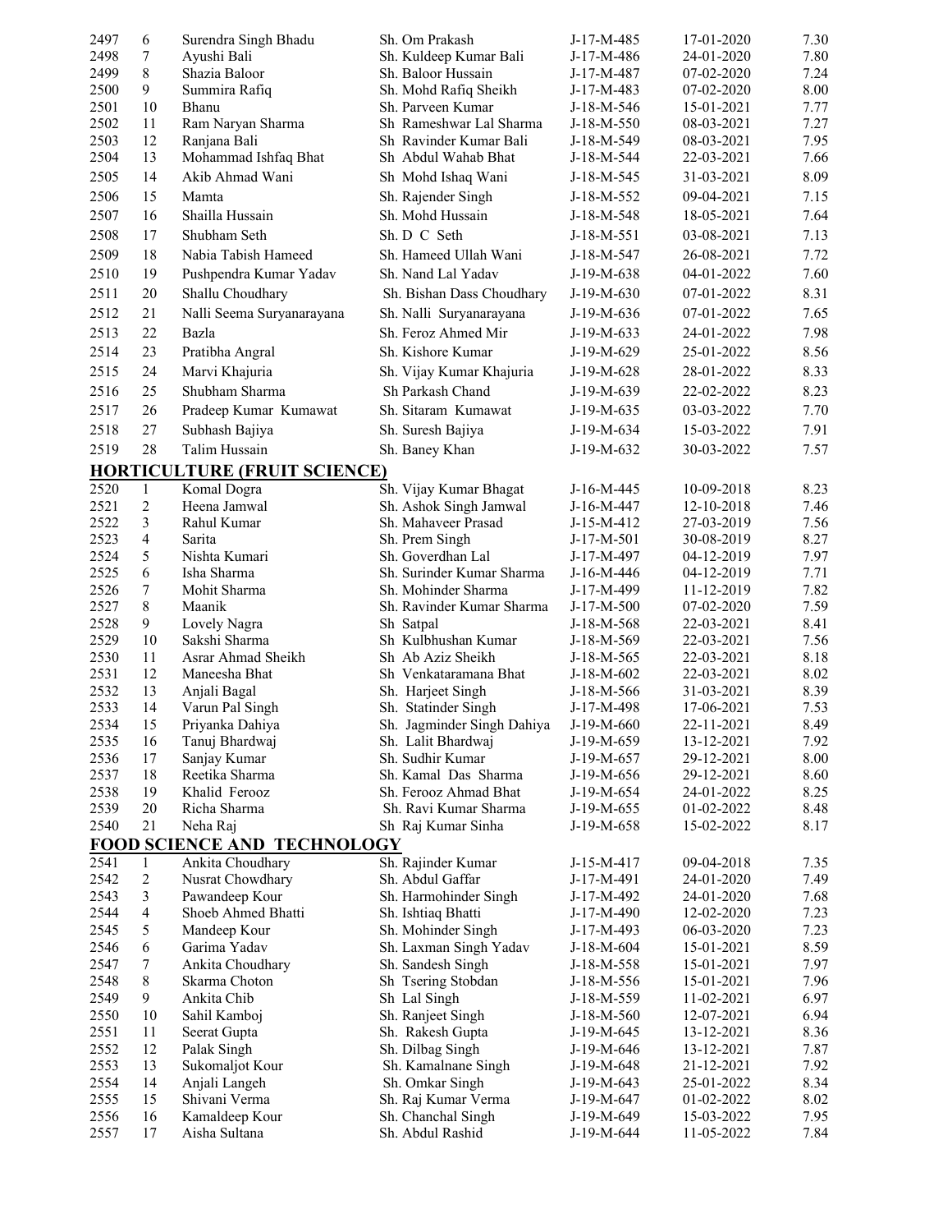| | | | | | | |
|---|---|---|---|---|---|---|
| 2497 | 6 | Surendra Singh Bhadu | Sh. Om Prakash | J-17-M-485 | 17-01-2020 | 7.30 |
| 2498 | 7 | Ayushi Bali | Sh. Kuldeep Kumar Bali | J-17-M-486 | 24-01-2020 | 7.80 |
| 2499 | 8 | Shazia Baloor | Sh. Baloor Hussain | J-17-M-487 | 07-02-2020 | 7.24 |
| 2500 | 9 | Summira Rafiq | Sh. Mohd Rafiq Sheikh | J-17-M-483 | 07-02-2020 | 8.00 |
| 2501 | 10 | Bhanu | Sh. Parveen Kumar | J-18-M-546 | 15-01-2021 | 7.77 |
| 2502 | 11 | Ram Naryan Sharma | Sh Rameshwar Lal Sharma | J-18-M-550 | 08-03-2021 | 7.27 |
| 2503 | 12 | Ranjana Bali | Sh Ravinder Kumar Bali | J-18-M-549 | 08-03-2021 | 7.95 |
| 2504 | 13 | Mohammad Ishfaq Bhat | Sh Abdul Wahab Bhat | J-18-M-544 | 22-03-2021 | 7.66 |
| 2505 | 14 | Akib Ahmad Wani | Sh Mohd Ishaq Wani | J-18-M-545 | 31-03-2021 | 8.09 |
| 2506 | 15 | Mamta | Sh. Rajender Singh | J-18-M-552 | 09-04-2021 | 7.15 |
| 2507 | 16 | Shailla Hussain | Sh. Mohd Hussain | J-18-M-548 | 18-05-2021 | 7.64 |
| 2508 | 17 | Shubham Seth | Sh. D C Seth | J-18-M-551 | 03-08-2021 | 7.13 |
| 2509 | 18 | Nabia Tabish Hameed | Sh. Hameed Ullah Wani | J-18-M-547 | 26-08-2021 | 7.72 |
| 2510 | 19 | Pushpendra Kumar Yadav | Sh. Nand Lal Yadav | J-19-M-638 | 04-01-2022 | 7.60 |
| 2511 | 20 | Shallu Choudhary | Sh. Bishan Dass Choudhary | J-19-M-630 | 07-01-2022 | 8.31 |
| 2512 | 21 | Nalli Seema Suryanarayana | Sh. Nalli Suryanarayana | J-19-M-636 | 07-01-2022 | 7.65 |
| 2513 | 22 | Bazla | Sh. Feroz Ahmed Mir | J-19-M-633 | 24-01-2022 | 7.98 |
| 2514 | 23 | Pratibha Angral | Sh. Kishore Kumar | J-19-M-629 | 25-01-2022 | 8.56 |
| 2515 | 24 | Marvi Khajuria | Sh. Vijay Kumar Khajuria | J-19-M-628 | 28-01-2022 | 8.33 |
| 2516 | 25 | Shubham Sharma | Sh Parkash Chand | J-19-M-639 | 22-02-2022 | 8.23 |
| 2517 | 26 | Pradeep Kumar Kumawat | Sh. Sitaram Kumawat | J-19-M-635 | 03-03-2022 | 7.70 |
| 2518 | 27 | Subhash Bajiya | Sh. Suresh Bajiya | J-19-M-634 | 15-03-2022 | 7.91 |
| 2519 | 28 | Talim Hussain | Sh. Baney Khan | J-19-M-632 | 30-03-2022 | 7.57 |

## HORTICULTURE (FRUIT SCIENCE)

| | | | | | | |
|---|---|---|---|---|---|---|
| 2520 | 1 | Komal Dogra | Sh. Vijay Kumar Bhagat | J-16-M-445 | 10-09-2018 | 8.23 |
| 2521 | 2 | Heena Jamwal | Sh. Ashok Singh Jamwal | J-16-M-447 | 12-10-2018 | 7.46 |
| 2522 | 3 | Rahul Kumar | Sh. Mahaveer Prasad | J-15-M-412 | 27-03-2019 | 7.56 |
| 2523 | 4 | Sarita | Sh. Prem Singh | J-17-M-501 | 30-08-2019 | 8.27 |
| 2524 | 5 | Nishta Kumari | Sh. Goverdhan Lal | J-17-M-497 | 04-12-2019 | 7.97 |
| 2525 | 6 | Isha Sharma | Sh. Surinder Kumar Sharma | J-16-M-446 | 04-12-2019 | 7.71 |
| 2526 | 7 | Mohit Sharma | Sh. Mohinder Sharma | J-17-M-499 | 11-12-2019 | 7.82 |
| 2527 | 8 | Maanik | Sh. Ravinder Kumar Sharma | J-17-M-500 | 07-02-2020 | 7.59 |
| 2528 | 9 | Lovely Nagra | Sh Satpal | J-18-M-568 | 22-03-2021 | 8.41 |
| 2529 | 10 | Sakshi Sharma | Sh Kulbhushan Kumar | J-18-M-569 | 22-03-2021 | 7.56 |
| 2530 | 11 | Asrar Ahmad Sheikh | Sh Ab Aziz Sheikh | J-18-M-565 | 22-03-2021 | 8.18 |
| 2531 | 12 | Maneesha Bhat | Sh Venkataramana Bhat | J-18-M-602 | 22-03-2021 | 8.02 |
| 2532 | 13 | Anjali Bagal | Sh. Harjeet Singh | J-18-M-566 | 31-03-2021 | 8.39 |
| 2533 | 14 | Varun Pal Singh | Sh. Statinder Singh | J-17-M-498 | 17-06-2021 | 7.53 |
| 2534 | 15 | Priyanka Dahiya | Sh. Jagminder Singh Dahiya | J-19-M-660 | 22-11-2021 | 8.49 |
| 2535 | 16 | Tanuj Bhardwaj | Sh. Lalit Bhardwaj | J-19-M-659 | 13-12-2021 | 7.92 |
| 2536 | 17 | Sanjay Kumar | Sh. Sudhir Kumar | J-19-M-657 | 29-12-2021 | 8.00 |
| 2537 | 18 | Reetika Sharma | Sh. Kamal Das Sharma | J-19-M-656 | 29-12-2021 | 8.60 |
| 2538 | 19 | Khalid Ferooz | Sh. Ferooz Ahmad Bhat | J-19-M-654 | 24-01-2022 | 8.25 |
| 2539 | 20 | Richa Sharma | Sh. Ravi Kumar Sharma | J-19-M-655 | 01-02-2022 | 8.48 |
| 2540 | 21 | Neha Raj | Sh Raj Kumar Sinha | J-19-M-658 | 15-02-2022 | 8.17 |

## FOOD SCIENCE AND TECHNOLOGY

| | | | | | | |
|---|---|---|---|---|---|---|
| 2541 | 1 | Ankita Choudhary | Sh. Rajinder Kumar | J-15-M-417 | 09-04-2018 | 7.35 |
| 2542 | 2 | Nusrat Chowdhary | Sh. Abdul Gaffar | J-17-M-491 | 24-01-2020 | 7.49 |
| 2543 | 3 | Pawandeep Kour | Sh. Harmohinder Singh | J-17-M-492 | 24-01-2020 | 7.68 |
| 2544 | 4 | Shoeb Ahmed Bhatti | Sh. Ishtiaq Bhatti | J-17-M-490 | 12-02-2020 | 7.23 |
| 2545 | 5 | Mandeep Kour | Sh. Mohinder Singh | J-17-M-493 | 06-03-2020 | 7.23 |
| 2546 | 6 | Garima Yadav | Sh. Laxman Singh Yadav | J-18-M-604 | 15-01-2021 | 8.59 |
| 2547 | 7 | Ankita Choudhary | Sh. Sandesh Singh | J-18-M-558 | 15-01-2021 | 7.97 |
| 2548 | 8 | Skarma Choton | Sh Tsering Stobdan | J-18-M-556 | 15-01-2021 | 7.96 |
| 2549 | 9 | Ankita Chib | Sh Lal Singh | J-18-M-559 | 11-02-2021 | 6.97 |
| 2550 | 10 | Sahil Kamboj | Sh. Ranjeet Singh | J-18-M-560 | 12-07-2021 | 6.94 |
| 2551 | 11 | Seerat Gupta | Sh. Rakesh Gupta | J-19-M-645 | 13-12-2021 | 8.36 |
| 2552 | 12 | Palak Singh | Sh. Dilbag Singh | J-19-M-646 | 13-12-2021 | 7.87 |
| 2553 | 13 | Sukomaljot Kour | Sh. Kamalnane Singh | J-19-M-648 | 21-12-2021 | 7.92 |
| 2554 | 14 | Anjali Langeh | Sh. Omkar Singh | J-19-M-643 | 25-01-2022 | 8.34 |
| 2555 | 15 | Shivani Verma | Sh. Raj Kumar Verma | J-19-M-647 | 01-02-2022 | 8.02 |
| 2556 | 16 | Kamaldeep Kour | Sh. Chanchal Singh | J-19-M-649 | 15-03-2022 | 7.95 |
| 2557 | 17 | Aisha Sultana | Sh. Abdul Rashid | J-19-M-644 | 11-05-2022 | 7.84 |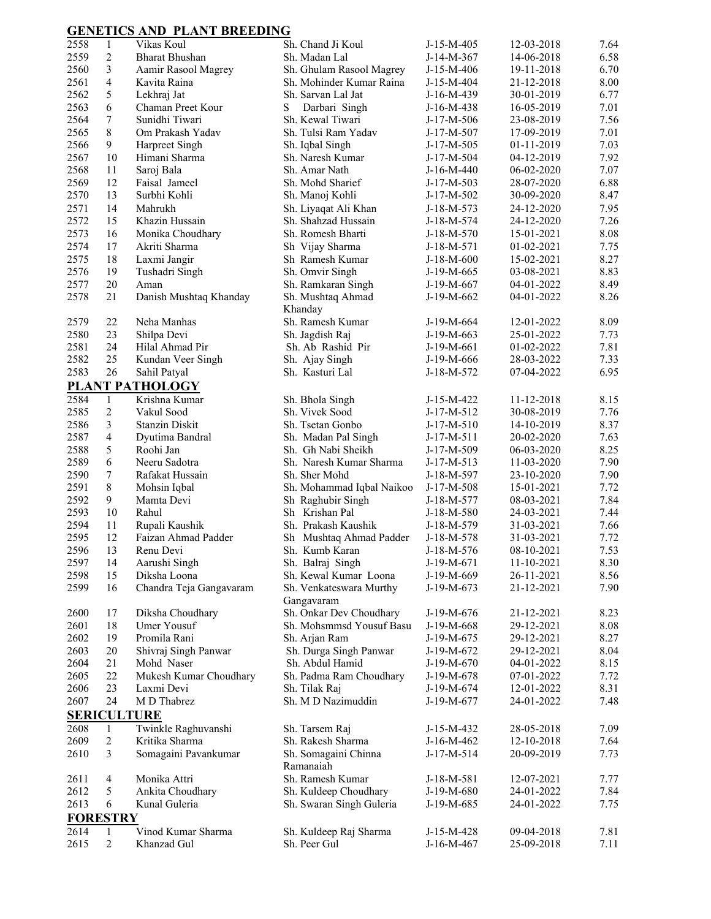## GENETICS AND PLANT BREEDING

| | | | | | | |
|---|---|---|---|---|---|---|
| 2558 | 1 | Vikas Koul | Sh. Chand Ji Koul | J-15-M-405 | 12-03-2018 | 7.64 |
| 2559 | 2 | Bharat Bhushan | Sh. Madan Lal | J-14-M-367 | 14-06-2018 | 6.58 |
| 2560 | 3 | Aamir Rasool Magrey | Sh. Ghulam Rasool Magrey | J-15-M-406 | 19-11-2018 | 6.70 |
| 2561 | 4 | Kavita Raina | Sh. Mohinder Kumar Raina | J-15-M-404 | 21-12-2018 | 8.00 |
| 2562 | 5 | Lekhraj Jat | Sh. Sarvan Lal Jat | J-16-M-439 | 30-01-2019 | 6.77 |
| 2563 | 6 | Chaman Preet Kour | S Darbari Singh | J-16-M-438 | 16-05-2019 | 7.01 |
| 2564 | 7 | Sunidhi Tiwari | Sh. Kewal Tiwari | J-17-M-506 | 23-08-2019 | 7.56 |
| 2565 | 8 | Om Prakash Yadav | Sh. Tulsi Ram Yadav | J-17-M-507 | 17-09-2019 | 7.01 |
| 2566 | 9 | Harpreet Singh | Sh. Iqbal Singh | J-17-M-505 | 01-11-2019 | 7.03 |
| 2567 | 10 | Himani Sharma | Sh. Naresh Kumar | J-17-M-504 | 04-12-2019 | 7.92 |
| 2568 | 11 | Saroj Bala | Sh. Amar Nath | J-16-M-440 | 06-02-2020 | 7.07 |
| 2569 | 12 | Faisal Jameel | Sh. Mohd Sharief | J-17-M-503 | 28-07-2020 | 6.88 |
| 2570 | 13 | Surbhi Kohli | Sh. Manoj Kohli | J-17-M-502 | 30-09-2020 | 8.47 |
| 2571 | 14 | Mahrukh | Sh. Liyaqat Ali Khan | J-18-M-573 | 24-12-2020 | 7.95 |
| 2572 | 15 | Khazin Hussain | Sh. Shahzad Hussain | J-18-M-574 | 24-12-2020 | 7.26 |
| 2573 | 16 | Monika Choudhary | Sh. Romesh Bharti | J-18-M-570 | 15-01-2021 | 8.08 |
| 2574 | 17 | Akriti Sharma | Sh Vijay Sharma | J-18-M-571 | 01-02-2021 | 7.75 |
| 2575 | 18 | Laxmi Jangir | Sh Ramesh Kumar | J-18-M-600 | 15-02-2021 | 8.27 |
| 2576 | 19 | Tushadri Singh | Sh. Omvir Singh | J-19-M-665 | 03-08-2021 | 8.83 |
| 2577 | 20 | Aman | Sh. Ramkaran Singh | J-19-M-667 | 04-01-2022 | 8.49 |
| 2578 | 21 | Danish Mushtaq Khanday | Sh. Mushtaq Ahmad Khanday | J-19-M-662 | 04-01-2022 | 8.26 |
| 2579 | 22 | Neha Manhas | Sh. Ramesh Kumar | J-19-M-664 | 12-01-2022 | 8.09 |
| 2580 | 23 | Shilpa Devi | Sh. Jagdish Raj | J-19-M-663 | 25-01-2022 | 7.73 |
| 2581 | 24 | Hilal Ahmad Pir | Sh. Ab Rashid Pir | J-19-M-661 | 01-02-2022 | 7.81 |
| 2582 | 25 | Kundan Veer Singh | Sh. Ajay Singh | J-19-M-666 | 28-03-2022 | 7.33 |
| 2583 | 26 | Sahil Patyal | Sh. Kasturi Lal | J-18-M-572 | 07-04-2022 | 6.95 |

## PLANT PATHOLOGY

| | | | | | | |
|---|---|---|---|---|---|---|
| 2584 | 1 | Krishna Kumar | Sh. Bhola Singh | J-15-M-422 | 11-12-2018 | 8.15 |
| 2585 | 2 | Vakul Sood | Sh. Vivek Sood | J-17-M-512 | 30-08-2019 | 7.76 |
| 2586 | 3 | Stanzin Diskit | Sh. Tsetan Gonbo | J-17-M-510 | 14-10-2019 | 8.37 |
| 2587 | 4 | Dyutima Bandral | Sh. Madan Pal Singh | J-17-M-511 | 20-02-2020 | 7.63 |
| 2588 | 5 | Roohi Jan | Sh. Gh Nabi Sheikh | J-17-M-509 | 06-03-2020 | 8.25 |
| 2589 | 6 | Neeru Sadotra | Sh. Naresh Kumar Sharma | J-17-M-513 | 11-03-2020 | 7.90 |
| 2590 | 7 | Rafakat Hussain | Sh. Sher Mohd | J-18-M-597 | 23-10-2020 | 7.90 |
| 2591 | 8 | Mohsin Iqbal | Sh. Mohammad Iqbal Naikoo | J-17-M-508 | 15-01-2021 | 7.72 |
| 2592 | 9 | Mamta Devi | Sh Raghubir Singh | J-18-M-577 | 08-03-2021 | 7.84 |
| 2593 | 10 | Rahul | Sh Krishan Pal | J-18-M-580 | 24-03-2021 | 7.44 |
| 2594 | 11 | Rupali Kaushik | Sh. Prakash Kaushik | J-18-M-579 | 31-03-2021 | 7.66 |
| 2595 | 12 | Faizan Ahmad Padder | Sh Mushtaq Ahmad Padder | J-18-M-578 | 31-03-2021 | 7.72 |
| 2596 | 13 | Renu Devi | Sh. Kumb Karan | J-18-M-576 | 08-10-2021 | 7.53 |
| 2597 | 14 | Aarushi Singh | Sh. Balraj Singh | J-19-M-671 | 11-10-2021 | 8.30 |
| 2598 | 15 | Diksha Loona | Sh. Kewal Kumar Loona | J-19-M-669 | 26-11-2021 | 8.56 |
| 2599 | 16 | Chandra Teja Gangavaram | Sh. Venkateswara Murthy Gangavaram | J-19-M-673 | 21-12-2021 | 7.90 |
| 2600 | 17 | Diksha Choudhary | Sh. Onkar Dev Choudhary | J-19-M-676 | 21-12-2021 | 8.23 |
| 2601 | 18 | Umer Yousuf | Sh. Mohsmmsd Yousuf Basu | J-19-M-668 | 29-12-2021 | 8.08 |
| 2602 | 19 | Promila Rani | Sh. Arjan Ram | J-19-M-675 | 29-12-2021 | 8.27 |
| 2603 | 20 | Shivraj Singh Panwar | Sh. Durga Singh Panwar | J-19-M-672 | 29-12-2021 | 8.04 |
| 2604 | 21 | Mohd Naser | Sh. Abdul Hamid | J-19-M-670 | 04-01-2022 | 8.15 |
| 2605 | 22 | Mukesh Kumar Choudhary | Sh. Padma Ram Choudhary | J-19-M-678 | 07-01-2022 | 7.72 |
| 2606 | 23 | Laxmi Devi | Sh. Tilak Raj | J-19-M-674 | 12-01-2022 | 8.31 |
| 2607 | 24 | M D Thabrez | Sh. M D Nazimuddin | J-19-M-677 | 24-01-2022 | 7.48 |

## SERICULTURE

| | | | | | | |
|---|---|---|---|---|---|---|
| 2608 | 1 | Twinkle Raghuvanshi | Sh. Tarsem Raj | J-15-M-432 | 28-05-2018 | 7.09 |
| 2609 | 2 | Kritika Sharma | Sh. Rakesh Sharma | J-16-M-462 | 12-10-2018 | 7.64 |
| 2610 | 3 | Somagaini Pavankumar | Sh. Somagaini Chinna Ramanaiah | J-17-M-514 | 20-09-2019 | 7.73 |
| 2611 | 4 | Monika Attri | Sh. Ramesh Kumar | J-18-M-581 | 12-07-2021 | 7.77 |
| 2612 | 5 | Ankita Choudhary | Sh. Kuldeep Choudhary | J-19-M-680 | 24-01-2022 | 7.84 |
| 2613 | 6 | Kunal Guleria | Sh. Swaran Singh Guleria | J-19-M-685 | 24-01-2022 | 7.75 |

## FORESTRY

| | | | | | | |
|---|---|---|---|---|---|---|
| 2614 | 1 | Vinod Kumar Sharma | Sh. Kuldeep Raj Sharma | J-15-M-428 | 09-04-2018 | 7.81 |
| 2615 | 2 | Khanzad Gul | Sh. Peer Gul | J-16-M-467 | 25-09-2018 | 7.11 |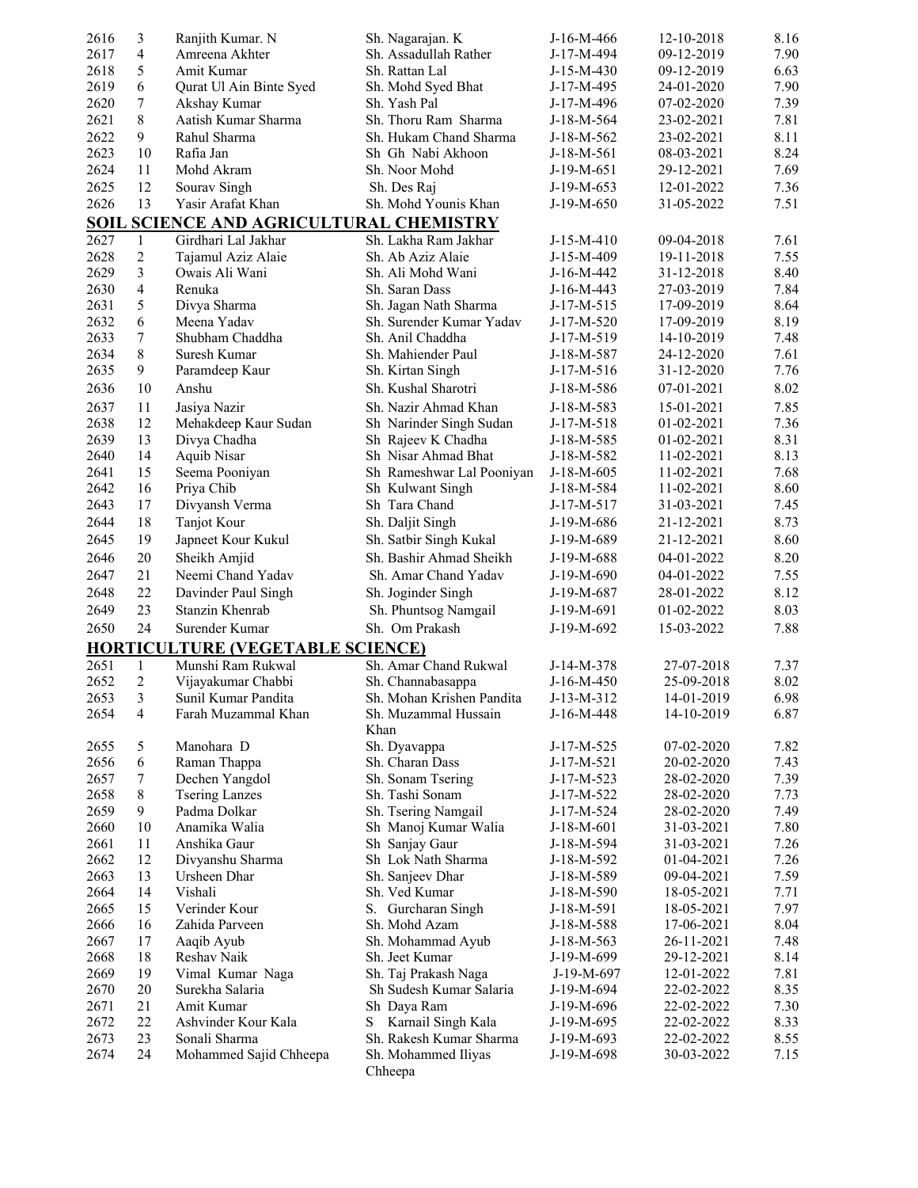| | | | | | | |
|---|---|---|---|---|---|---|
| 2616 | 3 | Ranjith Kumar. N | Sh. Nagarajan. K | J-16-M-466 | 12-10-2018 | 8.16 |
| 2617 | 4 | Amreena Akhter | Sh. Assadullah Rather | J-17-M-494 | 09-12-2019 | 7.90 |
| 2618 | 5 | Amit Kumar | Sh. Rattan Lal | J-15-M-430 | 09-12-2019 | 6.63 |
| 2619 | 6 | Qurat Ul Ain Binte Syed | Sh. Mohd Syed Bhat | J-17-M-495 | 24-01-2020 | 7.90 |
| 2620 | 7 | Akshay Kumar | Sh. Yash Pal | J-17-M-496 | 07-02-2020 | 7.39 |
| 2621 | 8 | Aatish Kumar Sharma | Sh. Thoru Ram Sharma | J-18-M-564 | 23-02-2021 | 7.81 |
| 2622 | 9 | Rahul Sharma | Sh. Hukam Chand Sharma | J-18-M-562 | 23-02-2021 | 8.11 |
| 2623 | 10 | Rafia Jan | Sh Gh Nabi Akhoon | J-18-M-561 | 08-03-2021 | 8.24 |
| 2624 | 11 | Mohd Akram | Sh. Noor Mohd | J-19-M-651 | 29-12-2021 | 7.69 |
| 2625 | 12 | Sourav Singh | Sh. Des Raj | J-19-M-653 | 12-01-2022 | 7.36 |
| 2626 | 13 | Yasir Arafat Khan | Sh. Mohd Younis Khan | J-19-M-650 | 31-05-2022 | 7.51 |

## SOIL SCIENCE AND AGRICULTURAL CHEMISTRY

| | | | | | | |
|---|---|---|---|---|---|---|
| 2627 | 1 | Girdhari Lal Jakhar | Sh. Lakha Ram Jakhar | J-15-M-410 | 09-04-2018 | 7.61 |
| 2628 | 2 | Tajamul Aziz Alaie | Sh. Ab Aziz Alaie | J-15-M-409 | 19-11-2018 | 7.55 |
| 2629 | 3 | Owais Ali Wani | Sh. Ali Mohd Wani | J-16-M-442 | 31-12-2018 | 8.40 |
| 2630 | 4 | Renuka | Sh. Saran Dass | J-16-M-443 | 27-03-2019 | 7.84 |
| 2631 | 5 | Divya Sharma | Sh. Jagan Nath Sharma | J-17-M-515 | 17-09-2019 | 8.64 |
| 2632 | 6 | Meena Yadav | Sh. Surender Kumar Yadav | J-17-M-520 | 17-09-2019 | 8.19 |
| 2633 | 7 | Shubham Chaddha | Sh. Anil Chaddha | J-17-M-519 | 14-10-2019 | 7.48 |
| 2634 | 8 | Suresh Kumar | Sh. Mahiender Paul | J-18-M-587 | 24-12-2020 | 7.61 |
| 2635 | 9 | Paramdeep Kaur | Sh. Kirtan Singh | J-17-M-516 | 31-12-2020 | 7.76 |
| 2636 | 10 | Anshu | Sh. Kushal Sharotri | J-18-M-586 | 07-01-2021 | 8.02 |
| 2637 | 11 | Jasiya Nazir | Sh. Nazir Ahmad Khan | J-18-M-583 | 15-01-2021 | 7.85 |
| 2638 | 12 | Mehakdeep Kaur Sudan | Sh Narinder Singh Sudan | J-17-M-518 | 01-02-2021 | 7.36 |
| 2639 | 13 | Divya Chadha | Sh Rajeev K Chadha | J-18-M-585 | 01-02-2021 | 8.31 |
| 2640 | 14 | Aquib Nisar | Sh Nisar Ahmad Bhat | J-18-M-582 | 11-02-2021 | 8.13 |
| 2641 | 15 | Seema Pooniyan | Sh Rameshwar Lal Pooniyan | J-18-M-605 | 11-02-2021 | 7.68 |
| 2642 | 16 | Priya Chib | Sh Kulwant Singh | J-18-M-584 | 11-02-2021 | 8.60 |
| 2643 | 17 | Divyansh Verma | Sh Tara Chand | J-17-M-517 | 31-03-2021 | 7.45 |
| 2644 | 18 | Tanjot Kour | Sh. Daljit Singh | J-19-M-686 | 21-12-2021 | 8.73 |
| 2645 | 19 | Japneet Kour Kukul | Sh. Satbir Singh Kukal | J-19-M-689 | 21-12-2021 | 8.60 |
| 2646 | 20 | Sheikh Amjid | Sh. Bashir Ahmad Sheikh | J-19-M-688 | 04-01-2022 | 8.20 |
| 2647 | 21 | Neemi Chand Yadav | Sh. Amar Chand Yadav | J-19-M-690 | 04-01-2022 | 7.55 |
| 2648 | 22 | Davinder Paul Singh | Sh. Joginder Singh | J-19-M-687 | 28-01-2022 | 8.12 |
| 2649 | 23 | Stanzin Khenrab | Sh. Phuntsog Namgail | J-19-M-691 | 01-02-2022 | 8.03 |
| 2650 | 24 | Surender Kumar | Sh. Om Prakash | J-19-M-692 | 15-03-2022 | 7.88 |

## HORTICULTURE (VEGETABLE SCIENCE)

| | | | | | | |
|---|---|---|---|---|---|---|
| 2651 | 1 | Munshi Ram Rukwal | Sh. Amar Chand Rukwal | J-14-M-378 | 27-07-2018 | 7.37 |
| 2652 | 2 | Vijayakumar Chabbi | Sh. Channabasappa | J-16-M-450 | 25-09-2018 | 8.02 |
| 2653 | 3 | Sunil Kumar Pandita | Sh. Mohan Krishen Pandita | J-13-M-312 | 14-01-2019 | 6.98 |
| 2654 | 4 | Farah Muzammal Khan | Sh. Muzammal Hussain Khan | J-16-M-448 | 14-10-2019 | 6.87 |
| 2655 | 5 | Manohara D | Sh. Dyavappa | J-17-M-525 | 07-02-2020 | 7.82 |
| 2656 | 6 | Raman Thappa | Sh. Charan Dass | J-17-M-521 | 20-02-2020 | 7.43 |
| 2657 | 7 | Dechen Yangdol | Sh. Sonam Tsering | J-17-M-523 | 28-02-2020 | 7.39 |
| 2658 | 8 | Tsering Lanzes | Sh. Tashi Sonam | J-17-M-522 | 28-02-2020 | 7.73 |
| 2659 | 9 | Padma Dolkar | Sh. Tsering Namgail | J-17-M-524 | 28-02-2020 | 7.49 |
| 2660 | 10 | Anamika Walia | Sh Manoj Kumar Walia | J-18-M-601 | 31-03-2021 | 7.80 |
| 2661 | 11 | Anshika Gaur | Sh Sanjay Gaur | J-18-M-594 | 31-03-2021 | 7.26 |
| 2662 | 12 | Divyanshu Sharma | Sh Lok Nath Sharma | J-18-M-592 | 01-04-2021 | 7.26 |
| 2663 | 13 | Ursheen Dhar | Sh. Sanjeev Dhar | J-18-M-589 | 09-04-2021 | 7.59 |
| 2664 | 14 | Vishali | Sh. Ved Kumar | J-18-M-590 | 18-05-2021 | 7.71 |
| 2665 | 15 | Verinder Kour | S. Gurcharan Singh | J-18-M-591 | 18-05-2021 | 7.97 |
| 2666 | 16 | Zahida Parveen | Sh. Mohd Azam | J-18-M-588 | 17-06-2021 | 8.04 |
| 2667 | 17 | Aaqib Ayub | Sh. Mohammad Ayub | J-18-M-563 | 26-11-2021 | 7.48 |
| 2668 | 18 | Reshav Naik | Sh. Jeet Kumar | J-19-M-699 | 29-12-2021 | 8.14 |
| 2669 | 19 | Vimal Kumar Naga | Sh. Taj Prakash Naga | J-19-M-697 | 12-01-2022 | 7.81 |
| 2670 | 20 | Surekha Salaria | Sh Sudesh Kumar Salaria | J-19-M-694 | 22-02-2022 | 8.35 |
| 2671 | 21 | Amit Kumar | Sh Daya Ram | J-19-M-696 | 22-02-2022 | 7.30 |
| 2672 | 22 | Ashvinder Kour Kala | S Karnail Singh Kala | J-19-M-695 | 22-02-2022 | 8.33 |
| 2673 | 23 | Sonali Sharma | Sh. Rakesh Kumar Sharma | J-19-M-693 | 22-02-2022 | 8.55 |
| 2674 | 24 | Mohammed Sajid Chheepa | Sh. Mohammed Iliyas Chheepa | J-19-M-698 | 30-03-2022 | 7.15 |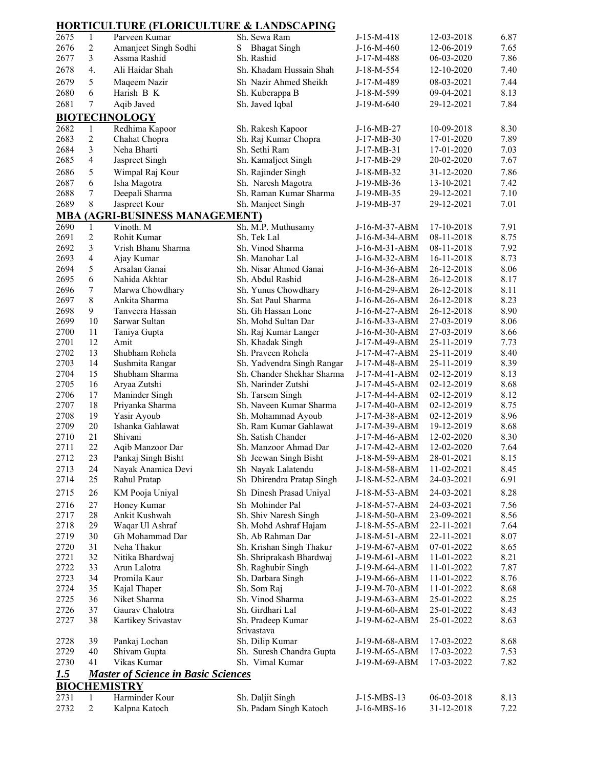## HORTICULTURE (FLORICULTURE & LANDSCAPING

| | | | | | | |
|---|---|---|---|---|---|---|
| 2675 | 1 | Parveen Kumar | Sh. Sewa Ram | J-15-M-418 | 12-03-2018 | 6.87 |
| 2676 | 2 | Amanjeet Singh Sodhi | S Bhagat Singh | J-16-M-460 | 12-06-2019 | 7.65 |
| 2677 | 3 | Assma Rashid | Sh. Rashid | J-17-M-488 | 06-03-2020 | 7.86 |
| 2678 | 4. | Ali Haidar Shah | Sh. Khadam Hussain Shah | J-18-M-554 | 12-10-2020 | 7.40 |
| 2679 | 5 | Maqeem Nazir | Sh Nazir Ahmed Sheikh | J-17-M-489 | 08-03-2021 | 7.44 |
| 2680 | 6 | Harish B K | Sh. Kuberappa B | J-18-M-599 | 09-04-2021 | 8.13 |
| 2681 | 7 | Aqib Javed | Sh. Javed Iqbal | J-19-M-640 | 29-12-2021 | 7.84 |

## BIOTECHNOLOGY

| | | | | | | |
|---|---|---|---|---|---|---|
| 2682 | 1 | Redhima Kapoor | Sh. Rakesh Kapoor | J-16-MB-27 | 10-09-2018 | 8.30 |
| 2683 | 2 | Chahat Chopra | Sh. Raj Kumar Chopra | J-17-MB-30 | 17-01-2020 | 7.89 |
| 2684 | 3 | Neha Bharti | Sh. Sethi Ram | J-17-MB-31 | 17-01-2020 | 7.03 |
| 2685 | 4 | Jaspreet Singh | Sh. Kamaljeet Singh | J-17-MB-29 | 20-02-2020 | 7.67 |
| 2686 | 5 | Wimpal Raj Kour | Sh. Rajinder Singh | J-18-MB-32 | 31-12-2020 | 7.86 |
| 2687 | 6 | Isha Magotra | Sh. Naresh Magotra | J-19-MB-36 | 13-10-2021 | 7.42 |
| 2688 | 7 | Deepali Sharma | Sh. Raman Kumar Sharma | J-19-MB-35 | 29-12-2021 | 7.10 |
| 2689 | 8 | Jaspreet Kour | Sh. Manjeet Singh | J-19-MB-37 | 29-12-2021 | 7.01 |

## MBA (AGRI-BUSINESS MANAGEMENT)

| | | | | | | |
|---|---|---|---|---|---|---|
| 2690 | 1 | Vinoth. M | Sh. M.P. Muthusamy | J-16-M-37-ABM | 17-10-2018 | 7.91 |
| 2691 | 2 | Rohit Kumar | Sh. Tek Lal | J-16-M-34-ABM | 08-11-2018 | 8.75 |
| 2692 | 3 | Vrish Bhanu Sharma | Sh. Vinod Sharma | J-16-M-31-ABM | 08-11-2018 | 7.92 |
| 2693 | 4 | Ajay Kumar | Sh. Manohar Lal | J-16-M-32-ABM | 16-11-2018 | 8.73 |
| 2694 | 5 | Arsalan Ganai | Sh. Nisar Ahmed Ganai | J-16-M-36-ABM | 26-12-2018 | 8.06 |
| 2695 | 6 | Nahida Akhtar | Sh. Abdul Rashid | J-16-M-28-ABM | 26-12-2018 | 8.17 |
| 2696 | 7 | Marwa Chowdhary | Sh. Yunus Chowdhary | J-16-M-29-ABM | 26-12-2018 | 8.11 |
| 2697 | 8 | Ankita Sharma | Sh. Sat Paul Sharma | J-16-M-26-ABM | 26-12-2018 | 8.23 |
| 2698 | 9 | Tanveera Hassan | Sh. Gh Hassan Lone | J-16-M-27-ABM | 26-12-2018 | 8.90 |
| 2699 | 10 | Sarwar Sultan | Sh. Mohd Sultan Dar | J-16-M-33-ABM | 27-03-2019 | 8.06 |
| 2700 | 11 | Taniya Gupta | Sh. Raj Kumar Langer | J-16-M-30-ABM | 27-03-2019 | 8.66 |
| 2701 | 12 | Amit | Sh. Khadak Singh | J-17-M-49-ABM | 25-11-2019 | 7.73 |
| 2702 | 13 | Shubham Rohela | Sh. Praveen Rohela | J-17-M-47-ABM | 25-11-2019 | 8.40 |
| 2703 | 14 | Sushmita Rangar | Sh. Yadvendra Singh Rangar | J-17-M-48-ABM | 25-11-2019 | 8.39 |
| 2704 | 15 | Shubham Sharma | Sh. Chander Shekhar Sharma | J-17-M-41-ABM | 02-12-2019 | 8.13 |
| 2705 | 16 | Aryaa Zutshi | Sh. Narinder Zutshi | J-17-M-45-ABM | 02-12-2019 | 8.68 |
| 2706 | 17 | Maninder Singh | Sh. Tarsem Singh | J-17-M-44-ABM | 02-12-2019 | 8.12 |
| 2707 | 18 | Priyanka Sharma | Sh. Naveen Kumar Sharma | J-17-M-40-ABM | 02-12-2019 | 8.75 |
| 2708 | 19 | Yasir Ayoub | Sh. Mohammad Ayoub | J-17-M-38-ABM | 02-12-2019 | 8.96 |
| 2709 | 20 | Ishanka Gahlawat | Sh. Ram Kumar Gahlawat | J-17-M-39-ABM | 19-12-2019 | 8.68 |
| 2710 | 21 | Shivani | Sh. Satish Chander | J-17-M-46-ABM | 12-02-2020 | 8.30 |
| 2711 | 22 | Aqib Manzoor Dar | Sh. Manzoor Ahmad Dar | J-17-M-42-ABM | 12-02-2020 | 7.64 |
| 2712 | 23 | Pankaj Singh Bisht | Sh Jeewan Singh Bisht | J-18-M-59-ABM | 28-01-2021 | 8.15 |
| 2713 | 24 | Nayak Anamica Devi | Sh Nayak Lalatendu | J-18-M-58-ABM | 11-02-2021 | 8.45 |
| 2714 | 25 | Rahul Pratap | Sh Dhirendra Pratap Singh | J-18-M-52-ABM | 24-03-2021 | 6.91 |
| 2715 | 26 | KM Pooja Uniyal | Sh Dinesh Prasad Uniyal | J-18-M-53-ABM | 24-03-2021 | 8.28 |
| 2716 | 27 | Honey Kumar | Sh Mohinder Pal | J-18-M-57-ABM | 24-03-2021 | 7.56 |
| 2717 | 28 | Ankit Kushwah | Sh. Shiv Naresh Singh | J-18-M-50-ABM | 23-09-2021 | 8.56 |
| 2718 | 29 | Waqar Ul Ashraf | Sh. Mohd Ashraf Hajam | J-18-M-55-ABM | 22-11-2021 | 7.64 |
| 2719 | 30 | Gh Mohammad Dar | Sh. Ab Rahman Dar | J-18-M-51-ABM | 22-11-2021 | 8.07 |
| 2720 | 31 | Neha Thakur | Sh. Krishan Singh Thakur | J-19-M-67-ABM | 07-01-2022 | 8.65 |
| 2721 | 32 | Nitika Bhardwaj | Sh. Shriprakash Bhardwaj | J-19-M-61-ABM | 11-01-2022 | 8.21 |
| 2722 | 33 | Arun Lalotra | Sh. Raghubir Singh | J-19-M-64-ABM | 11-01-2022 | 7.87 |
| 2723 | 34 | Promila Kaur | Sh. Darbara Singh | J-19-M-66-ABM | 11-01-2022 | 8.76 |
| 2724 | 35 | Kajal Thaper | Sh. Som Raj | J-19-M-70-ABM | 11-01-2022 | 8.68 |
| 2725 | 36 | Niket Sharma | Sh. Vinod Sharma | J-19-M-63-ABM | 25-01-2022 | 8.25 |
| 2726 | 37 | Gaurav Chalotra | Sh. Girdhari Lal | J-19-M-60-ABM | 25-01-2022 | 8.43 |
| 2727 | 38 | Kartikey Srivastav | Sh. Pradeep Kumar Srivastava | J-19-M-62-ABM | 25-01-2022 | 8.63 |
| 2728 | 39 | Pankaj Lochan | Sh. Dilip Kumar | J-19-M-68-ABM | 17-03-2022 | 8.68 |
| 2729 | 40 | Shivam Gupta | Sh. Suresh Chandra Gupta | J-19-M-65-ABM | 17-03-2022 | 7.53 |
| 2730 | 41 | Vikas Kumar | Sh. Vimal Kumar | J-19-M-69-ABM | 17-03-2022 | 7.82 |

## *1.5 Master of Science in Basic Sciences*

## BIOCHEMISTRY

| | | | | | | |
|---|---|---|---|---|---|---|
| 2731 | 1 | Harminder Kour | Sh. Daljit Singh | J-15-MBS-13 | 06-03-2018 | 8.13 |
| 2732 | 2 | Kalpna Katoch | Sh. Padam Singh Katoch | J-16-MBS-16 | 31-12-2018 | 7.22 |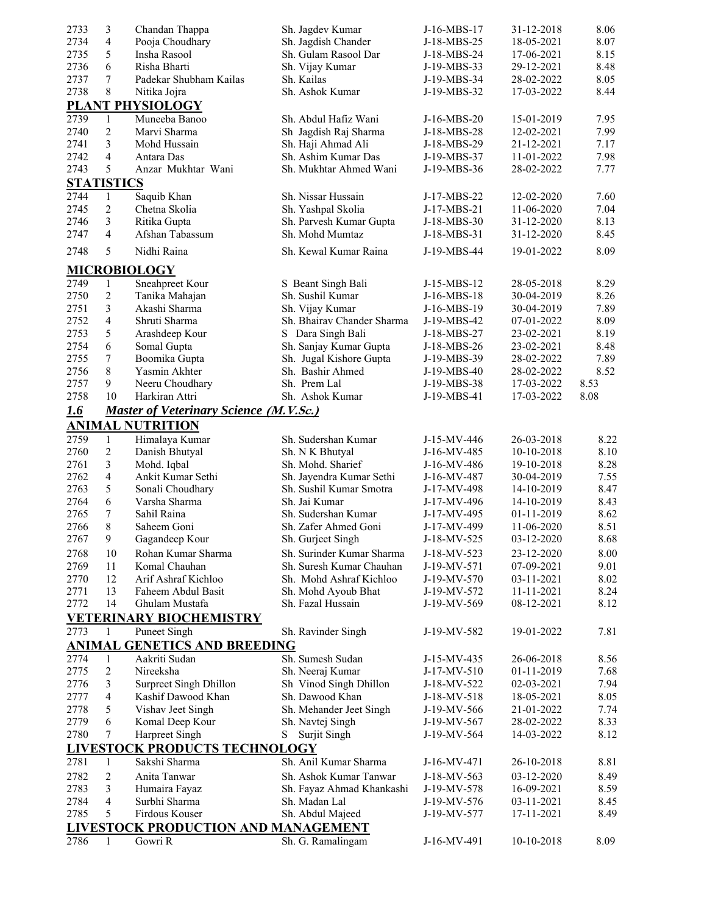| | | | | | | |
|---|---|---|---|---|---|---|
| 2733 | 3 | Chandan Thappa | Sh. Jagdev Kumar | J-16-MBS-17 | 31-12-2018 | 8.06 |
| 2734 | 4 | Pooja Choudhary | Sh. Jagdish Chander | J-18-MBS-25 | 18-05-2021 | 8.07 |
| 2735 | 5 | Insha Rasool | Sh. Gulam Rasool Dar | J-18-MBS-24 | 17-06-2021 | 8.15 |
| 2736 | 6 | Risha Bharti | Sh. Vijay Kumar | J-19-MBS-33 | 29-12-2021 | 8.48 |
| 2737 | 7 | Padekar Shubham Kailas | Sh. Kailas | J-19-MBS-34 | 28-02-2022 | 8.05 |
| 2738 | 8 | Nitika Jojra | Sh. Ashok Kumar | J-19-MBS-32 | 17-03-2022 | 8.44 |

**PLANT PHYSIOLOGY**

| | | | | | | |
|---|---|---|---|---|---|---|
| 2739 | 1 | Muneeba Banoo | Sh. Abdul Hafiz Wani | J-16-MBS-20 | 15-01-2019 | 7.95 |
| 2740 | 2 | Marvi Sharma | Sh Jagdish Raj Sharma | J-18-MBS-28 | 12-02-2021 | 7.99 |
| 2741 | 3 | Mohd Hussain | Sh. Haji Ahmad Ali | J-18-MBS-29 | 21-12-2021 | 7.17 |
| 2742 | 4 | Antara Das | Sh. Ashim Kumar Das | J-19-MBS-37 | 11-01-2022 | 7.98 |
| 2743 | 5 | Anzar Mukhtar Wani | Sh. Mukhtar Ahmed Wani | J-19-MBS-36 | 28-02-2022 | 7.77 |

**STATISTICS**

| | | | | | | |
|---|---|---|---|---|---|---|
| 2744 | 1 | Saquib Khan | Sh. Nissar Hussain | J-17-MBS-22 | 12-02-2020 | 7.60 |
| 2745 | 2 | Chetna Skolia | Sh. Yashpal Skolia | J-17-MBS-21 | 11-06-2020 | 7.04 |
| 2746 | 3 | Ritika Gupta | Sh. Parvesh Kumar Gupta | J-18-MBS-30 | 31-12-2020 | 8.13 |
| 2747 | 4 | Afshan Tabassum | Sh. Mohd Mumtaz | J-18-MBS-31 | 31-12-2020 | 8.45 |
| 2748 | 5 | Nidhi Raina | Sh. Kewal Kumar Raina | J-19-MBS-44 | 19-01-2022 | 8.09 |

**MICROBIOLOGY**

| | | | | | | |
|---|---|---|---|---|---|---|
| 2749 | 1 | Sneahpreet Kour | S Beant Singh Bali | J-15-MBS-12 | 28-05-2018 | 8.29 |
| 2750 | 2 | Tanika Mahajan | Sh. Sushil Kumar | J-16-MBS-18 | 30-04-2019 | 8.26 |
| 2751 | 3 | Akashi Sharma | Sh. Vijay Kumar | J-16-MBS-19 | 30-04-2019 | 7.89 |
| 2752 | 4 | Shruti Sharma | Sh. Bhairav Chander Sharma | J-19-MBS-42 | 07-01-2022 | 8.09 |
| 2753 | 5 | Arashdeep Kour | S Dara Singh Bali | J-18-MBS-27 | 23-02-2021 | 8.19 |
| 2754 | 6 | Somal Gupta | Sh. Sanjay Kumar Gupta | J-18-MBS-26 | 23-02-2021 | 8.48 |
| 2755 | 7 | Boomika Gupta | Sh. Jugal Kishore Gupta | J-19-MBS-39 | 28-02-2022 | 7.89 |
| 2756 | 8 | Yasmin Akhter | Sh. Bashir Ahmed | J-19-MBS-40 | 28-02-2022 | 8.52 |
| 2757 | 9 | Neeru Choudhary | Sh. Prem Lal | J-19-MBS-38 | 17-03-2022 | 8.53 |
| 2758 | 10 | Harkiran Attri | Sh. Ashok Kumar | J-19-MBS-41 | 17-03-2022 | 8.08 |

## ***1.6 Master of Veterinary Science (M.V.Sc.)***

**ANIMAL NUTRITION**

| | | | | | | |
|---|---|---|---|---|---|---|
| 2759 | 1 | Himalaya Kumar | Sh. Sudershan Kumar | J-15-MV-446 | 26-03-2018 | 8.22 |
| 2760 | 2 | Danish Bhutyal | Sh. N K Bhutyal | J-16-MV-485 | 10-10-2018 | 8.10 |
| 2761 | 3 | Mohd. Iqbal | Sh. Mohd. Sharief | J-16-MV-486 | 19-10-2018 | 8.28 |
| 2762 | 4 | Ankit Kumar Sethi | Sh. Jayendra Kumar Sethi | J-16-MV-487 | 30-04-2019 | 7.55 |
| 2763 | 5 | Sonali Choudhary | Sh. Sushil Kumar Smotra | J-17-MV-498 | 14-10-2019 | 8.47 |
| 2764 | 6 | Varsha Sharma | Sh. Jai Kumar | J-17-MV-496 | 14-10-2019 | 8.43 |
| 2765 | 7 | Sahil Raina | Sh. Sudershan Kumar | J-17-MV-495 | 01-11-2019 | 8.62 |
| 2766 | 8 | Saheem Goni | Sh. Zafer Ahmed Goni | J-17-MV-499 | 11-06-2020 | 8.51 |
| 2767 | 9 | Gagandeep Kour | Sh. Gurjeet Singh | J-18-MV-525 | 03-12-2020 | 8.68 |
| 2768 | 10 | Rohan Kumar Sharma | Sh. Surinder Kumar Sharma | J-18-MV-523 | 23-12-2020 | 8.00 |
| 2769 | 11 | Komal Chauhan | Sh. Suresh Kumar Chauhan | J-19-MV-571 | 07-09-2021 | 9.01 |
| 2770 | 12 | Arif Ashraf Kichloo | Sh. Mohd Ashraf Kichloo | J-19-MV-570 | 03-11-2021 | 8.02 |
| 2771 | 13 | Faheem Abdul Basit | Sh. Mohd Ayoub Bhat | J-19-MV-572 | 11-11-2021 | 8.24 |
| 2772 | 14 | Ghulam Mustafa | Sh. Fazal Hussain | J-19-MV-569 | 08-12-2021 | 8.12 |

**VETERINARY BIOCHEMISTRY**

| | | | | | | |
|---|---|---|---|---|---|---|
| 2773 | 1 | Puneet Singh | Sh. Ravinder Singh | J-19-MV-582 | 19-01-2022 | 7.81 |

**ANIMAL GENETICS AND BREEDING**

| | | | | | | |
|---|---|---|---|---|---|---|
| 2774 | 1 | Aakriti Sudan | Sh. Sumesh Sudan | J-15-MV-435 | 26-06-2018 | 8.56 |
| 2775 | 2 | Nireeksha | Sh. Neeraj Kumar | J-17-MV-510 | 01-11-2019 | 7.68 |
| 2776 | 3 | Surpreet Singh Dhillon | Sh Vinod Singh Dhillon | J-18-MV-522 | 02-03-2021 | 7.94 |
| 2777 | 4 | Kashif Dawood Khan | Sh. Dawood Khan | J-18-MV-518 | 18-05-2021 | 8.05 |
| 2778 | 5 | Vishav Jeet Singh | Sh. Mehander Jeet Singh | J-19-MV-566 | 21-01-2022 | 7.74 |
| 2779 | 6 | Komal Deep Kour | Sh. Navtej Singh | J-19-MV-567 | 28-02-2022 | 8.33 |
| 2780 | 7 | Harpreet Singh | S Surjit Singh | J-19-MV-564 | 14-03-2022 | 8.12 |

**LIVESTOCK PRODUCTS TECHNOLOGY**

| | | | | | | |
|---|---|---|---|---|---|---|
| 2781 | 1 | Sakshi Sharma | Sh. Anil Kumar Sharma | J-16-MV-471 | 26-10-2018 | 8.81 |
| 2782 | 2 | Anita Tanwar | Sh. Ashok Kumar Tanwar | J-18-MV-563 | 03-12-2020 | 8.49 |
| 2783 | 3 | Humaira Fayaz | Sh. Fayaz Ahmad Khankashi | J-19-MV-578 | 16-09-2021 | 8.59 |
| 2784 | 4 | Surbhi Sharma | Sh. Madan Lal | J-19-MV-576 | 03-11-2021 | 8.45 |
| 2785 | 5 | Firdous Kouser | Sh. Abdul Majeed | J-19-MV-577 | 17-11-2021 | 8.49 |

**LIVESTOCK PRODUCTION AND MANAGEMENT**

| | | | | | | |
|---|---|---|---|---|---|---|
| 2786 | 1 | Gowri R | Sh. G. Ramalingam | J-16-MV-491 | 10-10-2018 | 8.09 |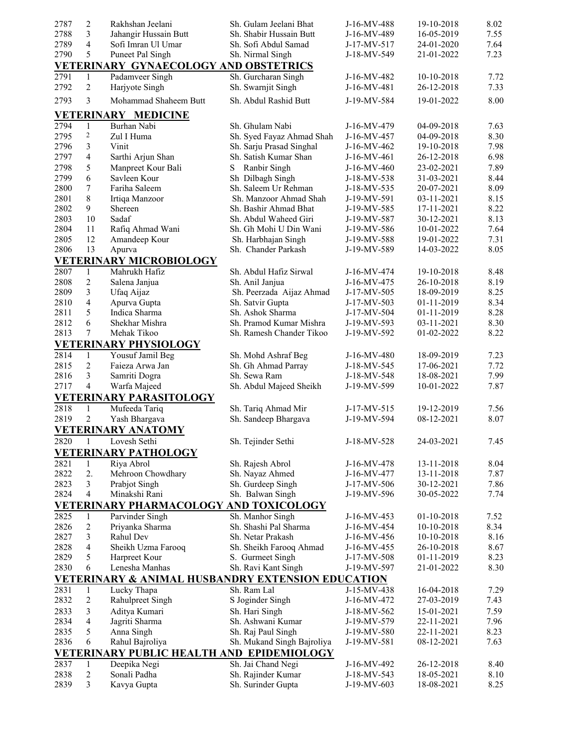| | | | | | | |
|---|---|---|---|---|---|---|
| 2787 | 2 | Rakhshan Jeelani | Sh. Gulam Jeelani Bhat | J-16-MV-488 | 19-10-2018 | 8.02 |
| 2788 | 3 | Jahangir Hussain Butt | Sh. Shabir Hussain Butt | J-16-MV-489 | 16-05-2019 | 7.55 |
| 2789 | 4 | Sofi Imran Ul Umar | Sh. Sofi Abdul Samad | J-17-MV-517 | 24-01-2020 | 7.64 |
| 2790 | 5 | Puneet Pal Singh | Sh. Nirmal Singh | J-18-MV-549 | 21-01-2022 | 7.23 |

## VETERINARY GYNAECOLOGY AND OBSTETRICS

| | | | | | | |
|---|---|---|---|---|---|---|
| 2791 | 1 | Padamveer Singh | Sh. Gurcharan Singh | J-16-MV-482 | 10-10-2018 | 7.72 |
| 2792 | 2 | Harjyote Singh | Sh. Swarnjit Singh | J-16-MV-481 | 26-12-2018 | 7.33 |
| 2793 | 3 | Mohammad Shaheem Butt | Sh. Abdul Rashid Butt | J-19-MV-584 | 19-01-2022 | 8.00 |

## VETERINARY MEDICINE

| | | | | | | |
|---|---|---|---|---|---|---|
| 2794 | 1 | Burhan Nabi | Sh. Ghulam Nabi | J-16-MV-479 | 04-09-2018 | 7.63 |
| 2795 | 2 | Zul I Huma | Sh. Syed Fayaz Ahmad Shah | J-16-MV-457 | 04-09-2018 | 8.30 |
| 2796 | 3 | Vinit | Sh. Sarju Prasad Singhal | J-16-MV-462 | 19-10-2018 | 7.98 |
| 2797 | 4 | Sarthi Arjun Shan | Sh. Satish Kumar Shan | J-16-MV-461 | 26-12-2018 | 6.98 |
| 2798 | 5 | Manpreet Kour Bali | S Ranbir Singh | J-16-MV-460 | 23-02-2021 | 7.89 |
| 2799 | 6 | Savleen Kour | Sh Dilbagh Singh | J-18-MV-538 | 31-03-2021 | 8.44 |
| 2800 | 7 | Fariha Saleem | Sh. Saleem Ur Rehman | J-18-MV-535 | 20-07-2021 | 8.09 |
| 2801 | 8 | Irtiqa Manzoor | Sh. Manzoor Ahmad Shah | J-19-MV-591 | 03-11-2021 | 8.15 |
| 2802 | 9 | Shereen | Sh. Bashir Ahmad Bhat | J-19-MV-585 | 17-11-2021 | 8.22 |
| 2803 | 10 | Sadaf | Sh. Abdul Waheed Giri | J-19-MV-587 | 30-12-2021 | 8.13 |
| 2804 | 11 | Rafiq Ahmad Wani | Sh. Gh Mohi U Din Wani | J-19-MV-586 | 10-01-2022 | 7.64 |
| 2805 | 12 | Amandeep Kour | Sh. Harbhajan Singh | J-19-MV-588 | 19-01-2022 | 7.31 |
| 2806 | 13 | Apurva | Sh. Chander Parkash | J-19-MV-589 | 14-03-2022 | 8.05 |

## VETERINARY MICROBIOLOGY

| | | | | | | |
|---|---|---|---|---|---|---|
| 2807 | 1 | Mahrukh Hafiz | Sh. Abdul Hafiz Sirwal | J-16-MV-474 | 19-10-2018 | 8.48 |
| 2808 | 2 | Salena Janjua | Sh. Anil Janjua | J-16-MV-475 | 26-10-2018 | 8.19 |
| 2809 | 3 | Ufaq Aijaz | Sh. Peerzada Aijaz Ahmad | J-17-MV-505 | 18-09-2019 | 8.25 |
| 2810 | 4 | Apurva Gupta | Sh. Satvir Gupta | J-17-MV-503 | 01-11-2019 | 8.34 |
| 2811 | 5 | Indica Sharma | Sh. Ashok Sharma | J-17-MV-504 | 01-11-2019 | 8.28 |
| 2812 | 6 | Shekhar Mishra | Sh. Pramod Kumar Mishra | J-19-MV-593 | 03-11-2021 | 8.30 |
| 2813 | 7 | Mehak Tikoo | Sh. Ramesh Chander Tikoo | J-19-MV-592 | 01-02-2022 | 8.22 |

## VETERINARY PHYSIOLOGY

| | | | | | | |
|---|---|---|---|---|---|---|
| 2814 | 1 | Yousuf Jamil Beg | Sh. Mohd Ashraf Beg | J-16-MV-480 | 18-09-2019 | 7.23 |
| 2815 | 2 | Faieza Arwa Jan | Sh. Gh Ahmad Parray | J-18-MV-545 | 17-06-2021 | 7.72 |
| 2816 | 3 | Samriti Dogra | Sh. Sewa Ram | J-18-MV-548 | 18-08-2021 | 7.99 |
| 2717 | 4 | Warfa Majeed | Sh. Abdul Majeed Sheikh | J-19-MV-599 | 10-01-2022 | 7.87 |

## VETERINARY PARASITOLOGY

| | | | | | | |
|---|---|---|---|---|---|---|
| 2818 | 1 | Mufeeda Tariq | Sh. Tariq Ahmad Mir | J-17-MV-515 | 19-12-2019 | 7.56 |
| 2819 | 2 | Yash Bhargava | Sh. Sandeep Bhargava | J-19-MV-594 | 08-12-2021 | 8.07 |

## VETERINARY ANATOMY

| | | | | | | |
|---|---|---|---|---|---|---|
| 2820 | 1 | Lovesh Sethi | Sh. Tejinder Sethi | J-18-MV-528 | 24-03-2021 | 7.45 |

## VETERINARY PATHOLOGY

| | | | | | | |
|---|---|---|---|---|---|---|
| 2821 | 1 | Riya Abrol | Sh. Rajesh Abrol | J-16-MV-478 | 13-11-2018 | 8.04 |
| 2822 | 2. | Mehroon Chowdhary | Sh. Nayaz Ahmed | J-16-MV-477 | 13-11-2018 | 7.87 |
| 2823 | 3 | Prabjot Singh | Sh. Gurdeep Singh | J-17-MV-506 | 30-12-2021 | 7.86 |
| 2824 | 4 | Minakshi Rani | Sh. Balwan Singh | J-19-MV-596 | 30-05-2022 | 7.74 |

## VETERINARY PHARMACOLOGY AND TOXICOLOGY

| | | | | | | |
|---|---|---|---|---|---|---|
| 2825 | 1 | Parvinder Singh | Sh. Manhor Singh | J-16-MV-453 | 01-10-2018 | 7.52 |
| 2826 | 2 | Priyanka Sharma | Sh. Shashi Pal Sharma | J-16-MV-454 | 10-10-2018 | 8.34 |
| 2827 | 3 | Rahul Dev | Sh. Netar Prakash | J-16-MV-456 | 10-10-2018 | 8.16 |
| 2828 | 4 | Sheikh Uzma Farooq | Sh. Sheikh Farooq Ahmad | J-16-MV-455 | 26-10-2018 | 8.67 |
| 2829 | 5 | Harpreet Kour | S. Gurmeet Singh | J-17-MV-508 | 01-11-2019 | 8.23 |
| 2830 | 6 | Lenesha Manhas | Sh. Ravi Kant Singh | J-19-MV-597 | 21-01-2022 | 8.30 |

## VETERINARY & ANIMAL HUSBANDRY EXTENSION EDUCATION

| | | | | | | |
|---|---|---|---|---|---|---|
| 2831 | 1 | Lucky Thapa | Sh. Ram Lal | J-15-MV-438 | 16-04-2018 | 7.29 |
| 2832 | 2 | Rahulpreet Singh | S Joginder Singh | J-16-MV-472 | 27-03-2019 | 7.43 |
| 2833 | 3 | Aditya Kumari | Sh. Hari Singh | J-18-MV-562 | 15-01-2021 | 7.59 |
| 2834 | 4 | Jagriti Sharma | Sh. Ashwani Kumar | J-19-MV-579 | 22-11-2021 | 7.96 |
| 2835 | 5 | Anna Singh | Sh. Raj Paul Singh | J-19-MV-580 | 22-11-2021 | 8.23 |
| 2836 | 6 | Rahul Bajroliya | Sh. Mukand Singh Bajroliya | J-19-MV-581 | 08-12-2021 | 7.63 |

## VETERINARY PUBLIC HEALTH AND EPIDEMIOLOGY

| | | | | | | |
|---|---|---|---|---|---|---|
| 2837 | 1 | Deepika Negi | Sh. Jai Chand Negi | J-16-MV-492 | 26-12-2018 | 8.40 |
| 2838 | 2 | Sonali Padha | Sh. Rajinder Kumar | J-18-MV-543 | 18-05-2021 | 8.10 |
| 2839 | 3 | Kavya Gupta | Sh. Surinder Gupta | J-19-MV-603 | 18-08-2021 | 8.25 |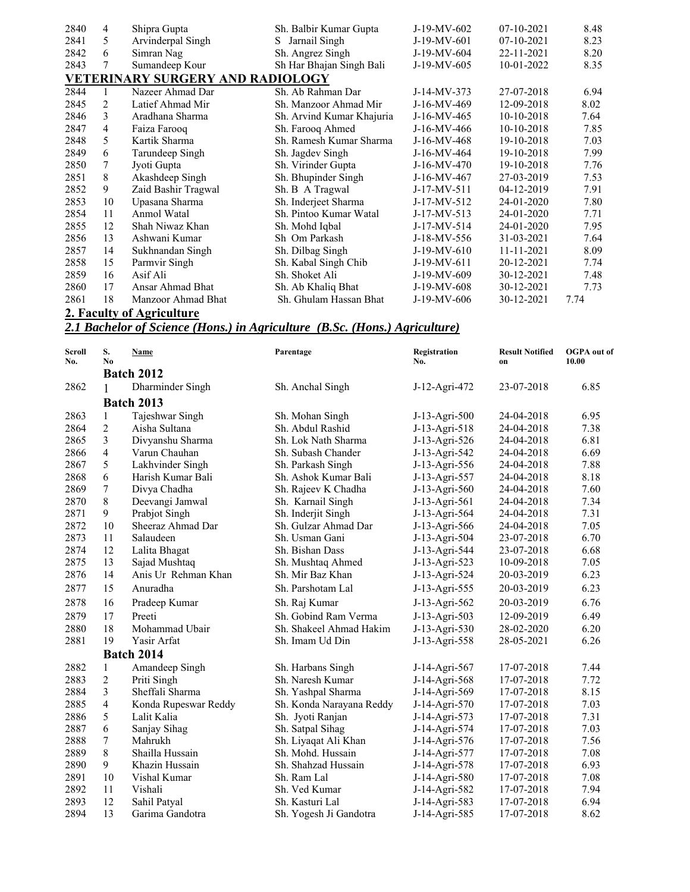| | | | | | | |
|---|---|---|---|---|---|---|
| 2840 | 4 | Shipra Gupta | Sh. Balbir Kumar Gupta | J-19-MV-602 | 07-10-2021 | 8.48 |
| 2841 | 5 | Arvinderpal Singh | S Jarnail Singh | J-19-MV-601 | 07-10-2021 | 8.23 |
| 2842 | 6 | Simran Nag | Sh. Angrez Singh | J-19-MV-604 | 22-11-2021 | 8.20 |
| 2843 | 7 | Sumandeep Kour | Sh Har Bhajan Singh Bali | J-19-MV-605 | 10-01-2022 | 8.35 |

**VETERINARY SURGERY AND RADIOLOGY**

| | | | | | | |
|---|---|---|---|---|---|---|
| 2844 | 1 | Nazeer Ahmad Dar | Sh. Ab Rahman Dar | J-14-MV-373 | 27-07-2018 | 6.94 |
| 2845 | 2 | Latief Ahmad Mir | Sh. Manzoor Ahmad Mir | J-16-MV-469 | 12-09-2018 | 8.02 |
| 2846 | 3 | Aradhana Sharma | Sh. Arvind Kumar Khajuria | J-16-MV-465 | 10-10-2018 | 7.64 |
| 2847 | 4 | Faiza Farooq | Sh. Farooq Ahmed | J-16-MV-466 | 10-10-2018 | 7.85 |
| 2848 | 5 | Kartik Sharma | Sh. Ramesh Kumar Sharma | J-16-MV-468 | 19-10-2018 | 7.03 |
| 2849 | 6 | Tarundeep Singh | Sh. Jagdev Singh | J-16-MV-464 | 19-10-2018 | 7.99 |
| 2850 | 7 | Jyoti Gupta | Sh. Virinder Gupta | J-16-MV-470 | 19-10-2018 | 7.76 |
| 2851 | 8 | Akashdeep Singh | Sh. Bhupinder Singh | J-16-MV-467 | 27-03-2019 | 7.53 |
| 2852 | 9 | Zaid Bashir Tragwal | Sh. B A Tragwal | J-17-MV-511 | 04-12-2019 | 7.91 |
| 2853 | 10 | Upasana Sharma | Sh. Inderjeet Sharma | J-17-MV-512 | 24-01-2020 | 7.80 |
| 2854 | 11 | Anmol Watal | Sh. Pintoo Kumar Watal | J-17-MV-513 | 24-01-2020 | 7.71 |
| 2855 | 12 | Shah Niwaz Khan | Sh. Mohd Iqbal | J-17-MV-514 | 24-01-2020 | 7.95 |
| 2856 | 13 | Ashwani Kumar | Sh Om Parkash | J-18-MV-556 | 31-03-2021 | 7.64 |
| 2857 | 14 | Sukhnandan Singh | Sh. Dilbag Singh | J-19-MV-610 | 11-11-2021 | 8.09 |
| 2858 | 15 | Parmvir Singh | Sh. Kabal Singh Chib | J-19-MV-611 | 20-12-2021 | 7.74 |
| 2859 | 16 | Asif Ali | Sh. Shoket Ali | J-19-MV-609 | 30-12-2021 | 7.48 |
| 2860 | 17 | Ansar Ahmad Bhat | Sh. Ab Khaliq Bhat | J-19-MV-608 | 30-12-2021 | 7.73 |
| 2861 | 18 | Manzoor Ahmad Bhat | Sh. Ghulam Hassan Bhat | J-19-MV-606 | 30-12-2021 | 7.74 |

## 2. Faculty of Agriculture

### *2.1 Bachelor of Science (Hons.) in Agriculture (B.Sc. (Hons.) Agriculture)*

| Scroll No. | S. No | Name | Parentage | Registration No. | Result Notified on | OGPA out of 10.00 |
|---|---|---|---|---|---|---|
| | | **Batch 2012** | | | | |
| 2862 | 1 | Dharminder Singh | Sh. Anchal Singh | J-12-Agri-472 | 23-07-2018 | 6.85 |
| | | **Batch 2013** | | | | |
| 2863 | 1 | Tajeshwar Singh | Sh. Mohan Singh | J-13-Agri-500 | 24-04-2018 | 6.95 |
| 2864 | 2 | Aisha Sultana | Sh. Abdul Rashid | J-13-Agri-518 | 24-04-2018 | 7.38 |
| 2865 | 3 | Divyanshu Sharma | Sh. Lok Nath Sharma | J-13-Agri-526 | 24-04-2018 | 6.81 |
| 2866 | 4 | Varun Chauhan | Sh. Subash Chander | J-13-Agri-542 | 24-04-2018 | 6.69 |
| 2867 | 5 | Lakhvinder Singh | Sh. Parkash Singh | J-13-Agri-556 | 24-04-2018 | 7.88 |
| 2868 | 6 | Harish Kumar Bali | Sh. Ashok Kumar Bali | J-13-Agri-557 | 24-04-2018 | 8.18 |
| 2869 | 7 | Divya Chadha | Sh. Rajeev K Chadha | J-13-Agri-560 | 24-04-2018 | 7.60 |
| 2870 | 8 | Deevangi Jamwal | Sh. Karnail Singh | J-13-Agri-561 | 24-04-2018 | 7.34 |
| 2871 | 9 | Prabjot Singh | Sh. Inderjit Singh | J-13-Agri-564 | 24-04-2018 | 7.31 |
| 2872 | 10 | Sheeraz Ahmad Dar | Sh. Gulzar Ahmad Dar | J-13-Agri-566 | 24-04-2018 | 7.05 |
| 2873 | 11 | Salaudeen | Sh. Usman Gani | J-13-Agri-504 | 23-07-2018 | 6.70 |
| 2874 | 12 | Lalita Bhagat | Sh. Bishan Dass | J-13-Agri-544 | 23-07-2018 | 6.68 |
| 2875 | 13 | Sajad Mushtaq | Sh. Mushtaq Ahmed | J-13-Agri-523 | 10-09-2018 | 7.05 |
| 2876 | 14 | Anis Ur Rehman Khan | Sh. Mir Baz Khan | J-13-Agri-524 | 20-03-2019 | 6.23 |
| 2877 | 15 | Anuradha | Sh. Parshotam Lal | J-13-Agri-555 | 20-03-2019 | 6.23 |
| 2878 | 16 | Pradeep Kumar | Sh. Raj Kumar | J-13-Agri-562 | 20-03-2019 | 6.76 |
| 2879 | 17 | Preeti | Sh. Gobind Ram Verma | J-13-Agri-503 | 12-09-2019 | 6.49 |
| 2880 | 18 | Mohammad Ubair | Sh. Shakeel Ahmad Hakim | J-13-Agri-530 | 28-02-2020 | 6.20 |
| 2881 | 19 | Yasir Arfat | Sh. Imam Ud Din | J-13-Agri-558 | 28-05-2021 | 6.26 |
| | | **Batch 2014** | | | | |
| 2882 | 1 | Amandeep Singh | Sh. Harbans Singh | J-14-Agri-567 | 17-07-2018 | 7.44 |
| 2883 | 2 | Priti Singh | Sh. Naresh Kumar | J-14-Agri-568 | 17-07-2018 | 7.72 |
| 2884 | 3 | Sheffali Sharma | Sh. Yashpal Sharma | J-14-Agri-569 | 17-07-2018 | 8.15 |
| 2885 | 4 | Konda Rupeswar Reddy | Sh. Konda Narayana Reddy | J-14-Agri-570 | 17-07-2018 | 7.03 |
| 2886 | 5 | Lalit Kalia | Sh. Jyoti Ranjan | J-14-Agri-573 | 17-07-2018 | 7.31 |
| 2887 | 6 | Sanjay Sihag | Sh. Satpal Sihag | J-14-Agri-574 | 17-07-2018 | 7.03 |
| 2888 | 7 | Mahrukh | Sh. Liyaqat Ali Khan | J-14-Agri-576 | 17-07-2018 | 7.56 |
| 2889 | 8 | Shailla Hussain | Sh. Mohd. Hussain | J-14-Agri-577 | 17-07-2018 | 7.08 |
| 2890 | 9 | Khazin Hussain | Sh. Shahzad Hussain | J-14-Agri-578 | 17-07-2018 | 6.93 |
| 2891 | 10 | Vishal Kumar | Sh. Ram Lal | J-14-Agri-580 | 17-07-2018 | 7.08 |
| 2892 | 11 | Vishali | Sh. Ved Kumar | J-14-Agri-582 | 17-07-2018 | 7.94 |
| 2893 | 12 | Sahil Patyal | Sh. Kasturi Lal | J-14-Agri-583 | 17-07-2018 | 6.94 |
| 2894 | 13 | Garima Gandotra | Sh. Yogesh Ji Gandotra | J-14-Agri-585 | 17-07-2018 | 8.62 |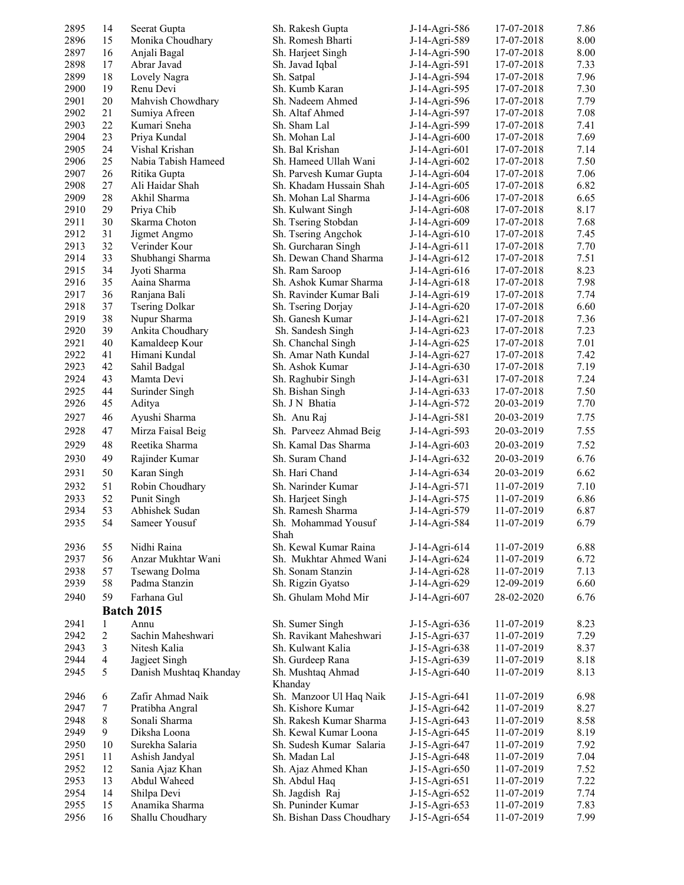| | | | | | | |
|---|---|---|---|---|---|---|
| 2895 | 14 | Seerat Gupta | Sh. Rakesh Gupta | J-14-Agri-586 | 17-07-2018 | 7.86 |
| 2896 | 15 | Monika Choudhary | Sh. Romesh Bharti | J-14-Agri-589 | 17-07-2018 | 8.00 |
| 2897 | 16 | Anjali Bagal | Sh. Harjeet Singh | J-14-Agri-590 | 17-07-2018 | 8.00 |
| 2898 | 17 | Abrar Javad | Sh. Javad Iqbal | J-14-Agri-591 | 17-07-2018 | 7.33 |
| 2899 | 18 | Lovely Nagra | Sh. Satpal | J-14-Agri-594 | 17-07-2018 | 7.96 |
| 2900 | 19 | Renu Devi | Sh. Kumb Karan | J-14-Agri-595 | 17-07-2018 | 7.30 |
| 2901 | 20 | Mahvish Chowdhary | Sh. Nadeem Ahmed | J-14-Agri-596 | 17-07-2018 | 7.79 |
| 2902 | 21 | Sumiya Afreen | Sh. Altaf Ahmed | J-14-Agri-597 | 17-07-2018 | 7.08 |
| 2903 | 22 | Kumari Sneha | Sh. Sham Lal | J-14-Agri-599 | 17-07-2018 | 7.41 |
| 2904 | 23 | Priya Kundal | Sh. Mohan Lal | J-14-Agri-600 | 17-07-2018 | 7.69 |
| 2905 | 24 | Vishal Krishan | Sh. Bal Krishan | J-14-Agri-601 | 17-07-2018 | 7.14 |
| 2906 | 25 | Nabia Tabish Hameed | Sh. Hameed Ullah Wani | J-14-Agri-602 | 17-07-2018 | 7.50 |
| 2907 | 26 | Ritika Gupta | Sh. Parvesh Kumar Gupta | J-14-Agri-604 | 17-07-2018 | 7.06 |
| 2908 | 27 | Ali Haidar Shah | Sh. Khadam Hussain Shah | J-14-Agri-605 | 17-07-2018 | 6.82 |
| 2909 | 28 | Akhil Sharma | Sh. Mohan Lal Sharma | J-14-Agri-606 | 17-07-2018 | 6.65 |
| 2910 | 29 | Priya Chib | Sh. Kulwant Singh | J-14-Agri-608 | 17-07-2018 | 8.17 |
| 2911 | 30 | Skarma Choton | Sh. Tsering Stobdan | J-14-Agri-609 | 17-07-2018 | 7.68 |
| 2912 | 31 | Jigmet Angmo | Sh. Tsering Angchok | J-14-Agri-610 | 17-07-2018 | 7.45 |
| 2913 | 32 | Verinder Kour | Sh. Gurcharan Singh | J-14-Agri-611 | 17-07-2018 | 7.70 |
| 2914 | 33 | Shubhangi Sharma | Sh. Dewan Chand Sharma | J-14-Agri-612 | 17-07-2018 | 7.51 |
| 2915 | 34 | Jyoti Sharma | Sh. Ram Saroop | J-14-Agri-616 | 17-07-2018 | 8.23 |
| 2916 | 35 | Aaina Sharma | Sh. Ashok Kumar Sharma | J-14-Agri-618 | 17-07-2018 | 7.98 |
| 2917 | 36 | Ranjana Bali | Sh. Ravinder Kumar Bali | J-14-Agri-619 | 17-07-2018 | 7.74 |
| 2918 | 37 | Tsering Dolkar | Sh. Tsering Dorjay | J-14-Agri-620 | 17-07-2018 | 6.60 |
| 2919 | 38 | Nupur Sharma | Sh. Ganesh Kumar | J-14-Agri-621 | 17-07-2018 | 7.36 |
| 2920 | 39 | Ankita Choudhary | Sh. Sandesh Singh | J-14-Agri-623 | 17-07-2018 | 7.23 |
| 2921 | 40 | Kamaldeep Kour | Sh. Chanchal Singh | J-14-Agri-625 | 17-07-2018 | 7.01 |
| 2922 | 41 | Himani Kundal | Sh. Amar Nath Kundal | J-14-Agri-627 | 17-07-2018 | 7.42 |
| 2923 | 42 | Sahil Badgal | Sh. Ashok Kumar | J-14-Agri-630 | 17-07-2018 | 7.19 |
| 2924 | 43 | Mamta Devi | Sh. Raghubir Singh | J-14-Agri-631 | 17-07-2018 | 7.24 |
| 2925 | 44 | Surinder Singh | Sh. Bishan Singh | J-14-Agri-633 | 17-07-2018 | 7.50 |
| 2926 | 45 | Aditya | Sh. J N Bhatia | J-14-Agri-572 | 20-03-2019 | 7.70 |
| 2927 | 46 | Ayushi Sharma | Sh. Anu Raj | J-14-Agri-581 | 20-03-2019 | 7.75 |
| 2928 | 47 | Mirza Faisal Beig | Sh. Parveez Ahmad Beig | J-14-Agri-593 | 20-03-2019 | 7.55 |
| 2929 | 48 | Reetika Sharma | Sh. Kamal Das Sharma | J-14-Agri-603 | 20-03-2019 | 7.52 |
| 2930 | 49 | Rajinder Kumar | Sh. Suram Chand | J-14-Agri-632 | 20-03-2019 | 6.76 |
| 2931 | 50 | Karan Singh | Sh. Hari Chand | J-14-Agri-634 | 20-03-2019 | 6.62 |
| 2932 | 51 | Robin Choudhary | Sh. Narinder Kumar | J-14-Agri-571 | 11-07-2019 | 7.10 |
| 2933 | 52 | Punit Singh | Sh. Harjeet Singh | J-14-Agri-575 | 11-07-2019 | 6.86 |
| 2934 | 53 | Abhishek Sudan | Sh. Ramesh Sharma | J-14-Agri-579 | 11-07-2019 | 6.87 |
| 2935 | 54 | Sameer Yousuf | Sh. Mohammad Yousuf Shah | J-14-Agri-584 | 11-07-2019 | 6.79 |
| 2936 | 55 | Nidhi Raina | Sh. Kewal Kumar Raina | J-14-Agri-614 | 11-07-2019 | 6.88 |
| 2937 | 56 | Anzar Mukhtar Wani | Sh. Mukhtar Ahmed Wani | J-14-Agri-624 | 11-07-2019 | 6.72 |
| 2938 | 57 | Tsewang Dolma | Sh. Sonam Stanzin | J-14-Agri-628 | 11-07-2019 | 7.13 |
| 2939 | 58 | Padma Stanzin | Sh. Rigzin Gyatso | J-14-Agri-629 | 12-09-2019 | 6.60 |
| 2940 | 59 | Farhana Gul | Sh. Ghulam Mohd Mir | J-14-Agri-607 | 28-02-2020 | 6.76 |
| | | **Batch 2015** | | | | |
| 2941 | 1 | Annu | Sh. Sumer Singh | J-15-Agri-636 | 11-07-2019 | 8.23 |
| 2942 | 2 | Sachin Maheshwari | Sh. Ravikant Maheshwari | J-15-Agri-637 | 11-07-2019 | 7.29 |
| 2943 | 3 | Nitesh Kalia | Sh. Kulwant Kalia | J-15-Agri-638 | 11-07-2019 | 8.37 |
| 2944 | 4 | Jagjeet Singh | Sh. Gurdeep Rana | J-15-Agri-639 | 11-07-2019 | 8.18 |
| 2945 | 5 | Danish Mushtaq Khanday | Sh. Mushtaq Ahmad Khanday | J-15-Agri-640 | 11-07-2019 | 8.13 |
| 2946 | 6 | Zafir Ahmad Naik | Sh. Manzoor Ul Haq Naik | J-15-Agri-641 | 11-07-2019 | 6.98 |
| 2947 | 7 | Pratibha Angral | Sh. Kishore Kumar | J-15-Agri-642 | 11-07-2019 | 8.27 |
| 2948 | 8 | Sonali Sharma | Sh. Rakesh Kumar Sharma | J-15-Agri-643 | 11-07-2019 | 8.58 |
| 2949 | 9 | Diksha Loona | Sh. Kewal Kumar Loona | J-15-Agri-645 | 11-07-2019 | 8.19 |
| 2950 | 10 | Surekha Salaria | Sh. Sudesh Kumar Salaria | J-15-Agri-647 | 11-07-2019 | 7.92 |
| 2951 | 11 | Ashish Jandyal | Sh. Madan Lal | J-15-Agri-648 | 11-07-2019 | 7.04 |
| 2952 | 12 | Sania Ajaz Khan | Sh. Ajaz Ahmed Khan | J-15-Agri-650 | 11-07-2019 | 7.52 |
| 2953 | 13 | Abdul Waheed | Sh. Abdul Haq | J-15-Agri-651 | 11-07-2019 | 7.22 |
| 2954 | 14 | Shilpa Devi | Sh. Jagdish Raj | J-15-Agri-652 | 11-07-2019 | 7.74 |
| 2955 | 15 | Anamika Sharma | Sh. Puninder Kumar | J-15-Agri-653 | 11-07-2019 | 7.83 |
| 2956 | 16 | Shallu Choudhary | Sh. Bishan Dass Choudhary | J-15-Agri-654 | 11-07-2019 | 7.99 |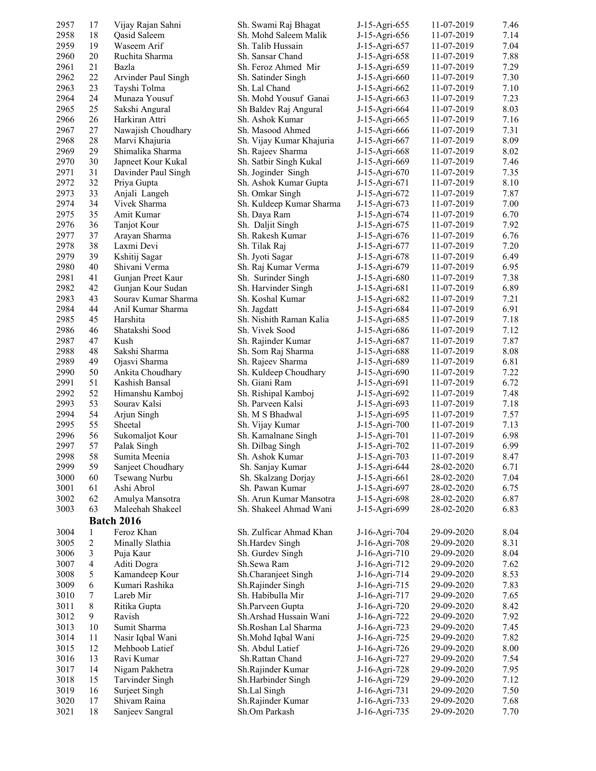| | | | | | | |
|---|---|---|---|---|---|---|
| 2957 | 17 | Vijay Rajan Sahni | Sh. Swami Raj Bhagat | J-15-Agri-655 | 11-07-2019 | 7.46 |
| 2958 | 18 | Qasid Saleem | Sh. Mohd Saleem Malik | J-15-Agri-656 | 11-07-2019 | 7.14 |
| 2959 | 19 | Waseem Arif | Sh. Talib Hussain | J-15-Agri-657 | 11-07-2019 | 7.04 |
| 2960 | 20 | Ruchita Sharma | Sh. Sansar Chand | J-15-Agri-658 | 11-07-2019 | 7.88 |
| 2961 | 21 | Bazla | Sh. Feroz Ahmed Mir | J-15-Agri-659 | 11-07-2019 | 7.29 |
| 2962 | 22 | Arvinder Paul Singh | Sh. Satinder Singh | J-15-Agri-660 | 11-07-2019 | 7.30 |
| 2963 | 23 | Tayshi Tolma | Sh. Lal Chand | J-15-Agri-662 | 11-07-2019 | 7.10 |
| 2964 | 24 | Munaza Yousuf | Sh. Mohd Yousuf Ganai | J-15-Agri-663 | 11-07-2019 | 7.23 |
| 2965 | 25 | Sakshi Angural | Sh Baldev Raj Angural | J-15-Agri-664 | 11-07-2019 | 8.03 |
| 2966 | 26 | Harkiran Attri | Sh. Ashok Kumar | J-15-Agri-665 | 11-07-2019 | 7.16 |
| 2967 | 27 | Nawajish Choudhary | Sh. Masood Ahmed | J-15-Agri-666 | 11-07-2019 | 7.31 |
| 2968 | 28 | Marvi Khajuria | Sh. Vijay Kumar Khajuria | J-15-Agri-667 | 11-07-2019 | 8.09 |
| 2969 | 29 | Shimalika Sharma | Sh. Rajeev Sharma | J-15-Agri-668 | 11-07-2019 | 8.02 |
| 2970 | 30 | Japneet Kour Kukal | Sh. Satbir Singh Kukal | J-15-Agri-669 | 11-07-2019 | 7.46 |
| 2971 | 31 | Davinder Paul Singh | Sh. Joginder Singh | J-15-Agri-670 | 11-07-2019 | 7.35 |
| 2972 | 32 | Priya Gupta | Sh. Ashok Kumar Gupta | J-15-Agri-671 | 11-07-2019 | 8.10 |
| 2973 | 33 | Anjali Langeh | Sh. Omkar Singh | J-15-Agri-672 | 11-07-2019 | 7.87 |
| 2974 | 34 | Vivek Sharma | Sh. Kuldeep Kumar Sharma | J-15-Agri-673 | 11-07-2019 | 7.00 |
| 2975 | 35 | Amit Kumar | Sh. Daya Ram | J-15-Agri-674 | 11-07-2019 | 6.70 |
| 2976 | 36 | Tanjot Kour | Sh. Daljit Singh | J-15-Agri-675 | 11-07-2019 | 7.92 |
| 2977 | 37 | Arayan Sharma | Sh. Rakesh Kumar | J-15-Agri-676 | 11-07-2019 | 6.76 |
| 2978 | 38 | Laxmi Devi | Sh. Tilak Raj | J-15-Agri-677 | 11-07-2019 | 7.20 |
| 2979 | 39 | Kshitij Sagar | Sh. Jyoti Sagar | J-15-Agri-678 | 11-07-2019 | 6.49 |
| 2980 | 40 | Shivani Verma | Sh. Raj Kumar Verma | J-15-Agri-679 | 11-07-2019 | 6.95 |
| 2981 | 41 | Gunjan Preet Kaur | Sh. Surinder Singh | J-15-Agri-680 | 11-07-2019 | 7.38 |
| 2982 | 42 | Gunjan Kour Sudan | Sh. Harvinder Singh | J-15-Agri-681 | 11-07-2019 | 6.89 |
| 2983 | 43 | Sourav Kumar Sharma | Sh. Koshal Kumar | J-15-Agri-682 | 11-07-2019 | 7.21 |
| 2984 | 44 | Anil Kumar Sharma | Sh. Jagdatt | J-15-Agri-684 | 11-07-2019 | 6.91 |
| 2985 | 45 | Harshita | Sh. Nishith Raman Kalia | J-15-Agri-685 | 11-07-2019 | 7.18 |
| 2986 | 46 | Shatakshi Sood | Sh. Vivek Sood | J-15-Agri-686 | 11-07-2019 | 7.12 |
| 2987 | 47 | Kush | Sh. Rajinder Kumar | J-15-Agri-687 | 11-07-2019 | 7.87 |
| 2988 | 48 | Sakshi Sharma | Sh. Som Raj Sharma | J-15-Agri-688 | 11-07-2019 | 8.08 |
| 2989 | 49 | Ojasvi Sharma | Sh. Rajeev Sharma | J-15-Agri-689 | 11-07-2019 | 6.81 |
| 2990 | 50 | Ankita Choudhary | Sh. Kuldeep Choudhary | J-15-Agri-690 | 11-07-2019 | 7.22 |
| 2991 | 51 | Kashish Bansal | Sh. Giani Ram | J-15-Agri-691 | 11-07-2019 | 6.72 |
| 2992 | 52 | Himanshu Kamboj | Sh. Rishipal Kamboj | J-15-Agri-692 | 11-07-2019 | 7.48 |
| 2993 | 53 | Sourav Kalsi | Sh. Parveen Kalsi | J-15-Agri-693 | 11-07-2019 | 7.18 |
| 2994 | 54 | Arjun Singh | Sh. M S Bhadwal | J-15-Agri-695 | 11-07-2019 | 7.57 |
| 2995 | 55 | Sheetal | Sh. Vijay Kumar | J-15-Agri-700 | 11-07-2019 | 7.13 |
| 2996 | 56 | Sukomaljot Kour | Sh. Kamalnane Singh | J-15-Agri-701 | 11-07-2019 | 6.98 |
| 2997 | 57 | Palak Singh | Sh. Dilbag Singh | J-15-Agri-702 | 11-07-2019 | 6.99 |
| 2998 | 58 | Sumita Meenia | Sh. Ashok Kumar | J-15-Agri-703 | 11-07-2019 | 8.47 |
| 2999 | 59 | Sanjeet Choudhary | Sh. Sanjay Kumar | J-15-Agri-644 | 28-02-2020 | 6.71 |
| 3000 | 60 | Tsewang Nurbu | Sh. Skalzang Dorjay | J-15-Agri-661 | 28-02-2020 | 7.04 |
| 3001 | 61 | Ashi Abrol | Sh. Pawan Kumar | J-15-Agri-697 | 28-02-2020 | 6.75 |
| 3002 | 62 | Amulya Mansotra | Sh. Arun Kumar Mansotra | J-15-Agri-698 | 28-02-2020 | 6.87 |
| 3003 | 63 | Maleehah Shakeel | Sh. Shakeel Ahmad Wani | J-15-Agri-699 | 28-02-2020 | 6.83 |
| | | **Batch 2016** | | | | |
| 3004 | 1 | Feroz Khan | Sh. Zulficar Ahmad Khan | J-16-Agri-704 | 29-09-2020 | 8.04 |
| 3005 | 2 | Minally Slathia | Sh.Hardev Singh | J-16-Agri-708 | 29-09-2020 | 8.31 |
| 3006 | 3 | Puja Kaur | Sh. Gurdev Singh | J-16-Agri-710 | 29-09-2020 | 8.04 |
| 3007 | 4 | Aditi Dogra | Sh.Sewa Ram | J-16-Agri-712 | 29-09-2020 | 7.62 |
| 3008 | 5 | Kamandeep Kour | Sh.Charanjeet Singh | J-16-Agri-714 | 29-09-2020 | 8.53 |
| 3009 | 6 | Kumari Rashika | Sh.Rajinder Singh | J-16-Agri-715 | 29-09-2020 | 7.83 |
| 3010 | 7 | Lareb Mir | Sh. Habibulla Mir | J-16-Agri-717 | 29-09-2020 | 7.65 |
| 3011 | 8 | Ritika Gupta | Sh.Parveen Gupta | J-16-Agri-720 | 29-09-2020 | 8.42 |
| 3012 | 9 | Ravish | Sh.Arshad Hussain Wani | J-16-Agri-722 | 29-09-2020 | 7.92 |
| 3013 | 10 | Sumit Sharma | Sh.Roshan Lal Sharma | J-16-Agri-723 | 29-09-2020 | 7.45 |
| 3014 | 11 | Nasir Iqbal Wani | Sh.Mohd Iqbal Wani | J-16-Agri-725 | 29-09-2020 | 7.82 |
| 3015 | 12 | Mehboob Latief | Sh. Abdul Latief | J-16-Agri-726 | 29-09-2020 | 8.00 |
| 3016 | 13 | Ravi Kumar | Sh.Rattan Chand | J-16-Agri-727 | 29-09-2020 | 7.54 |
| 3017 | 14 | Nigam Pakhetra | Sh.Rajinder Kumar | J-16-Agri-728 | 29-09-2020 | 7.95 |
| 3018 | 15 | Tarvinder Singh | Sh.Harbinder Singh | J-16-Agri-729 | 29-09-2020 | 7.12 |
| 3019 | 16 | Surjeet Singh | Sh.Lal Singh | J-16-Agri-731 | 29-09-2020 | 7.50 |
| 3020 | 17 | Shivam Raina | Sh.Rajinder Kumar | J-16-Agri-733 | 29-09-2020 | 7.68 |
| 3021 | 18 | Sanjeev Sangral | Sh.Om Parkash | J-16-Agri-735 | 29-09-2020 | 7.70 |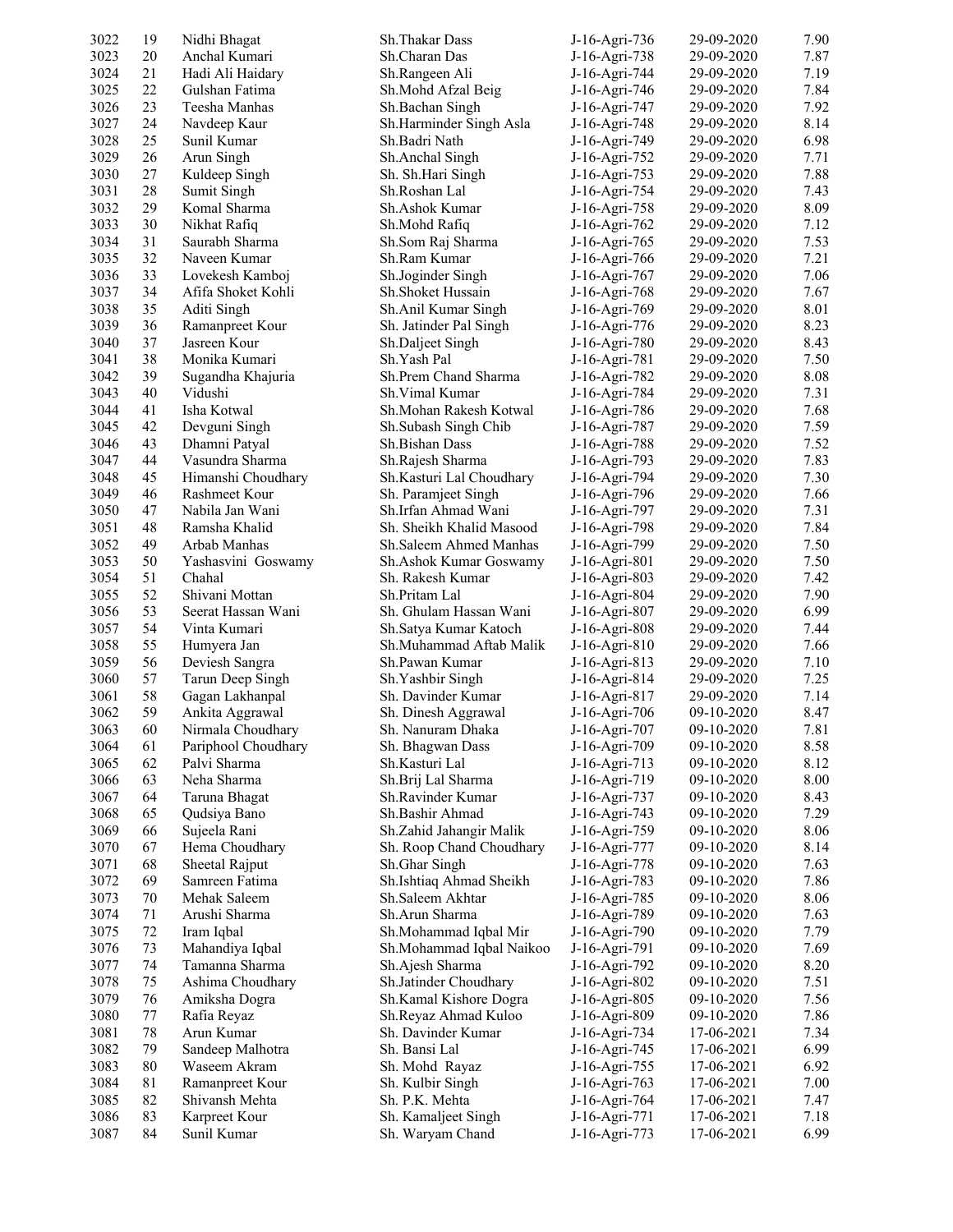| | | | | | | |
|---|---|---|---|---|---|---|
| 3022 | 19 | Nidhi Bhagat | Sh.Thakar Dass | J-16-Agri-736 | 29-09-2020 | 7.90 |
| 3023 | 20 | Anchal Kumari | Sh.Charan Das | J-16-Agri-738 | 29-09-2020 | 7.87 |
| 3024 | 21 | Hadi Ali Haidary | Sh.Rangeen Ali | J-16-Agri-744 | 29-09-2020 | 7.19 |
| 3025 | 22 | Gulshan Fatima | Sh.Mohd Afzal Beig | J-16-Agri-746 | 29-09-2020 | 7.84 |
| 3026 | 23 | Teesha Manhas | Sh.Bachan Singh | J-16-Agri-747 | 29-09-2020 | 7.92 |
| 3027 | 24 | Navdeep Kaur | Sh.Harminder Singh Asla | J-16-Agri-748 | 29-09-2020 | 8.14 |
| 3028 | 25 | Sunil Kumar | Sh.Badri Nath | J-16-Agri-749 | 29-09-2020 | 6.98 |
| 3029 | 26 | Arun Singh | Sh.Anchal Singh | J-16-Agri-752 | 29-09-2020 | 7.71 |
| 3030 | 27 | Kuldeep Singh | Sh. Sh.Hari Singh | J-16-Agri-753 | 29-09-2020 | 7.88 |
| 3031 | 28 | Sumit Singh | Sh.Roshan Lal | J-16-Agri-754 | 29-09-2020 | 7.43 |
| 3032 | 29 | Komal Sharma | Sh.Ashok Kumar | J-16-Agri-758 | 29-09-2020 | 8.09 |
| 3033 | 30 | Nikhat Rafiq | Sh.Mohd Rafiq | J-16-Agri-762 | 29-09-2020 | 7.12 |
| 3034 | 31 | Saurabh Sharma | Sh.Som Raj Sharma | J-16-Agri-765 | 29-09-2020 | 7.53 |
| 3035 | 32 | Naveen Kumar | Sh.Ram Kumar | J-16-Agri-766 | 29-09-2020 | 7.21 |
| 3036 | 33 | Lovekesh Kamboj | Sh.Joginder Singh | J-16-Agri-767 | 29-09-2020 | 7.06 |
| 3037 | 34 | Afifa Shoket Kohli | Sh.Shoket Hussain | J-16-Agri-768 | 29-09-2020 | 7.67 |
| 3038 | 35 | Aditi Singh | Sh.Anil Kumar Singh | J-16-Agri-769 | 29-09-2020 | 8.01 |
| 3039 | 36 | Ramanpreet Kour | Sh. Jatinder Pal Singh | J-16-Agri-776 | 29-09-2020 | 8.23 |
| 3040 | 37 | Jasreen Kour | Sh.Daljeet Singh | J-16-Agri-780 | 29-09-2020 | 8.43 |
| 3041 | 38 | Monika Kumari | Sh.Yash Pal | J-16-Agri-781 | 29-09-2020 | 7.50 |
| 3042 | 39 | Sugandha Khajuria | Sh.Prem Chand Sharma | J-16-Agri-782 | 29-09-2020 | 8.08 |
| 3043 | 40 | Vidushi | Sh.Vimal Kumar | J-16-Agri-784 | 29-09-2020 | 7.31 |
| 3044 | 41 | Isha Kotwal | Sh.Mohan Rakesh Kotwal | J-16-Agri-786 | 29-09-2020 | 7.68 |
| 3045 | 42 | Devguni Singh | Sh.Subash Singh Chib | J-16-Agri-787 | 29-09-2020 | 7.59 |
| 3046 | 43 | Dhamni Patyal | Sh.Bishan Dass | J-16-Agri-788 | 29-09-2020 | 7.52 |
| 3047 | 44 | Vasundra Sharma | Sh.Rajesh Sharma | J-16-Agri-793 | 29-09-2020 | 7.83 |
| 3048 | 45 | Himanshi Choudhary | Sh.Kasturi Lal Choudhary | J-16-Agri-794 | 29-09-2020 | 7.30 |
| 3049 | 46 | Rashmeet Kour | Sh. Paramjeet Singh | J-16-Agri-796 | 29-09-2020 | 7.66 |
| 3050 | 47 | Nabila Jan Wani | Sh.Irfan Ahmad Wani | J-16-Agri-797 | 29-09-2020 | 7.31 |
| 3051 | 48 | Ramsha Khalid | Sh. Sheikh Khalid Masood | J-16-Agri-798 | 29-09-2020 | 7.84 |
| 3052 | 49 | Arbab Manhas | Sh.Saleem Ahmed Manhas | J-16-Agri-799 | 29-09-2020 | 7.50 |
| 3053 | 50 | Yashasvini Goswamy | Sh.Ashok Kumar Goswamy | J-16-Agri-801 | 29-09-2020 | 7.50 |
| 3054 | 51 | Chahal | Sh. Rakesh Kumar | J-16-Agri-803 | 29-09-2020 | 7.42 |
| 3055 | 52 | Shivani Mottan | Sh.Pritam Lal | J-16-Agri-804 | 29-09-2020 | 7.90 |
| 3056 | 53 | Seerat Hassan Wani | Sh. Ghulam Hassan Wani | J-16-Agri-807 | 29-09-2020 | 6.99 |
| 3057 | 54 | Vinta Kumari | Sh.Satya Kumar Katoch | J-16-Agri-808 | 29-09-2020 | 7.44 |
| 3058 | 55 | Humyera Jan | Sh.Muhammad Aftab Malik | J-16-Agri-810 | 29-09-2020 | 7.66 |
| 3059 | 56 | Deviesh Sangra | Sh.Pawan Kumar | J-16-Agri-813 | 29-09-2020 | 7.10 |
| 3060 | 57 | Tarun Deep Singh | Sh.Yashbir Singh | J-16-Agri-814 | 29-09-2020 | 7.25 |
| 3061 | 58 | Gagan Lakhanpal | Sh. Davinder Kumar | J-16-Agri-817 | 29-09-2020 | 7.14 |
| 3062 | 59 | Ankita Aggrawal | Sh. Dinesh Aggrawal | J-16-Agri-706 | 09-10-2020 | 8.47 |
| 3063 | 60 | Nirmala Choudhary | Sh. Nanuram Dhaka | J-16-Agri-707 | 09-10-2020 | 7.81 |
| 3064 | 61 | Pariphool Choudhary | Sh. Bhagwan Dass | J-16-Agri-709 | 09-10-2020 | 8.58 |
| 3065 | 62 | Palvi Sharma | Sh.Kasturi Lal | J-16-Agri-713 | 09-10-2020 | 8.12 |
| 3066 | 63 | Neha Sharma | Sh.Brij Lal Sharma | J-16-Agri-719 | 09-10-2020 | 8.00 |
| 3067 | 64 | Taruna Bhagat | Sh.Ravinder Kumar | J-16-Agri-737 | 09-10-2020 | 8.43 |
| 3068 | 65 | Qudsiya Bano | Sh.Bashir Ahmad | J-16-Agri-743 | 09-10-2020 | 7.29 |
| 3069 | 66 | Sujeela Rani | Sh.Zahid Jahangir Malik | J-16-Agri-759 | 09-10-2020 | 8.06 |
| 3070 | 67 | Hema Choudhary | Sh. Roop Chand Choudhary | J-16-Agri-777 | 09-10-2020 | 8.14 |
| 3071 | 68 | Sheetal Rajput | Sh.Ghar Singh | J-16-Agri-778 | 09-10-2020 | 7.63 |
| 3072 | 69 | Samreen Fatima | Sh.Ishtiaq Ahmad Sheikh | J-16-Agri-783 | 09-10-2020 | 7.86 |
| 3073 | 70 | Mehak Saleem | Sh.Saleem Akhtar | J-16-Agri-785 | 09-10-2020 | 8.06 |
| 3074 | 71 | Arushi Sharma | Sh.Arun Sharma | J-16-Agri-789 | 09-10-2020 | 7.63 |
| 3075 | 72 | Iram Iqbal | Sh.Mohammad Iqbal Mir | J-16-Agri-790 | 09-10-2020 | 7.79 |
| 3076 | 73 | Mahandiya Iqbal | Sh.Mohammad Iqbal Naikoo | J-16-Agri-791 | 09-10-2020 | 7.69 |
| 3077 | 74 | Tamanna Sharma | Sh.Ajesh Sharma | J-16-Agri-792 | 09-10-2020 | 8.20 |
| 3078 | 75 | Ashima Choudhary | Sh.Jatinder Choudhary | J-16-Agri-802 | 09-10-2020 | 7.51 |
| 3079 | 76 | Amiksha Dogra | Sh.Kamal Kishore Dogra | J-16-Agri-805 | 09-10-2020 | 7.56 |
| 3080 | 77 | Rafia Reyaz | Sh.Reyaz Ahmad Kuloo | J-16-Agri-809 | 09-10-2020 | 7.86 |
| 3081 | 78 | Arun Kumar | Sh. Davinder Kumar | J-16-Agri-734 | 17-06-2021 | 7.34 |
| 3082 | 79 | Sandeep Malhotra | Sh. Bansi Lal | J-16-Agri-745 | 17-06-2021 | 6.99 |
| 3083 | 80 | Waseem Akram | Sh. Mohd Rayaz | J-16-Agri-755 | 17-06-2021 | 6.92 |
| 3084 | 81 | Ramanpreet Kour | Sh. Kulbir Singh | J-16-Agri-763 | 17-06-2021 | 7.00 |
| 3085 | 82 | Shivansh Mehta | Sh. P.K. Mehta | J-16-Agri-764 | 17-06-2021 | 7.47 |
| 3086 | 83 | Karpreet Kour | Sh. Kamaljeet Singh | J-16-Agri-771 | 17-06-2021 | 7.18 |
| 3087 | 84 | Sunil Kumar | Sh. Waryam Chand | J-16-Agri-773 | 17-06-2021 | 6.99 |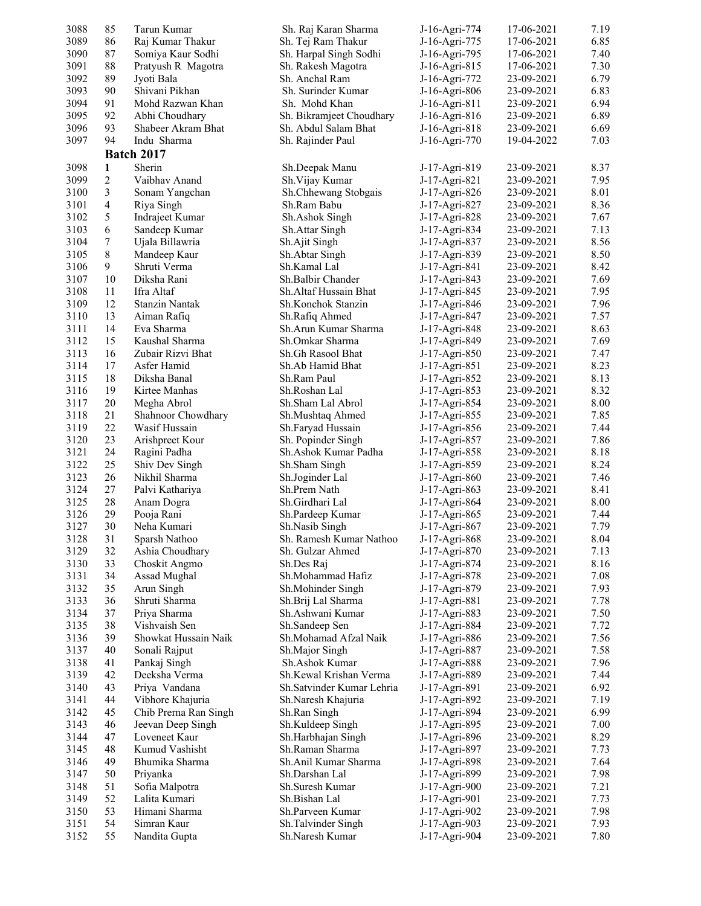| | | | | | | |
|---|---|---|---|---|---|---|
| 3088 | 85 | Tarun Kumar | Sh. Raj Karan Sharma | J-16-Agri-774 | 17-06-2021 | 7.19 |
| 3089 | 86 | Raj Kumar Thakur | Sh. Tej Ram Thakur | J-16-Agri-775 | 17-06-2021 | 6.85 |
| 3090 | 87 | Somiya Kaur Sodhi | Sh. Harpal Singh Sodhi | J-16-Agri-795 | 17-06-2021 | 7.40 |
| 3091 | 88 | Pratyush R Magotra | Sh. Rakesh Magotra | J-16-Agri-815 | 17-06-2021 | 7.30 |
| 3092 | 89 | Jyoti Bala | Sh. Anchal Ram | J-16-Agri-772 | 23-09-2021 | 6.79 |
| 3093 | 90 | Shivani Pikhan | Sh. Surinder Kumar | J-16-Agri-806 | 23-09-2021 | 6.83 |
| 3094 | 91 | Mohd Razwan Khan | Sh. Mohd Khan | J-16-Agri-811 | 23-09-2021 | 6.94 |
| 3095 | 92 | Abhi Choudhary | Sh. Bikramjeet Choudhary | J-16-Agri-816 | 23-09-2021 | 6.89 |
| 3096 | 93 | Shabeer Akram Bhat | Sh. Abdul Salam Bhat | J-16-Agri-818 | 23-09-2021 | 6.69 |
| 3097 | 94 | Indu Sharma | Sh. Rajinder Paul | J-16-Agri-770 | 19-04-2022 | 7.03 |
| | **Batch 2017** | | | | | |
| 3098 | 1 | Sherin | Sh.Deepak Manu | J-17-Agri-819 | 23-09-2021 | 8.37 |
| 3099 | 2 | Vaibhav Anand | Sh.Vijay Kumar | J-17-Agri-821 | 23-09-2021 | 7.95 |
| 3100 | 3 | Sonam Yangchan | Sh.Chhewang Stobgais | J-17-Agri-826 | 23-09-2021 | 8.01 |
| 3101 | 4 | Riya Singh | Sh.Ram Babu | J-17-Agri-827 | 23-09-2021 | 8.36 |
| 3102 | 5 | Indrajeet Kumar | Sh.Ashok Singh | J-17-Agri-828 | 23-09-2021 | 7.67 |
| 3103 | 6 | Sandeep Kumar | Sh.Attar Singh | J-17-Agri-834 | 23-09-2021 | 7.13 |
| 3104 | 7 | Ujala Billawria | Sh.Ajit Singh | J-17-Agri-837 | 23-09-2021 | 8.56 |
| 3105 | 8 | Mandeep Kaur | Sh.Abtar Singh | J-17-Agri-839 | 23-09-2021 | 8.50 |
| 3106 | 9 | Shruti Verma | Sh.Kamal Lal | J-17-Agri-841 | 23-09-2021 | 8.42 |
| 3107 | 10 | Diksha Rani | Sh.Balbir Chander | J-17-Agri-843 | 23-09-2021 | 7.69 |
| 3108 | 11 | Ifra Altaf | Sh.Altaf Hussain Bhat | J-17-Agri-845 | 23-09-2021 | 7.95 |
| 3109 | 12 | Stanzin Nantak | Sh.Konchok Stanzin | J-17-Agri-846 | 23-09-2021 | 7.96 |
| 3110 | 13 | Aiman Rafiq | Sh.Rafiq Ahmed | J-17-Agri-847 | 23-09-2021 | 7.57 |
| 3111 | 14 | Eva Sharma | Sh.Arun Kumar Sharma | J-17-Agri-848 | 23-09-2021 | 8.63 |
| 3112 | 15 | Kaushal Sharma | Sh.Omkar Sharma | J-17-Agri-849 | 23-09-2021 | 7.69 |
| 3113 | 16 | Zubair Rizvi Bhat | Sh.Gh Rasool Bhat | J-17-Agri-850 | 23-09-2021 | 7.47 |
| 3114 | 17 | Asfer Hamid | Sh.Ab Hamid Bhat | J-17-Agri-851 | 23-09-2021 | 8.23 |
| 3115 | 18 | Diksha Banal | Sh.Ram Paul | J-17-Agri-852 | 23-09-2021 | 8.13 |
| 3116 | 19 | Kirtee Manhas | Sh.Roshan Lal | J-17-Agri-853 | 23-09-2021 | 8.32 |
| 3117 | 20 | Megha Abrol | Sh.Sham Lal Abrol | J-17-Agri-854 | 23-09-2021 | 8.00 |
| 3118 | 21 | Shahnoor Chowdhary | Sh.Mushtaq Ahmed | J-17-Agri-855 | 23-09-2021 | 7.85 |
| 3119 | 22 | Wasif Hussain | Sh.Faryad Hussain | J-17-Agri-856 | 23-09-2021 | 7.44 |
| 3120 | 23 | Arishpreet Kour | Sh. Popinder Singh | J-17-Agri-857 | 23-09-2021 | 7.86 |
| 3121 | 24 | Ragini Padha | Sh.Ashok Kumar Padha | J-17-Agri-858 | 23-09-2021 | 8.18 |
| 3122 | 25 | Shiv Dev Singh | Sh.Sham Singh | J-17-Agri-859 | 23-09-2021 | 8.24 |
| 3123 | 26 | Nikhil Sharma | Sh.Joginder Lal | J-17-Agri-860 | 23-09-2021 | 7.46 |
| 3124 | 27 | Palvi Kathariya | Sh.Prem Nath | J-17-Agri-863 | 23-09-2021 | 8.41 |
| 3125 | 28 | Anam Dogra | Sh.Girdhari Lal | J-17-Agri-864 | 23-09-2021 | 8.00 |
| 3126 | 29 | Pooja Rani | Sh.Pardeep Kumar | J-17-Agri-865 | 23-09-2021 | 7.44 |
| 3127 | 30 | Neha Kumari | Sh.Nasib Singh | J-17-Agri-867 | 23-09-2021 | 7.79 |
| 3128 | 31 | Sparsh Nathoo | Sh. Ramesh Kumar Nathoo | J-17-Agri-868 | 23-09-2021 | 8.04 |
| 3129 | 32 | Ashia Choudhary | Sh. Gulzar Ahmed | J-17-Agri-870 | 23-09-2021 | 7.13 |
| 3130 | 33 | Choskit Angmo | Sh.Des Raj | J-17-Agri-874 | 23-09-2021 | 8.16 |
| 3131 | 34 | Assad Mughal | Sh.Mohammad Hafiz | J-17-Agri-878 | 23-09-2021 | 7.08 |
| 3132 | 35 | Arun Singh | Sh.Mohinder Singh | J-17-Agri-879 | 23-09-2021 | 7.93 |
| 3133 | 36 | Shruti Sharma | Sh.Brij Lal Sharma | J-17-Agri-881 | 23-09-2021 | 7.78 |
| 3134 | 37 | Priya Sharma | Sh.Ashwani Kumar | J-17-Agri-883 | 23-09-2021 | 7.50 |
| 3135 | 38 | Vishvaish Sen | Sh.Sandeep Sen | J-17-Agri-884 | 23-09-2021 | 7.72 |
| 3136 | 39 | Showkat Hussain Naik | Sh.Mohamad Afzal Naik | J-17-Agri-886 | 23-09-2021 | 7.56 |
| 3137 | 40 | Sonali Rajput | Sh.Major Singh | J-17-Agri-887 | 23-09-2021 | 7.58 |
| 3138 | 41 | Pankaj Singh | Sh.Ashok Kumar | J-17-Agri-888 | 23-09-2021 | 7.96 |
| 3139 | 42 | Deeksha Verma | Sh.Kewal Krishan Verma | J-17-Agri-889 | 23-09-2021 | 7.44 |
| 3140 | 43 | Priya Vandana | Sh.Satvinder Kumar Lehria | J-17-Agri-891 | 23-09-2021 | 6.92 |
| 3141 | 44 | Vibhore Khajuria | Sh.Naresh Khajuria | J-17-Agri-892 | 23-09-2021 | 7.19 |
| 3142 | 45 | Chib Prerna Ran Singh | Sh.Ran Singh | J-17-Agri-894 | 23-09-2021 | 6.99 |
| 3143 | 46 | Jeevan Deep Singh | Sh.Kuldeep Singh | J-17-Agri-895 | 23-09-2021 | 7.00 |
| 3144 | 47 | Loveneet Kaur | Sh.Harbhajan Singh | J-17-Agri-896 | 23-09-2021 | 8.29 |
| 3145 | 48 | Kumud Vashisht | Sh.Raman Sharma | J-17-Agri-897 | 23-09-2021 | 7.73 |
| 3146 | 49 | Bhumika Sharma | Sh.Anil Kumar Sharma | J-17-Agri-898 | 23-09-2021 | 7.64 |
| 3147 | 50 | Priyanka | Sh.Darshan Lal | J-17-Agri-899 | 23-09-2021 | 7.98 |
| 3148 | 51 | Sofia Malpotra | Sh.Suresh Kumar | J-17-Agri-900 | 23-09-2021 | 7.21 |
| 3149 | 52 | Lalita Kumari | Sh.Bishan Lal | J-17-Agri-901 | 23-09-2021 | 7.73 |
| 3150 | 53 | Himani Sharma | Sh.Parveen Kumar | J-17-Agri-902 | 23-09-2021 | 7.98 |
| 3151 | 54 | Simran Kaur | Sh.Talvinder Singh | J-17-Agri-903 | 23-09-2021 | 7.93 |
| 3152 | 55 | Nandita Gupta | Sh.Naresh Kumar | J-17-Agri-904 | 23-09-2021 | 7.80 |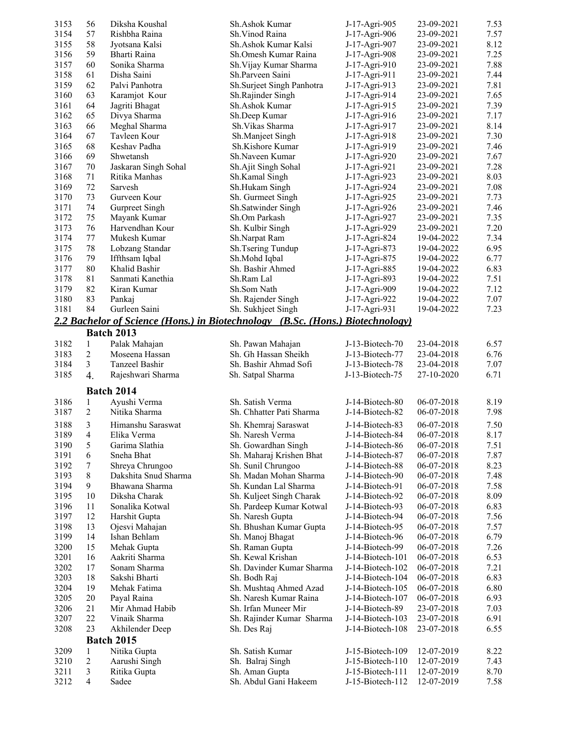| | | | | | | |
|---|---|---|---|---|---|---|
| 3153 | 56 | Diksha Koushal | Sh.Ashok Kumar | J-17-Agri-905 | 23-09-2021 | 7.53 |
| 3154 | 57 | Rishbha Raina | Sh.Vinod Raina | J-17-Agri-906 | 23-09-2021 | 7.57 |
| 3155 | 58 | Jyotsana Kalsi | Sh.Ashok Kumar Kalsi | J-17-Agri-907 | 23-09-2021 | 8.12 |
| 3156 | 59 | Bharti Raina | Sh.Omesh Kumar Raina | J-17-Agri-908 | 23-09-2021 | 7.25 |
| 3157 | 60 | Sonika Sharma | Sh.Vijay Kumar Sharma | J-17-Agri-910 | 23-09-2021 | 7.88 |
| 3158 | 61 | Disha Saini | Sh.Parveen Saini | J-17-Agri-911 | 23-09-2021 | 7.44 |
| 3159 | 62 | Palvi Panhotra | Sh.Surjeet Singh Panhotra | J-17-Agri-913 | 23-09-2021 | 7.81 |
| 3160 | 63 | Karamjot Kour | Sh.Rajinder Singh | J-17-Agri-914 | 23-09-2021 | 7.65 |
| 3161 | 64 | Jagriti Bhagat | Sh.Ashok Kumar | J-17-Agri-915 | 23-09-2021 | 7.39 |
| 3162 | 65 | Divya Sharma | Sh.Deep Kumar | J-17-Agri-916 | 23-09-2021 | 7.17 |
| 3163 | 66 | Meghal Sharma | Sh.Vikas Sharma | J-17-Agri-917 | 23-09-2021 | 8.14 |
| 3164 | 67 | Tavleen Kour | Sh.Manjeet Singh | J-17-Agri-918 | 23-09-2021 | 7.30 |
| 3165 | 68 | Keshav Padha | Sh.Kishore Kumar | J-17-Agri-919 | 23-09-2021 | 7.46 |
| 3166 | 69 | Shwetansh | Sh.Naveen Kumar | J-17-Agri-920 | 23-09-2021 | 7.67 |
| 3167 | 70 | Jaskaran Singh Sohal | Sh.Ajit Singh Sohal | J-17-Agri-921 | 23-09-2021 | 7.28 |
| 3168 | 71 | Ritika Manhas | Sh.Kamal Singh | J-17-Agri-923 | 23-09-2021 | 8.03 |
| 3169 | 72 | Sarvesh | Sh.Hukam Singh | J-17-Agri-924 | 23-09-2021 | 7.08 |
| 3170 | 73 | Gurveen Kour | Sh. Gurmeet Singh | J-17-Agri-925 | 23-09-2021 | 7.73 |
| 3171 | 74 | Gurpreet Singh | Sh.Satwinder Singh | J-17-Agri-926 | 23-09-2021 | 7.46 |
| 3172 | 75 | Mayank Kumar | Sh.Om Parkash | J-17-Agri-927 | 23-09-2021 | 7.35 |
| 3173 | 76 | Harvendhan Kour | Sh. Kulbir Singh | J-17-Agri-929 | 23-09-2021 | 7.20 |
| 3174 | 77 | Mukesh Kumar | Sh.Narpat Ram | J-17-Agri-824 | 19-04-2022 | 7.34 |
| 3175 | 78 | Lobzang Standar | Sh.Tsering Tundup | J-17-Agri-873 | 19-04-2022 | 6.95 |
| 3176 | 79 | Iffthsam Iqbal | Sh.Mohd Iqbal | J-17-Agri-875 | 19-04-2022 | 6.77 |
| 3177 | 80 | Khalid Bashir | Sh. Bashir Ahmed | J-17-Agri-885 | 19-04-2022 | 6.83 |
| 3178 | 81 | Sanmati Kanethia | Sh.Ram Lal | J-17-Agri-893 | 19-04-2022 | 7.51 |
| 3179 | 82 | Kiran Kumar | Sh.Som Nath | J-17-Agri-909 | 19-04-2022 | 7.12 |
| 3180 | 83 | Pankaj | Sh. Rajender Singh | J-17-Agri-922 | 19-04-2022 | 7.07 |
| 3181 | 84 | Gurleen Saini | Sh. Sukhjeet Singh | J-17-Agri-931 | 19-04-2022 | 7.23 |

## ***2.2 Bachelor of Science (Hons.) in Biotechnology (B.Sc. (Hons.) Biotechnology)***

### Batch 2013

| | | | | | | |
|---|---|---|---|---|---|---|
| 3182 | 1 | Palak Mahajan | Sh. Pawan Mahajan | J-13-Biotech-70 | 23-04-2018 | 6.57 |
| 3183 | 2 | Moseena Hassan | Sh. Gh Hassan Sheikh | J-13-Biotech-77 | 23-04-2018 | 6.76 |
| 3184 | 3 | Tanzeel Bashir | Sh. Bashir Ahmad Sofi | J-13-Biotech-78 | 23-04-2018 | 7.07 |
| 3185 | 4. | Rajeshwari Sharma | Sh. Satpal Sharma | J-13-Biotech-75 | 27-10-2020 | 6.71 |

### Batch 2014

| | | | | | | |
|---|---|---|---|---|---|---|
| 3186 | 1 | Ayushi Verma | Sh. Satish Verma | J-14-Biotech-80 | 06-07-2018 | 8.19 |
| 3187 | 2 | Nitika Sharma | Sh. Chhatter Pati Sharma | J-14-Biotech-82 | 06-07-2018 | 7.98 |
| 3188 | 3 | Himanshu Saraswat | Sh. Khemraj Saraswat | J-14-Biotech-83 | 06-07-2018 | 7.50 |
| 3189 | 4 | Elika Verma | Sh. Naresh Verma | J-14-Biotech-84 | 06-07-2018 | 8.17 |
| 3190 | 5 | Garima Slathia | Sh. Gowardhan Singh | J-14-Biotech-86 | 06-07-2018 | 7.51 |
| 3191 | 6 | Sneha Bhat | Sh. Maharaj Krishen Bhat | J-14-Biotech-87 | 06-07-2018 | 7.87 |
| 3192 | 7 | Shreya Chrungoo | Sh. Sunil Chrungoo | J-14-Biotech-88 | 06-07-2018 | 8.23 |
| 3193 | 8 | Dakshita Snud Sharma | Sh. Madan Mohan Sharma | J-14-Biotech-90 | 06-07-2018 | 7.48 |
| 3194 | 9 | Bhawana Sharma | Sh. Kundan Lal Sharma | J-14-Biotech-91 | 06-07-2018 | 7.58 |
| 3195 | 10 | Diksha Charak | Sh. Kuljeet Singh Charak | J-14-Biotech-92 | 06-07-2018 | 8.09 |
| 3196 | 11 | Sonalika Kotwal | Sh. Pardeep Kumar Kotwal | J-14-Biotech-93 | 06-07-2018 | 6.83 |
| 3197 | 12 | Harshit Gupta | Sh. Naresh Gupta | J-14-Biotech-94 | 06-07-2018 | 7.56 |
| 3198 | 13 | Ojesvi Mahajan | Sh. Bhushan Kumar Gupta | J-14-Biotech-95 | 06-07-2018 | 7.57 |
| 3199 | 14 | Ishan Behlam | Sh. Manoj Bhagat | J-14-Biotech-96 | 06-07-2018 | 6.79 |
| 3200 | 15 | Mehak Gupta | Sh. Raman Gupta | J-14-Biotech-99 | 06-07-2018 | 7.26 |
| 3201 | 16 | Aakriti Sharma | Sh. Kewal Krishan | J-14-Biotech-101 | 06-07-2018 | 6.53 |
| 3202 | 17 | Sonam Sharma | Sh. Davinder Kumar Sharma | J-14-Biotech-102 | 06-07-2018 | 7.21 |
| 3203 | 18 | Sakshi Bharti | Sh. Bodh Raj | J-14-Biotech-104 | 06-07-2018 | 6.83 |
| 3204 | 19 | Mehak Fatima | Sh. Mushtaq Ahmed Azad | J-14-Biotech-105 | 06-07-2018 | 6.80 |
| 3205 | 20 | Payal Raina | Sh. Naresh Kumar Raina | J-14-Biotech-107 | 06-07-2018 | 6.93 |
| 3206 | 21 | Mir Ahmad Habib | Sh. Irfan Muneer Mir | J-14-Biotech-89 | 23-07-2018 | 7.03 |
| 3207 | 22 | Vinaik Sharma | Sh. Rajinder Kumar Sharma | J-14-Biotech-103 | 23-07-2018 | 6.91 |
| 3208 | 23 | Akhilender Deep | Sh. Des Raj | J-14-Biotech-108 | 23-07-2018 | 6.55 |

### Batch 2015

| | | | | | | |
|---|---|---|---|---|---|---|
| 3209 | 1 | Nitika Gupta | Sh. Satish Kumar | J-15-Biotech-109 | 12-07-2019 | 8.22 |
| 3210 | 2 | Aarushi Singh | Sh. Balraj Singh | J-15-Biotech-110 | 12-07-2019 | 7.43 |
| 3211 | 3 | Ritika Gupta | Sh. Aman Gupta | J-15-Biotech-111 | 12-07-2019 | 8.70 |
| 3212 | 4 | Sadee | Sh. Abdul Gani Hakeem | J-15-Biotech-112 | 12-07-2019 | 7.58 |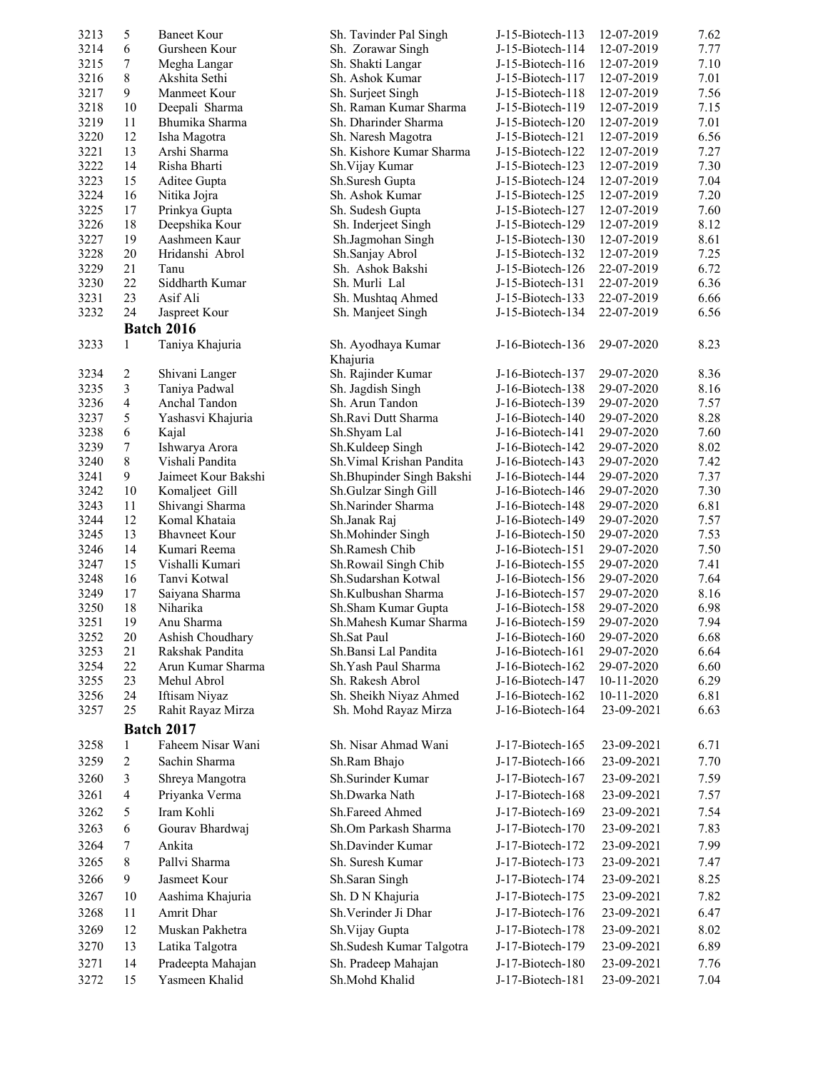| | | | | | | |
|---|---|---|---|---|---|---|
| 3213 | 5 | Baneet Kour | Sh. Tavinder Pal Singh | J-15-Biotech-113 | 12-07-2019 | 7.62 |
| 3214 | 6 | Gursheen Kour | Sh. Zorawar Singh | J-15-Biotech-114 | 12-07-2019 | 7.77 |
| 3215 | 7 | Megha Langar | Sh. Shakti Langar | J-15-Biotech-116 | 12-07-2019 | 7.10 |
| 3216 | 8 | Akshita Sethi | Sh. Ashok Kumar | J-15-Biotech-117 | 12-07-2019 | 7.01 |
| 3217 | 9 | Manmeet Kour | Sh. Surjeet Singh | J-15-Biotech-118 | 12-07-2019 | 7.56 |
| 3218 | 10 | Deepali Sharma | Sh. Raman Kumar Sharma | J-15-Biotech-119 | 12-07-2019 | 7.15 |
| 3219 | 11 | Bhumika Sharma | Sh. Dharinder Sharma | J-15-Biotech-120 | 12-07-2019 | 7.01 |
| 3220 | 12 | Isha Magotra | Sh. Naresh Magotra | J-15-Biotech-121 | 12-07-2019 | 6.56 |
| 3221 | 13 | Arshi Sharma | Sh. Kishore Kumar Sharma | J-15-Biotech-122 | 12-07-2019 | 7.27 |
| 3222 | 14 | Risha Bharti | Sh.Vijay Kumar | J-15-Biotech-123 | 12-07-2019 | 7.30 |
| 3223 | 15 | Aditee Gupta | Sh.Suresh Gupta | J-15-Biotech-124 | 12-07-2019 | 7.04 |
| 3224 | 16 | Nitika Jojra | Sh. Ashok Kumar | J-15-Biotech-125 | 12-07-2019 | 7.20 |
| 3225 | 17 | Prinkya Gupta | Sh. Sudesh Gupta | J-15-Biotech-127 | 12-07-2019 | 7.60 |
| 3226 | 18 | Deepshika Kour | Sh. Inderjeet Singh | J-15-Biotech-129 | 12-07-2019 | 8.12 |
| 3227 | 19 | Aashmeen Kaur | Sh.Jagmohan Singh | J-15-Biotech-130 | 12-07-2019 | 8.61 |
| 3228 | 20 | Hridanshi Abrol | Sh.Sanjay Abrol | J-15-Biotech-132 | 12-07-2019 | 7.25 |
| 3229 | 21 | Tanu | Sh. Ashok Bakshi | J-15-Biotech-126 | 22-07-2019 | 6.72 |
| 3230 | 22 | Siddharth Kumar | Sh. Murli Lal | J-15-Biotech-131 | 22-07-2019 | 6.36 |
| 3231 | 23 | Asif Ali | Sh. Mushtaq Ahmed | J-15-Biotech-133 | 22-07-2019 | 6.66 |
| 3232 | 24 | Jaspreet Kour | Sh. Manjeet Singh | J-15-Biotech-134 | 22-07-2019 | 6.56 |
| | | **Batch 2016** | | | | |
| 3233 | 1 | Taniya Khajuria | Sh. Ayodhaya Kumar Khajuria | J-16-Biotech-136 | 29-07-2020 | 8.23 |
| 3234 | 2 | Shivani Langer | Sh. Rajinder Kumar | J-16-Biotech-137 | 29-07-2020 | 8.36 |
| 3235 | 3 | Taniya Padwal | Sh. Jagdish Singh | J-16-Biotech-138 | 29-07-2020 | 8.16 |
| 3236 | 4 | Anchal Tandon | Sh. Arun Tandon | J-16-Biotech-139 | 29-07-2020 | 7.57 |
| 3237 | 5 | Yashasvi Khajuria | Sh.Ravi Dutt Sharma | J-16-Biotech-140 | 29-07-2020 | 8.28 |
| 3238 | 6 | Kajal | Sh.Shyam Lal | J-16-Biotech-141 | 29-07-2020 | 7.60 |
| 3239 | 7 | Ishwarya Arora | Sh.Kuldeep Singh | J-16-Biotech-142 | 29-07-2020 | 8.02 |
| 3240 | 8 | Vishali Pandita | Sh.Vimal Krishan Pandita | J-16-Biotech-143 | 29-07-2020 | 7.42 |
| 3241 | 9 | Jaimeet Kour Bakshi | Sh.Bhupinder Singh Bakshi | J-16-Biotech-144 | 29-07-2020 | 7.37 |
| 3242 | 10 | Komaljeet Gill | Sh.Gulzar Singh Gill | J-16-Biotech-146 | 29-07-2020 | 7.30 |
| 3243 | 11 | Shivangi Sharma | Sh.Narinder Sharma | J-16-Biotech-148 | 29-07-2020 | 6.81 |
| 3244 | 12 | Komal Khataia | Sh.Janak Raj | J-16-Biotech-149 | 29-07-2020 | 7.57 |
| 3245 | 13 | Bhavneet Kour | Sh.Mohinder Singh | J-16-Biotech-150 | 29-07-2020 | 7.53 |
| 3246 | 14 | Kumari Reema | Sh.Ramesh Chib | J-16-Biotech-151 | 29-07-2020 | 7.50 |
| 3247 | 15 | Vishalli Kumari | Sh.Rowail Singh Chib | J-16-Biotech-155 | 29-07-2020 | 7.41 |
| 3248 | 16 | Tanvi Kotwal | Sh.Sudarshan Kotwal | J-16-Biotech-156 | 29-07-2020 | 7.64 |
| 3249 | 17 | Saiyana Sharma | Sh.Kulbushan Sharma | J-16-Biotech-157 | 29-07-2020 | 8.16 |
| 3250 | 18 | Niharika | Sh.Sham Kumar Gupta | J-16-Biotech-158 | 29-07-2020 | 6.98 |
| 3251 | 19 | Anu Sharma | Sh.Mahesh Kumar Sharma | J-16-Biotech-159 | 29-07-2020 | 7.94 |
| 3252 | 20 | Ashish Choudhary | Sh.Sat Paul | J-16-Biotech-160 | 29-07-2020 | 6.68 |
| 3253 | 21 | Rakshak Pandita | Sh.Bansi Lal Pandita | J-16-Biotech-161 | 29-07-2020 | 6.64 |
| 3254 | 22 | Arun Kumar Sharma | Sh.Yash Paul Sharma | J-16-Biotech-162 | 29-07-2020 | 6.60 |
| 3255 | 23 | Mehul Abrol | Sh. Rakesh Abrol | J-16-Biotech-147 | 10-11-2020 | 6.29 |
| 3256 | 24 | Iftisam Niyaz | Sh. Sheikh Niyaz Ahmed | J-16-Biotech-162 | 10-11-2020 | 6.81 |
| 3257 | 25 | Rahit Rayaz Mirza | Sh. Mohd Rayaz Mirza | J-16-Biotech-164 | 23-09-2021 | 6.63 |
| | | **Batch 2017** | | | | |
| 3258 | 1 | Faheem Nisar Wani | Sh. Nisar Ahmad Wani | J-17-Biotech-165 | 23-09-2021 | 6.71 |
| 3259 | 2 | Sachin Sharma | Sh.Ram Bhajo | J-17-Biotech-166 | 23-09-2021 | 7.70 |
| 3260 | 3 | Shreya Mangotra | Sh.Surinder Kumar | J-17-Biotech-167 | 23-09-2021 | 7.59 |
| 3261 | 4 | Priyanka Verma | Sh.Dwarka Nath | J-17-Biotech-168 | 23-09-2021 | 7.57 |
| 3262 | 5 | Iram Kohli | Sh.Fareed Ahmed | J-17-Biotech-169 | 23-09-2021 | 7.54 |
| 3263 | 6 | Gourav Bhardwaj | Sh.Om Parkash Sharma | J-17-Biotech-170 | 23-09-2021 | 7.83 |
| 3264 | 7 | Ankita | Sh.Davinder Kumar | J-17-Biotech-172 | 23-09-2021 | 7.99 |
| 3265 | 8 | Pallvi Sharma | Sh. Suresh Kumar | J-17-Biotech-173 | 23-09-2021 | 7.47 |
| 3266 | 9 | Jasmeet Kour | Sh.Saran Singh | J-17-Biotech-174 | 23-09-2021 | 8.25 |
| 3267 | 10 | Aashima Khajuria | Sh. D N Khajuria | J-17-Biotech-175 | 23-09-2021 | 7.82 |
| 3268 | 11 | Amrit Dhar | Sh.Verinder Ji Dhar | J-17-Biotech-176 | 23-09-2021 | 6.47 |
| 3269 | 12 | Muskan Pakhetra | Sh.Vijay Gupta | J-17-Biotech-178 | 23-09-2021 | 8.02 |
| 3270 | 13 | Latika Talgotra | Sh.Sudesh Kumar Talgotra | J-17-Biotech-179 | 23-09-2021 | 6.89 |
| 3271 | 14 | Pradeepta Mahajan | Sh. Pradeep Mahajan | J-17-Biotech-180 | 23-09-2021 | 7.76 |
| 3272 | 15 | Yasmeen Khalid | Sh.Mohd Khalid | J-17-Biotech-181 | 23-09-2021 | 7.04 |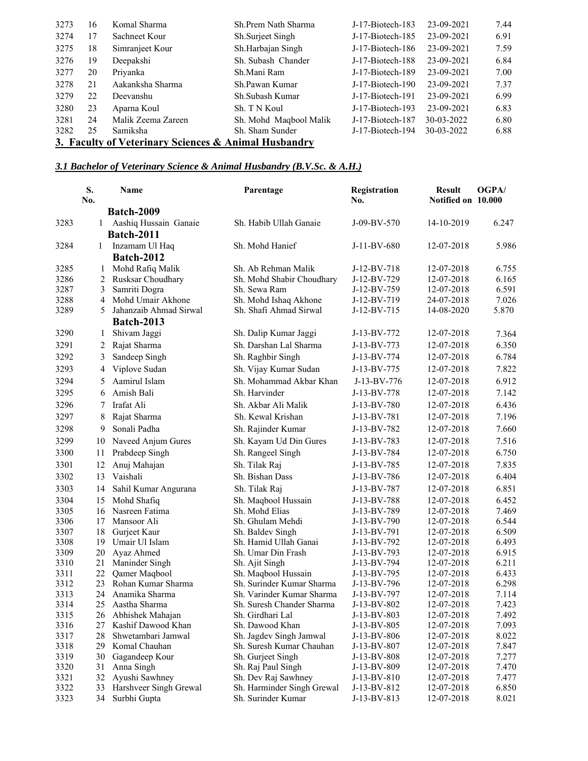| | | | | | | |
|---|---|---|---|---|---|---|
| 3273 | 16 | Komal Sharma | Sh.Prem Nath Sharma | J-17-Biotech-183 | 23-09-2021 | 7.44 |
| 3274 | 17 | Sachneet Kour | Sh.Surjeet Singh | J-17-Biotech-185 | 23-09-2021 | 6.91 |
| 3275 | 18 | Simranjeet Kour | Sh.Harbajan Singh | J-17-Biotech-186 | 23-09-2021 | 7.59 |
| 3276 | 19 | Deepakshi | Sh. Subash Chander | J-17-Biotech-188 | 23-09-2021 | 6.84 |
| 3277 | 20 | Priyanka | Sh.Mani Ram | J-17-Biotech-189 | 23-09-2021 | 7.00 |
| 3278 | 21 | Aakanksha Sharma | Sh.Pawan Kumar | J-17-Biotech-190 | 23-09-2021 | 7.37 |
| 3279 | 22 | Deevanshu | Sh.Subash Kumar | J-17-Biotech-191 | 23-09-2021 | 6.99 |
| 3280 | 23 | Aparna Koul | Sh. T N Koul | J-17-Biotech-193 | 23-09-2021 | 6.83 |
| 3281 | 24 | Malik Zeema Zareen | Sh. Mohd Maqbool Malik | J-17-Biotech-187 | 30-03-2022 | 6.80 |
| 3282 | 25 | Samiksha | Sh. Sham Sunder | J-17-Biotech-194 | 30-03-2022 | 6.88 |

## 3. Faculty of Veterinary Sciences & Animal Husbandry

### *3.1 Bachelor of Veterinary Science & Animal Husbandry (B.V.Sc. & A.H.)*

| | S. No. | Name | Parentage | Registration No. | Result Notified on | OGPA/ 10.000 |
|---|---|---|---|---|---|---|
| | | **Batch-2009** | | | | |
| 3283 | 1 | Aashiq Hussain Ganaie | Sh. Habib Ullah Ganaie | J-09-BV-570 | 14-10-2019 | 6.247 |
| | | **Batch-2011** | | | | |
| 3284 | 1 | Inzamam Ul Haq | Sh. Mohd Hanief | J-11-BV-680 | 12-07-2018 | 5.986 |
| | | **Batch-2012** | | | | |
| 3285 | 1 | Mohd Rafiq Malik | Sh. Ab Rehman Malik | J-12-BV-718 | 12-07-2018 | 6.755 |
| 3286 | 2 | Rusksar Choudhary | Sh. Mohd Shabir Choudhary | J-12-BV-729 | 12-07-2018 | 6.165 |
| 3287 | 3 | Samriti Dogra | Sh. Sewa Ram | J-12-BV-759 | 12-07-2018 | 6.591 |
| 3288 | 4 | Mohd Umair Akhone | Sh. Mohd Ishaq Akhone | J-12-BV-719 | 24-07-2018 | 7.026 |
| 3289 | 5 | Jahanzaib Ahmad Sirwal | Sh. Shafi Ahmad Sirwal | J-12-BV-715 | 14-08-2020 | 5.870 |
| | | **Batch-2013** | | | | |
| 3290 | 1 | Shivam Jaggi | Sh. Dalip Kumar Jaggi | J-13-BV-772 | 12-07-2018 | 7.364 |
| 3291 | 2 | Rajat Sharma | Sh. Darshan Lal Sharma | J-13-BV-773 | 12-07-2018 | 6.350 |
| 3292 | 3 | Sandeep Singh | Sh. Raghbir Singh | J-13-BV-774 | 12-07-2018 | 6.784 |
| 3293 | 4 | Viplove Sudan | Sh. Vijay Kumar Sudan | J-13-BV-775 | 12-07-2018 | 7.822 |
| 3294 | 5 | Aamirul Islam | Sh. Mohammad Akbar Khan | J-13-BV-776 | 12-07-2018 | 6.912 |
| 3295 | 6 | Amish Bali | Sh. Harvinder | J-13-BV-778 | 12-07-2018 | 7.142 |
| 3296 | 7 | Irafat Ali | Sh. Akbar Ali Malik | J-13-BV-780 | 12-07-2018 | 6.436 |
| 3297 | 8 | Rajat Sharma | Sh. Kewal Krishan | J-13-BV-781 | 12-07-2018 | 7.196 |
| 3298 | 9 | Sonali Padha | Sh. Rajinder Kumar | J-13-BV-782 | 12-07-2018 | 7.660 |
| 3299 | 10 | Naveed Anjum Gures | Sh. Kayam Ud Din Gures | J-13-BV-783 | 12-07-2018 | 7.516 |
| 3300 | 11 | Prabdeep Singh | Sh. Rangeel Singh | J-13-BV-784 | 12-07-2018 | 6.750 |
| 3301 | 12 | Anuj Mahajan | Sh. Tilak Raj | J-13-BV-785 | 12-07-2018 | 7.835 |
| 3302 | 13 | Vaishali | Sh. Bishan Dass | J-13-BV-786 | 12-07-2018 | 6.404 |
| 3303 | 14 | Sahil Kumar Angurana | Sh. Tilak Raj | J-13-BV-787 | 12-07-2018 | 6.851 |
| 3304 | 15 | Mohd Shafiq | Sh. Maqbool Hussain | J-13-BV-788 | 12-07-2018 | 6.452 |
| 3305 | 16 | Nasreen Fatima | Sh. Mohd Elias | J-13-BV-789 | 12-07-2018 | 7.469 |
| 3306 | 17 | Mansoor Ali | Sh. Ghulam Mehdi | J-13-BV-790 | 12-07-2018 | 6.544 |
| 3307 | 18 | Gurjeet Kaur | Sh. Baldev Singh | J-13-BV-791 | 12-07-2018 | 6.509 |
| 3308 | 19 | Umair Ul Islam | Sh. Hamid Ullah Ganai | J-13-BV-792 | 12-07-2018 | 6.493 |
| 3309 | 20 | Ayaz Ahmed | Sh. Umar Din Frash | J-13-BV-793 | 12-07-2018 | 6.915 |
| 3310 | 21 | Maninder Singh | Sh. Ajit Singh | J-13-BV-794 | 12-07-2018 | 6.211 |
| 3311 | 22 | Qamer Maqbool | Sh. Maqbool Hussain | J-13-BV-795 | 12-07-2018 | 6.433 |
| 3312 | 23 | Rohan Kumar Sharma | Sh. Surinder Kumar Sharma | J-13-BV-796 | 12-07-2018 | 6.298 |
| 3313 | 24 | Anamika Sharma | Sh. Varinder Kumar Sharma | J-13-BV-797 | 12-07-2018 | 7.114 |
| 3314 | 25 | Aastha Sharma | Sh. Suresh Chander Sharma | J-13-BV-802 | 12-07-2018 | 7.423 |
| 3315 | 26 | Abhishek Mahajan | Sh. Girdhari Lal | J-13-BV-803 | 12-07-2018 | 7.492 |
| 3316 | 27 | Kashif Dawood Khan | Sh. Dawood Khan | J-13-BV-805 | 12-07-2018 | 7.093 |
| 3317 | 28 | Shwetambari Jamwal | Sh. Jagdev Singh Jamwal | J-13-BV-806 | 12-07-2018 | 8.022 |
| 3318 | 29 | Komal Chauhan | Sh. Suresh Kumar Chauhan | J-13-BV-807 | 12-07-2018 | 7.847 |
| 3319 | 30 | Gagandeep Kour | Sh. Gurjeet Singh | J-13-BV-808 | 12-07-2018 | 7.277 |
| 3320 | 31 | Anna Singh | Sh. Raj Paul Singh | J-13-BV-809 | 12-07-2018 | 7.470 |
| 3321 | 32 | Ayushi Sawhney | Sh. Dev Raj Sawhney | J-13-BV-810 | 12-07-2018 | 7.477 |
| 3322 | 33 | Harshveer Singh Grewal | Sh. Harminder Singh Grewal | J-13-BV-812 | 12-07-2018 | 6.850 |
| 3323 | 34 | Surbhi Gupta | Sh. Surinder Kumar | J-13-BV-813 | 12-07-2018 | 8.021 |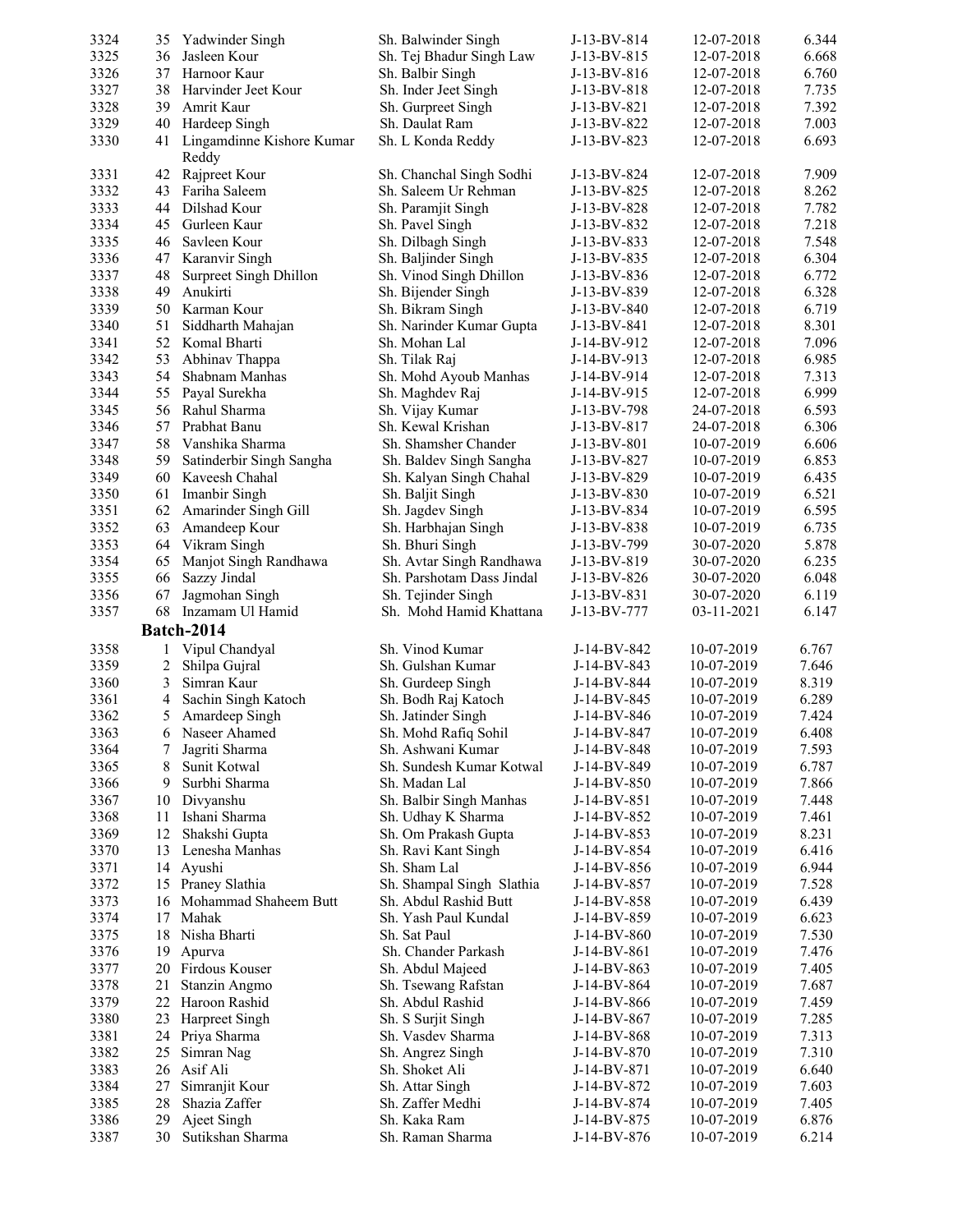| | | | | | | |
|---|---|---|---|---|---|---|
| 3324 | 35 | Yadwinder Singh | Sh. Balwinder Singh | J-13-BV-814 | 12-07-2018 | 6.344 |
| 3325 | 36 | Jasleen Kour | Sh. Tej Bhadur Singh Law | J-13-BV-815 | 12-07-2018 | 6.668 |
| 3326 | 37 | Harnoor Kaur | Sh. Balbir Singh | J-13-BV-816 | 12-07-2018 | 6.760 |
| 3327 | 38 | Harvinder Jeet Kour | Sh. Inder Jeet Singh | J-13-BV-818 | 12-07-2018 | 7.735 |
| 3328 | 39 | Amrit Kaur | Sh. Gurpreet Singh | J-13-BV-821 | 12-07-2018 | 7.392 |
| 3329 | 40 | Hardeep Singh | Sh. Daulat Ram | J-13-BV-822 | 12-07-2018 | 7.003 |
| 3330 | 41 | Lingamdinne Kishore Kumar Reddy | Sh. L Konda Reddy | J-13-BV-823 | 12-07-2018 | 6.693 |
| 3331 | 42 | Rajpreet Kour | Sh. Chanchal Singh Sodhi | J-13-BV-824 | 12-07-2018 | 7.909 |
| 3332 | 43 | Fariha Saleem | Sh. Saleem Ur Rehman | J-13-BV-825 | 12-07-2018 | 8.262 |
| 3333 | 44 | Dilshad Kour | Sh. Paramjit Singh | J-13-BV-828 | 12-07-2018 | 7.782 |
| 3334 | 45 | Gurleen Kaur | Sh. Pavel Singh | J-13-BV-832 | 12-07-2018 | 7.218 |
| 3335 | 46 | Savleen Kour | Sh. Dilbagh Singh | J-13-BV-833 | 12-07-2018 | 7.548 |
| 3336 | 47 | Karanvir Singh | Sh. Baljinder Singh | J-13-BV-835 | 12-07-2018 | 6.304 |
| 3337 | 48 | Surpreet Singh Dhillon | Sh. Vinod Singh Dhillon | J-13-BV-836 | 12-07-2018 | 6.772 |
| 3338 | 49 | Anukirti | Sh. Bijender Singh | J-13-BV-839 | 12-07-2018 | 6.328 |
| 3339 | 50 | Karman Kour | Sh. Bikram Singh | J-13-BV-840 | 12-07-2018 | 6.719 |
| 3340 | 51 | Siddharth Mahajan | Sh. Narinder Kumar Gupta | J-13-BV-841 | 12-07-2018 | 8.301 |
| 3341 | 52 | Komal Bharti | Sh. Mohan Lal | J-14-BV-912 | 12-07-2018 | 7.096 |
| 3342 | 53 | Abhinav Thappa | Sh. Tilak Raj | J-14-BV-913 | 12-07-2018 | 6.985 |
| 3343 | 54 | Shabnam Manhas | Sh. Mohd Ayoub Manhas | J-14-BV-914 | 12-07-2018 | 7.313 |
| 3344 | 55 | Payal Surekha | Sh. Maghdev Raj | J-14-BV-915 | 12-07-2018 | 6.999 |
| 3345 | 56 | Rahul Sharma | Sh. Vijay Kumar | J-13-BV-798 | 24-07-2018 | 6.593 |
| 3346 | 57 | Prabhat Banu | Sh. Kewal Krishan | J-13-BV-817 | 24-07-2018 | 6.306 |
| 3347 | 58 | Vanshika Sharma | Sh. Shamsher Chander | J-13-BV-801 | 10-07-2019 | 6.606 |
| 3348 | 59 | Satinderbir Singh Sangha | Sh. Baldev Singh Sangha | J-13-BV-827 | 10-07-2019 | 6.853 |
| 3349 | 60 | Kaveesh Chahal | Sh. Kalyan Singh Chahal | J-13-BV-829 | 10-07-2019 | 6.435 |
| 3350 | 61 | Imanbir Singh | Sh. Baljit Singh | J-13-BV-830 | 10-07-2019 | 6.521 |
| 3351 | 62 | Amarinder Singh Gill | Sh. Jagdev Singh | J-13-BV-834 | 10-07-2019 | 6.595 |
| 3352 | 63 | Amandeep Kour | Sh. Harbhajan Singh | J-13-BV-838 | 10-07-2019 | 6.735 |
| 3353 | 64 | Vikram Singh | Sh. Bhuri Singh | J-13-BV-799 | 30-07-2020 | 5.878 |
| 3354 | 65 | Manjot Singh Randhawa | Sh. Avtar Singh Randhawa | J-13-BV-819 | 30-07-2020 | 6.235 |
| 3355 | 66 | Sazzy Jindal | Sh. Parshotam Dass Jindal | J-13-BV-826 | 30-07-2020 | 6.048 |
| 3356 | 67 | Jagmohan Singh | Sh. Tejinder Singh | J-13-BV-831 | 30-07-2020 | 6.119 |
| 3357 | 68 | Inzamam Ul Hamid | Sh. Mohd Hamid Khattana | J-13-BV-777 | 03-11-2021 | 6.147 |
| | **Batch-2014** | | | | | |
| 3358 | 1 | Vipul Chandyal | Sh. Vinod Kumar | J-14-BV-842 | 10-07-2019 | 6.767 |
| 3359 | 2 | Shilpa Gujral | Sh. Gulshan Kumar | J-14-BV-843 | 10-07-2019 | 7.646 |
| 3360 | 3 | Simran Kaur | Sh. Gurdeep Singh | J-14-BV-844 | 10-07-2019 | 8.319 |
| 3361 | 4 | Sachin Singh Katoch | Sh. Bodh Raj Katoch | J-14-BV-845 | 10-07-2019 | 6.289 |
| 3362 | 5 | Amardeep Singh | Sh. Jatinder Singh | J-14-BV-846 | 10-07-2019 | 7.424 |
| 3363 | 6 | Naseer Ahamed | Sh. Mohd Rafiq Sohil | J-14-BV-847 | 10-07-2019 | 6.408 |
| 3364 | 7 | Jagriti Sharma | Sh. Ashwani Kumar | J-14-BV-848 | 10-07-2019 | 7.593 |
| 3365 | 8 | Sunit Kotwal | Sh. Sundesh Kumar Kotwal | J-14-BV-849 | 10-07-2019 | 6.787 |
| 3366 | 9 | Surbhi Sharma | Sh. Madan Lal | J-14-BV-850 | 10-07-2019 | 7.866 |
| 3367 | 10 | Divyanshu | Sh. Balbir Singh Manhas | J-14-BV-851 | 10-07-2019 | 7.448 |
| 3368 | 11 | Ishani Sharma | Sh. Udhay K Sharma | J-14-BV-852 | 10-07-2019 | 7.461 |
| 3369 | 12 | Shakshi Gupta | Sh. Om Prakash Gupta | J-14-BV-853 | 10-07-2019 | 8.231 |
| 3370 | 13 | Lenesha Manhas | Sh. Ravi Kant Singh | J-14-BV-854 | 10-07-2019 | 6.416 |
| 3371 | 14 | Ayushi | Sh. Sham Lal | J-14-BV-856 | 10-07-2019 | 6.944 |
| 3372 | 15 | Praney Slathia | Sh. Shampal Singh Slathia | J-14-BV-857 | 10-07-2019 | 7.528 |
| 3373 | 16 | Mohammad Shaheem Butt | Sh. Abdul Rashid Butt | J-14-BV-858 | 10-07-2019 | 6.439 |
| 3374 | 17 | Mahak | Sh. Yash Paul Kundal | J-14-BV-859 | 10-07-2019 | 6.623 |
| 3375 | 18 | Nisha Bharti | Sh. Sat Paul | J-14-BV-860 | 10-07-2019 | 7.530 |
| 3376 | 19 | Apurva | Sh. Chander Parkash | J-14-BV-861 | 10-07-2019 | 7.476 |
| 3377 | 20 | Firdous Kouser | Sh. Abdul Majeed | J-14-BV-863 | 10-07-2019 | 7.405 |
| 3378 | 21 | Stanzin Angmo | Sh. Tsewang Rafstan | J-14-BV-864 | 10-07-2019 | 7.687 |
| 3379 | 22 | Haroon Rashid | Sh. Abdul Rashid | J-14-BV-866 | 10-07-2019 | 7.459 |
| 3380 | 23 | Harpreet Singh | Sh. S Surjit Singh | J-14-BV-867 | 10-07-2019 | 7.285 |
| 3381 | 24 | Priya Sharma | Sh. Vasdev Sharma | J-14-BV-868 | 10-07-2019 | 7.313 |
| 3382 | 25 | Simran Nag | Sh. Angrez Singh | J-14-BV-870 | 10-07-2019 | 7.310 |
| 3383 | 26 | Asif Ali | Sh. Shoket Ali | J-14-BV-871 | 10-07-2019 | 6.640 |
| 3384 | 27 | Simranjit Kour | Sh. Attar Singh | J-14-BV-872 | 10-07-2019 | 7.603 |
| 3385 | 28 | Shazia Zaffer | Sh. Zaffer Medhi | J-14-BV-874 | 10-07-2019 | 7.405 |
| 3386 | 29 | Ajeet Singh | Sh. Kaka Ram | J-14-BV-875 | 10-07-2019 | 6.876 |
| 3387 | 30 | Sutikshan Sharma | Sh. Raman Sharma | J-14-BV-876 | 10-07-2019 | 6.214 |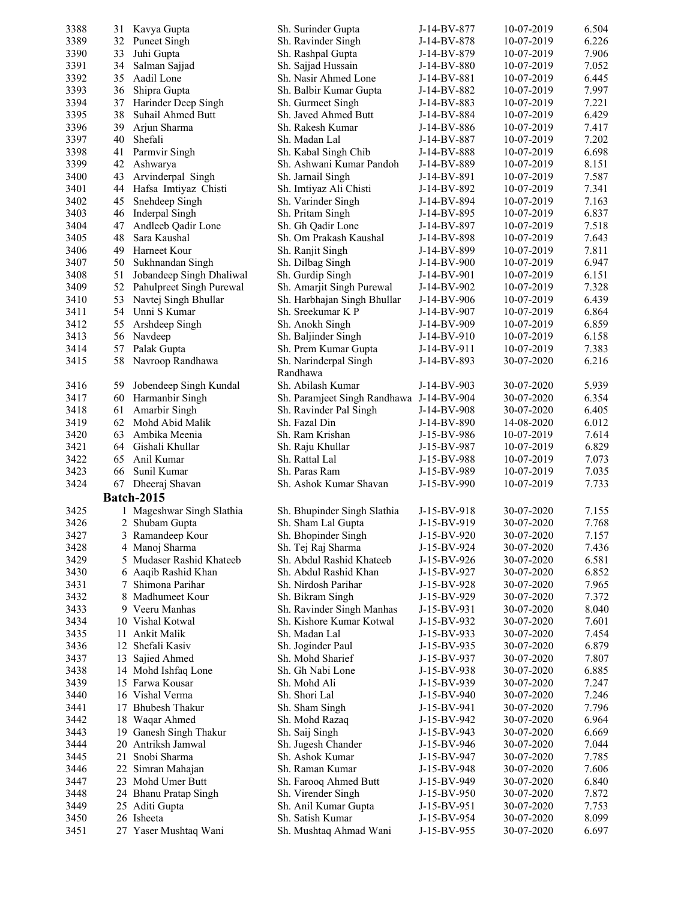| | | | | | | |
|---|---|---|---|---|---|---|
| 3388 | 31 | Kavya Gupta | Sh. Surinder Gupta | J-14-BV-877 | 10-07-2019 | 6.504 |
| 3389 | 32 | Puneet Singh | Sh. Ravinder Singh | J-14-BV-878 | 10-07-2019 | 6.226 |
| 3390 | 33 | Juhi Gupta | Sh. Rashpal Gupta | J-14-BV-879 | 10-07-2019 | 7.906 |
| 3391 | 34 | Salman Sajjad | Sh. Sajjad Hussain | J-14-BV-880 | 10-07-2019 | 7.052 |
| 3392 | 35 | Aadil Lone | Sh. Nasir Ahmed Lone | J-14-BV-881 | 10-07-2019 | 6.445 |
| 3393 | 36 | Shipra Gupta | Sh. Balbir Kumar Gupta | J-14-BV-882 | 10-07-2019 | 7.997 |
| 3394 | 37 | Harinder Deep Singh | Sh. Gurmeet Singh | J-14-BV-883 | 10-07-2019 | 7.221 |
| 3395 | 38 | Suhail Ahmed Butt | Sh. Javed Ahmed Butt | J-14-BV-884 | 10-07-2019 | 6.429 |
| 3396 | 39 | Arjun Sharma | Sh. Rakesh Kumar | J-14-BV-886 | 10-07-2019 | 7.417 |
| 3397 | 40 | Shefali | Sh. Madan Lal | J-14-BV-887 | 10-07-2019 | 7.202 |
| 3398 | 41 | Parmvir Singh | Sh. Kabal Singh Chib | J-14-BV-888 | 10-07-2019 | 6.698 |
| 3399 | 42 | Ashwarya | Sh. Ashwani Kumar Pandoh | J-14-BV-889 | 10-07-2019 | 8.151 |
| 3400 | 43 | Arvinderpal Singh | Sh. Jarnail Singh | J-14-BV-891 | 10-07-2019 | 7.587 |
| 3401 | 44 | Hafsa Imtiyaz Chisti | Sh. Imtiyaz Ali Chisti | J-14-BV-892 | 10-07-2019 | 7.341 |
| 3402 | 45 | Snehdeep Singh | Sh. Varinder Singh | J-14-BV-894 | 10-07-2019 | 7.163 |
| 3403 | 46 | Inderpal Singh | Sh. Pritam Singh | J-14-BV-895 | 10-07-2019 | 6.837 |
| 3404 | 47 | Andleeb Qadir Lone | Sh. Gh Qadir Lone | J-14-BV-897 | 10-07-2019 | 7.518 |
| 3405 | 48 | Sara Kaushal | Sh. Om Prakash Kaushal | J-14-BV-898 | 10-07-2019 | 7.643 |
| 3406 | 49 | Harneet Kour | Sh. Ranjit Singh | J-14-BV-899 | 10-07-2019 | 7.811 |
| 3407 | 50 | Sukhnandan Singh | Sh. Dilbag Singh | J-14-BV-900 | 10-07-2019 | 6.947 |
| 3408 | 51 | Jobandeep Singh Dhaliwal | Sh. Gurdip Singh | J-14-BV-901 | 10-07-2019 | 6.151 |
| 3409 | 52 | Pahulpreet Singh Purewal | Sh. Amarjit Singh Purewal | J-14-BV-902 | 10-07-2019 | 7.328 |
| 3410 | 53 | Navtej Singh Bhullar | Sh. Harbhajan Singh Bhullar | J-14-BV-906 | 10-07-2019 | 6.439 |
| 3411 | 54 | Unni S Kumar | Sh. Sreekumar K P | J-14-BV-907 | 10-07-2019 | 6.864 |
| 3412 | 55 | Arshdeep Singh | Sh. Anokh Singh | J-14-BV-909 | 10-07-2019 | 6.859 |
| 3413 | 56 | Navdeep | Sh. Baljinder Singh | J-14-BV-910 | 10-07-2019 | 6.158 |
| 3414 | 57 | Palak Gupta | Sh. Prem Kumar Gupta | J-14-BV-911 | 10-07-2019 | 7.383 |
| 3415 | 58 | Navroop Randhawa | Sh. Narinderpal Singh Randhawa | J-14-BV-893 | 30-07-2020 | 6.216 |
| 3416 | 59 | Jobendeep Singh Kundal | Sh. Abilash Kumar | J-14-BV-903 | 30-07-2020 | 5.939 |
| 3417 | 60 | Harmanbir Singh | Sh. Paramjeet Singh Randhawa | J-14-BV-904 | 30-07-2020 | 6.354 |
| 3418 | 61 | Amarbir Singh | Sh. Ravinder Pal Singh | J-14-BV-908 | 30-07-2020 | 6.405 |
| 3419 | 62 | Mohd Abid Malik | Sh. Fazal Din | J-14-BV-890 | 14-08-2020 | 6.012 |
| 3420 | 63 | Ambika Meenia | Sh. Ram Krishan | J-15-BV-986 | 10-07-2019 | 7.614 |
| 3421 | 64 | Gishali Khullar | Sh. Raju Khullar | J-15-BV-987 | 10-07-2019 | 6.829 |
| 3422 | 65 | Anil Kumar | Sh. Rattal Lal | J-15-BV-988 | 10-07-2019 | 7.073 |
| 3423 | 66 | Sunil Kumar | Sh. Paras Ram | J-15-BV-989 | 10-07-2019 | 7.035 |
| 3424 | 67 | Dheeraj Shavan | Sh. Ashok Kumar Shavan | J-15-BV-990 | 10-07-2019 | 7.733 |
| | **Batch-2015** | | | | | |
| 3425 | 1 | Mageshwar Singh Slathia | Sh. Bhupinder Singh Slathia | J-15-BV-918 | 30-07-2020 | 7.155 |
| 3426 | 2 | Shubam Gupta | Sh. Sham Lal Gupta | J-15-BV-919 | 30-07-2020 | 7.768 |
| 3427 | 3 | Ramandeep Kour | Sh. Bhopinder Singh | J-15-BV-920 | 30-07-2020 | 7.157 |
| 3428 | 4 | Manoj Sharma | Sh. Tej Raj Sharma | J-15-BV-924 | 30-07-2020 | 7.436 |
| 3429 | 5 | Mudaser Rashid Khateeb | Sh. Abdul Rashid Khateeb | J-15-BV-926 | 30-07-2020 | 6.581 |
| 3430 | 6 | Aaqib Rashid Khan | Sh. Abdul Rashid Khan | J-15-BV-927 | 30-07-2020 | 6.852 |
| 3431 | 7 | Shimona Parihar | Sh. Nirdosh Parihar | J-15-BV-928 | 30-07-2020 | 7.965 |
| 3432 | 8 | Madhumeet Kour | Sh. Bikram Singh | J-15-BV-929 | 30-07-2020 | 7.372 |
| 3433 | 9 | Veeru Manhas | Sh. Ravinder Singh Manhas | J-15-BV-931 | 30-07-2020 | 8.040 |
| 3434 | 10 | Vishal Kotwal | Sh. Kishore Kumar Kotwal | J-15-BV-932 | 30-07-2020 | 7.601 |
| 3435 | 11 | Ankit Malik | Sh. Madan Lal | J-15-BV-933 | 30-07-2020 | 7.454 |
| 3436 | 12 | Shefali Kasiv | Sh. Joginder Paul | J-15-BV-935 | 30-07-2020 | 6.879 |
| 3437 | 13 | Sajied Ahmed | Sh. Mohd Sharief | J-15-BV-937 | 30-07-2020 | 7.807 |
| 3438 | 14 | Mohd Ishfaq Lone | Sh. Gh Nabi Lone | J-15-BV-938 | 30-07-2020 | 6.885 |
| 3439 | 15 | Farwa Kousar | Sh. Mohd Ali | J-15-BV-939 | 30-07-2020 | 7.247 |
| 3440 | 16 | Vishal Verma | Sh. Shori Lal | J-15-BV-940 | 30-07-2020 | 7.246 |
| 3441 | 17 | Bhubesh Thakur | Sh. Sham Singh | J-15-BV-941 | 30-07-2020 | 7.796 |
| 3442 | 18 | Waqar Ahmed | Sh. Mohd Razaq | J-15-BV-942 | 30-07-2020 | 6.964 |
| 3443 | 19 | Ganesh Singh Thakur | Sh. Saij Singh | J-15-BV-943 | 30-07-2020 | 6.669 |
| 3444 | 20 | Antriksh Jamwal | Sh. Jugesh Chander | J-15-BV-946 | 30-07-2020 | 7.044 |
| 3445 | 21 | Snobi Sharma | Sh. Ashok Kumar | J-15-BV-947 | 30-07-2020 | 7.785 |
| 3446 | 22 | Simran Mahajan | Sh. Raman Kumar | J-15-BV-948 | 30-07-2020 | 7.606 |
| 3447 | 23 | Mohd Umer Butt | Sh. Farooq Ahmed Butt | J-15-BV-949 | 30-07-2020 | 6.840 |
| 3448 | 24 | Bhanu Pratap Singh | Sh. Virender Singh | J-15-BV-950 | 30-07-2020 | 7.872 |
| 3449 | 25 | Aditi Gupta | Sh. Anil Kumar Gupta | J-15-BV-951 | 30-07-2020 | 7.753 |
| 3450 | 26 | Isheeta | Sh. Satish Kumar | J-15-BV-954 | 30-07-2020 | 8.099 |
| 3451 | 27 | Yaser Mushtaq Wani | Sh. Mushtaq Ahmad Wani | J-15-BV-955 | 30-07-2020 | 6.697 |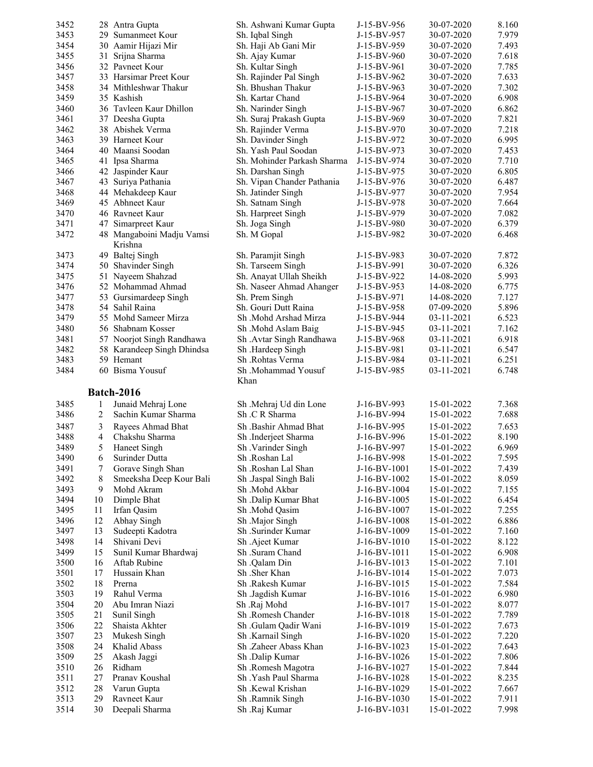| | | | | | | |
|---|---|---|---|---|---|---|
| 3452 | 28 | Antra Gupta | Sh. Ashwani Kumar Gupta | J-15-BV-956 | 30-07-2020 | 8.160 |
| 3453 | 29 | Sumanmeet Kour | Sh. Iqbal Singh | J-15-BV-957 | 30-07-2020 | 7.979 |
| 3454 | 30 | Aamir Hijazi Mir | Sh. Haji Ab Gani Mir | J-15-BV-959 | 30-07-2020 | 7.493 |
| 3455 | 31 | Srijna Sharma | Sh. Ajay Kumar | J-15-BV-960 | 30-07-2020 | 7.618 |
| 3456 | 32 | Pavneet Kour | Sh. Kultar Singh | J-15-BV-961 | 30-07-2020 | 7.785 |
| 3457 | 33 | Harsimar Preet Kour | Sh. Rajinder Pal Singh | J-15-BV-962 | 30-07-2020 | 7.633 |
| 3458 | 34 | Mithleshwar Thakur | Sh. Bhushan Thakur | J-15-BV-963 | 30-07-2020 | 7.302 |
| 3459 | 35 | Kashish | Sh. Kartar Chand | J-15-BV-964 | 30-07-2020 | 6.908 |
| 3460 | 36 | Tavleen Kaur Dhillon | Sh. Narinder Singh | J-15-BV-967 | 30-07-2020 | 6.862 |
| 3461 | 37 | Deesha Gupta | Sh. Suraj Prakash Gupta | J-15-BV-969 | 30-07-2020 | 7.821 |
| 3462 | 38 | Abishek Verma | Sh. Rajinder Verma | J-15-BV-970 | 30-07-2020 | 7.218 |
| 3463 | 39 | Harneet Kour | Sh. Davinder Singh | J-15-BV-972 | 30-07-2020 | 6.995 |
| 3464 | 40 | Maansi Soodan | Sh. Yash Paul Soodan | J-15-BV-973 | 30-07-2020 | 7.453 |
| 3465 | 41 | Ipsa Sharma | Sh. Mohinder Parkash Sharma | J-15-BV-974 | 30-07-2020 | 7.710 |
| 3466 | 42 | Jaspinder Kaur | Sh. Darshan Singh | J-15-BV-975 | 30-07-2020 | 6.805 |
| 3467 | 43 | Suriya Pathania | Sh. Vipan Chander Pathania | J-15-BV-976 | 30-07-2020 | 6.487 |
| 3468 | 44 | Mehakdeep Kaur | Sh. Jatinder Singh | J-15-BV-977 | 30-07-2020 | 7.954 |
| 3469 | 45 | Abhneet Kaur | Sh. Satnam Singh | J-15-BV-978 | 30-07-2020 | 7.664 |
| 3470 | 46 | Ravneet Kaur | Sh. Harpreet Singh | J-15-BV-979 | 30-07-2020 | 7.082 |
| 3471 | 47 | Simarpreet Kaur | Sh. Joga Singh | J-15-BV-980 | 30-07-2020 | 6.379 |
| 3472 | 48 | Mangaboini Madju Vamsi Krishna | Sh. M Gopal | J-15-BV-982 | 30-07-2020 | 6.468 |
| 3473 | 49 | Baltej Singh | Sh. Paramjit Singh | J-15-BV-983 | 30-07-2020 | 7.872 |
| 3474 | 50 | Shavinder Singh | Sh. Tarseem Singh | J-15-BV-991 | 30-07-2020 | 6.326 |
| 3475 | 51 | Nayeem Shahzad | Sh. Anayat Ullah Sheikh | J-15-BV-922 | 14-08-2020 | 5.993 |
| 3476 | 52 | Mohammad Ahmad | Sh. Naseer Ahmad Ahanger | J-15-BV-953 | 14-08-2020 | 6.775 |
| 3477 | 53 | Gursimardeep Singh | Sh. Prem Singh | J-15-BV-971 | 14-08-2020 | 7.127 |
| 3478 | 54 | Sahil Raina | Sh. Gouri Dutt Raina | J-15-BV-958 | 07-09-2020 | 5.896 |
| 3479 | 55 | Mohd Sameer Mirza | Sh .Mohd Arshad Mirza | J-15-BV-944 | 03-11-2021 | 6.523 |
| 3480 | 56 | Shabnam Kosser | Sh .Mohd Aslam Baig | J-15-BV-945 | 03-11-2021 | 7.162 |
| 3481 | 57 | Noorjot Singh Randhawa | Sh .Avtar Singh Randhawa | J-15-BV-968 | 03-11-2021 | 6.918 |
| 3482 | 58 | Karandeep Singh Dhindsa | Sh .Hardeep Singh | J-15-BV-981 | 03-11-2021 | 6.547 |
| 3483 | 59 | Hemant | Sh .Rohtas Verma | J-15-BV-984 | 03-11-2021 | 6.251 |
| 3484 | 60 | Bisma Yousuf | Sh .Mohammad Yousuf Khan | J-15-BV-985 | 03-11-2021 | 6.748 |

**Batch-2016**

| | | | | | | |
|---|---|---|---|---|---|---|
| 3485 | 1 | Junaid Mehraj Lone | Sh .Mehraj Ud din Lone | J-16-BV-993 | 15-01-2022 | 7.368 |
| 3486 | 2 | Sachin Kumar Sharma | Sh .C R Sharma | J-16-BV-994 | 15-01-2022 | 7.688 |
| 3487 | 3 | Rayees Ahmad Bhat | Sh .Bashir Ahmad Bhat | J-16-BV-995 | 15-01-2022 | 7.653 |
| 3488 | 4 | Chakshu Sharma | Sh .Inderjeet Sharma | J-16-BV-996 | 15-01-2022 | 8.190 |
| 3489 | 5 | Haneet Singh | Sh .Varinder Singh | J-16-BV-997 | 15-01-2022 | 6.969 |
| 3490 | 6 | Surinder Dutta | Sh .Roshan Lal | J-16-BV-998 | 15-01-2022 | 7.595 |
| 3491 | 7 | Gorave Singh Shan | Sh .Roshan Lal Shan | J-16-BV-1001 | 15-01-2022 | 7.439 |
| 3492 | 8 | Smeeksha Deep Kour Bali | Sh .Jaspal Singh Bali | J-16-BV-1002 | 15-01-2022 | 8.059 |
| 3493 | 9 | Mohd Akram | Sh .Mohd Akbar | J-16-BV-1004 | 15-01-2022 | 7.155 |
| 3494 | 10 | Dimple Bhat | Sh .Dalip Kumar Bhat | J-16-BV-1005 | 15-01-2022 | 6.454 |
| 3495 | 11 | Irfan Qasim | Sh .Mohd Qasim | J-16-BV-1007 | 15-01-2022 | 7.255 |
| 3496 | 12 | Abhay Singh | Sh .Major Singh | J-16-BV-1008 | 15-01-2022 | 6.886 |
| 3497 | 13 | Sudeepti Kadotra | Sh .Surinder Kumar | J-16-BV-1009 | 15-01-2022 | 7.160 |
| 3498 | 14 | Shivani Devi | Sh .Ajeet Kumar | J-16-BV-1010 | 15-01-2022 | 8.122 |
| 3499 | 15 | Sunil Kumar Bhardwaj | Sh .Suram Chand | J-16-BV-1011 | 15-01-2022 | 6.908 |
| 3500 | 16 | Aftab Rubine | Sh .Qalam Din | J-16-BV-1013 | 15-01-2022 | 7.101 |
| 3501 | 17 | Hussain Khan | Sh .Sher Khan | J-16-BV-1014 | 15-01-2022 | 7.073 |
| 3502 | 18 | Prerna | Sh .Rakesh Kumar | J-16-BV-1015 | 15-01-2022 | 7.584 |
| 3503 | 19 | Rahul Verma | Sh .Jagdish Kumar | J-16-BV-1016 | 15-01-2022 | 6.980 |
| 3504 | 20 | Abu Imran Niazi | Sh .Raj Mohd | J-16-BV-1017 | 15-01-2022 | 8.077 |
| 3505 | 21 | Sunil Singh | Sh .Romesh Chander | J-16-BV-1018 | 15-01-2022 | 7.789 |
| 3506 | 22 | Shaista Akhter | Sh .Gulam Qadir Wani | J-16-BV-1019 | 15-01-2022 | 7.673 |
| 3507 | 23 | Mukesh Singh | Sh .Karnail Singh | J-16-BV-1020 | 15-01-2022 | 7.220 |
| 3508 | 24 | Khalid Abass | Sh .Zaheer Abass Khan | J-16-BV-1023 | 15-01-2022 | 7.643 |
| 3509 | 25 | Akash Jaggi | Sh .Dalip Kumar | J-16-BV-1026 | 15-01-2022 | 7.806 |
| 3510 | 26 | Ridham | Sh .Romesh Magotra | J-16-BV-1027 | 15-01-2022 | 7.844 |
| 3511 | 27 | Pranav Koushal | Sh .Yash Paul Sharma | J-16-BV-1028 | 15-01-2022 | 8.235 |
| 3512 | 28 | Varun Gupta | Sh .Kewal Krishan | J-16-BV-1029 | 15-01-2022 | 7.667 |
| 3513 | 29 | Ravneet Kaur | Sh .Ramnik Singh | J-16-BV-1030 | 15-01-2022 | 7.911 |
| 3514 | 30 | Deepali Sharma | Sh .Raj Kumar | J-16-BV-1031 | 15-01-2022 | 7.998 |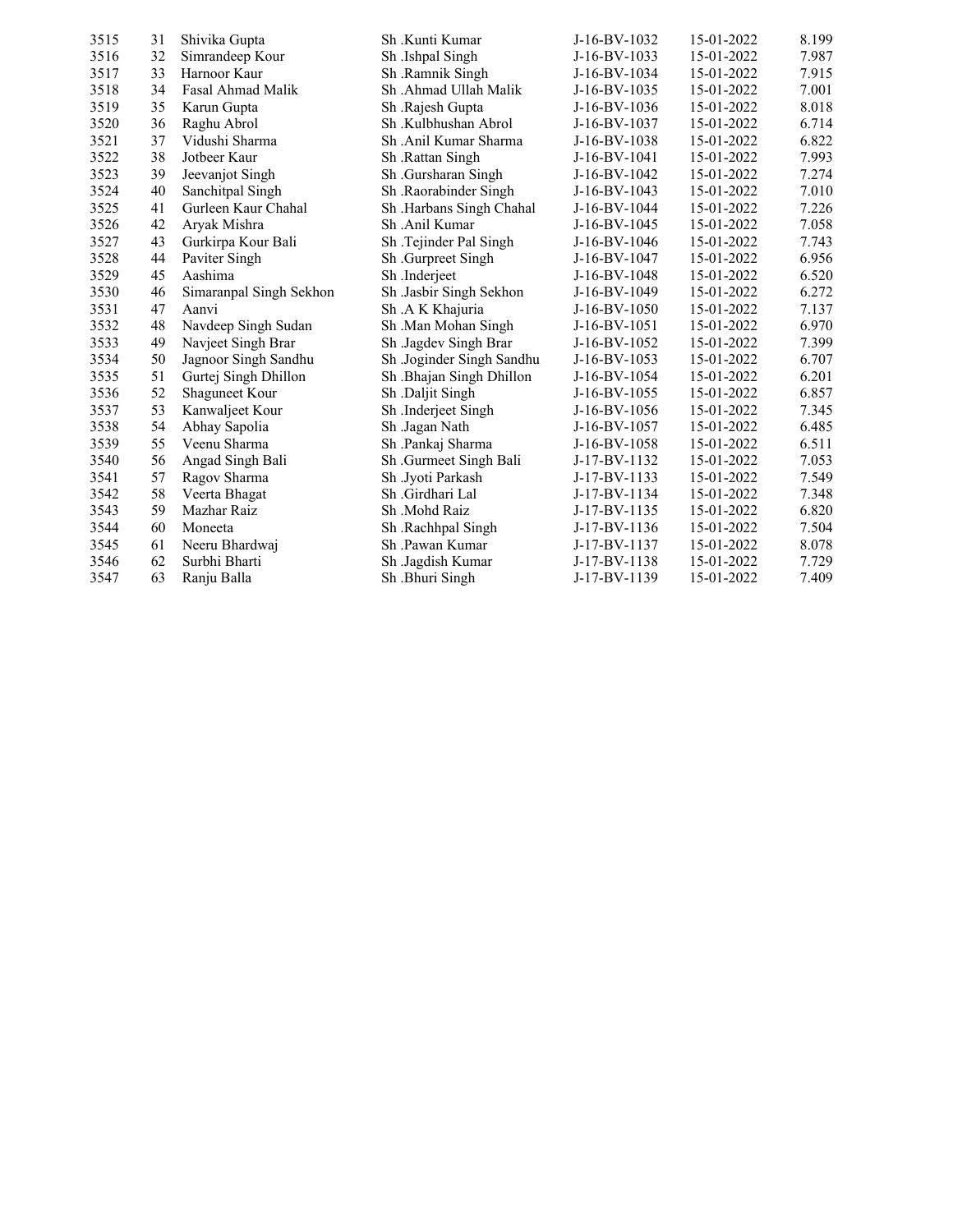| | | | | | | |
|---|---|---|---|---|---|---|
| 3515 | 31 | Shivika Gupta | Sh .Kunti Kumar | J-16-BV-1032 | 15-01-2022 | 8.199 |
| 3516 | 32 | Simrandeep Kour | Sh .Ishpal Singh | J-16-BV-1033 | 15-01-2022 | 7.987 |
| 3517 | 33 | Harnoor Kaur | Sh .Ramnik Singh | J-16-BV-1034 | 15-01-2022 | 7.915 |
| 3518 | 34 | Fasal Ahmad Malik | Sh .Ahmad Ullah Malik | J-16-BV-1035 | 15-01-2022 | 7.001 |
| 3519 | 35 | Karun Gupta | Sh .Rajesh Gupta | J-16-BV-1036 | 15-01-2022 | 8.018 |
| 3520 | 36 | Raghu Abrol | Sh .Kulbhushan Abrol | J-16-BV-1037 | 15-01-2022 | 6.714 |
| 3521 | 37 | Vidushi Sharma | Sh .Anil Kumar Sharma | J-16-BV-1038 | 15-01-2022 | 6.822 |
| 3522 | 38 | Jotbeer Kaur | Sh .Rattan Singh | J-16-BV-1041 | 15-01-2022 | 7.993 |
| 3523 | 39 | Jeevanjot Singh | Sh .Gursharan Singh | J-16-BV-1042 | 15-01-2022 | 7.274 |
| 3524 | 40 | Sanchitpal Singh | Sh .Raorabinder Singh | J-16-BV-1043 | 15-01-2022 | 7.010 |
| 3525 | 41 | Gurleen Kaur Chahal | Sh .Harbans Singh Chahal | J-16-BV-1044 | 15-01-2022 | 7.226 |
| 3526 | 42 | Aryak Mishra | Sh .Anil Kumar | J-16-BV-1045 | 15-01-2022 | 7.058 |
| 3527 | 43 | Gurkirpa Kour Bali | Sh .Tejinder Pal Singh | J-16-BV-1046 | 15-01-2022 | 7.743 |
| 3528 | 44 | Paviter Singh | Sh .Gurpreet Singh | J-16-BV-1047 | 15-01-2022 | 6.956 |
| 3529 | 45 | Aashima | Sh .Inderjeet | J-16-BV-1048 | 15-01-2022 | 6.520 |
| 3530 | 46 | Simaranpal Singh Sekhon | Sh .Jasbir Singh Sekhon | J-16-BV-1049 | 15-01-2022 | 6.272 |
| 3531 | 47 | Aanvi | Sh .A K Khajuria | J-16-BV-1050 | 15-01-2022 | 7.137 |
| 3532 | 48 | Navdeep Singh Sudan | Sh .Man Mohan Singh | J-16-BV-1051 | 15-01-2022 | 6.970 |
| 3533 | 49 | Navjeet Singh Brar | Sh .Jagdev Singh Brar | J-16-BV-1052 | 15-01-2022 | 7.399 |
| 3534 | 50 | Jagnoor Singh Sandhu | Sh .Joginder Singh Sandhu | J-16-BV-1053 | 15-01-2022 | 6.707 |
| 3535 | 51 | Gurtej Singh Dhillon | Sh .Bhajan Singh Dhillon | J-16-BV-1054 | 15-01-2022 | 6.201 |
| 3536 | 52 | Shaguneet Kour | Sh .Daljit Singh | J-16-BV-1055 | 15-01-2022 | 6.857 |
| 3537 | 53 | Kanwaljeet Kour | Sh .Inderjeet Singh | J-16-BV-1056 | 15-01-2022 | 7.345 |
| 3538 | 54 | Abhay Sapolia | Sh .Jagan Nath | J-16-BV-1057 | 15-01-2022 | 6.485 |
| 3539 | 55 | Veenu Sharma | Sh .Pankaj Sharma | J-16-BV-1058 | 15-01-2022 | 6.511 |
| 3540 | 56 | Angad Singh Bali | Sh .Gurmeet Singh Bali | J-17-BV-1132 | 15-01-2022 | 7.053 |
| 3541 | 57 | Ragov Sharma | Sh .Jyoti Parkash | J-17-BV-1133 | 15-01-2022 | 7.549 |
| 3542 | 58 | Veerta Bhagat | Sh .Girdhari Lal | J-17-BV-1134 | 15-01-2022 | 7.348 |
| 3543 | 59 | Mazhar Raiz | Sh .Mohd Raiz | J-17-BV-1135 | 15-01-2022 | 6.820 |
| 3544 | 60 | Moneeta | Sh .Rachhpal Singh | J-17-BV-1136 | 15-01-2022 | 7.504 |
| 3545 | 61 | Neeru Bhardwaj | Sh .Pawan Kumar | J-17-BV-1137 | 15-01-2022 | 8.078 |
| 3546 | 62 | Surbhi Bharti | Sh .Jagdish Kumar | J-17-BV-1138 | 15-01-2022 | 7.729 |
| 3547 | 63 | Ranju Balla | Sh .Bhuri Singh | J-17-BV-1139 | 15-01-2022 | 7.409 |